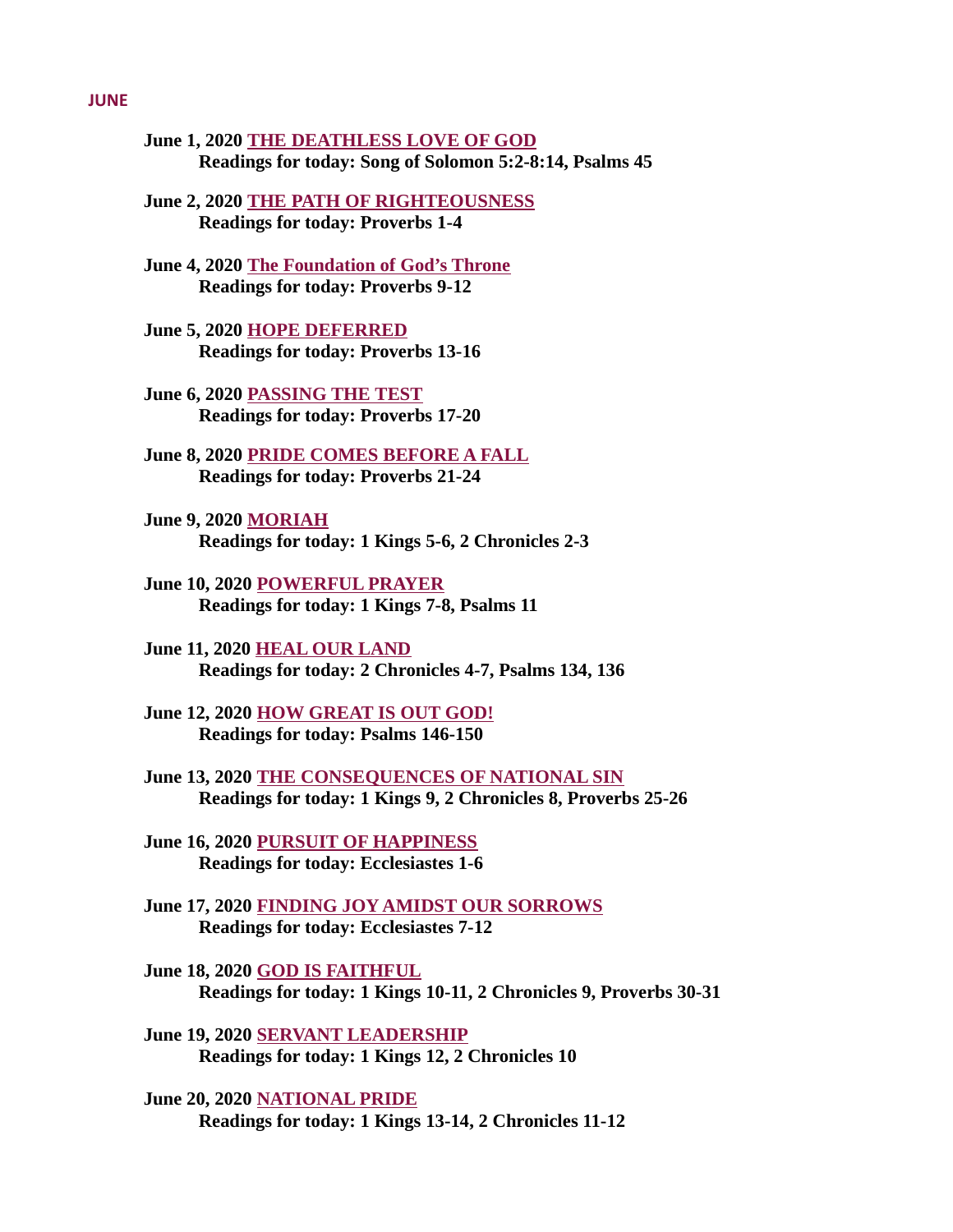## JUNE

**June 1, 2020 THE DEATHLESS LOVE OF GOD**
**Readings for today: Song of Solomon 5:2-8:14, Psalms 45**

**June 2, 2020 THE PATH OF RIGHTEOUSNESS**
**Readings for today: Proverbs 1-4**

**June 4, 2020 The Foundation of God's Throne**
**Readings for today: Proverbs 9-12**

**June 5, 2020 HOPE DEFERRED**
**Readings for today: Proverbs 13-16**

**June 6, 2020 PASSING THE TEST**
**Readings for today: Proverbs 17-20**

**June 8, 2020 PRIDE COMES BEFORE A FALL**
**Readings for today: Proverbs 21-24**

**June 9, 2020 MORIAH**
**Readings for today: 1 Kings 5-6, 2 Chronicles 2-3**

**June 10, 2020 POWERFUL PRAYER**
**Readings for today: 1 Kings 7-8, Psalms 11**

**June 11, 2020 HEAL OUR LAND**
**Readings for today: 2 Chronicles 4-7, Psalms 134, 136**

**June 12, 2020 HOW GREAT IS OUT GOD!**
**Readings for today: Psalms 146-150**

**June 13, 2020 THE CONSEQUENCES OF NATIONAL SIN**
**Readings for today: 1 Kings 9, 2 Chronicles 8, Proverbs 25-26**

**June 16, 2020 PURSUIT OF HAPPINESS**
**Readings for today: Ecclesiastes 1-6**

**June 17, 2020 FINDING JOY AMIDST OUR SORROWS**
**Readings for today: Ecclesiastes 7-12**

**June 18, 2020 GOD IS FAITHFUL**
**Readings for today: 1 Kings 10-11, 2 Chronicles 9, Proverbs 30-31**

**June 19, 2020 SERVANT LEADERSHIP**
**Readings for today: 1 Kings 12, 2 Chronicles 10**

**June 20, 2020 NATIONAL PRIDE**
**Readings for today: 1 Kings 13-14, 2 Chronicles 11-12**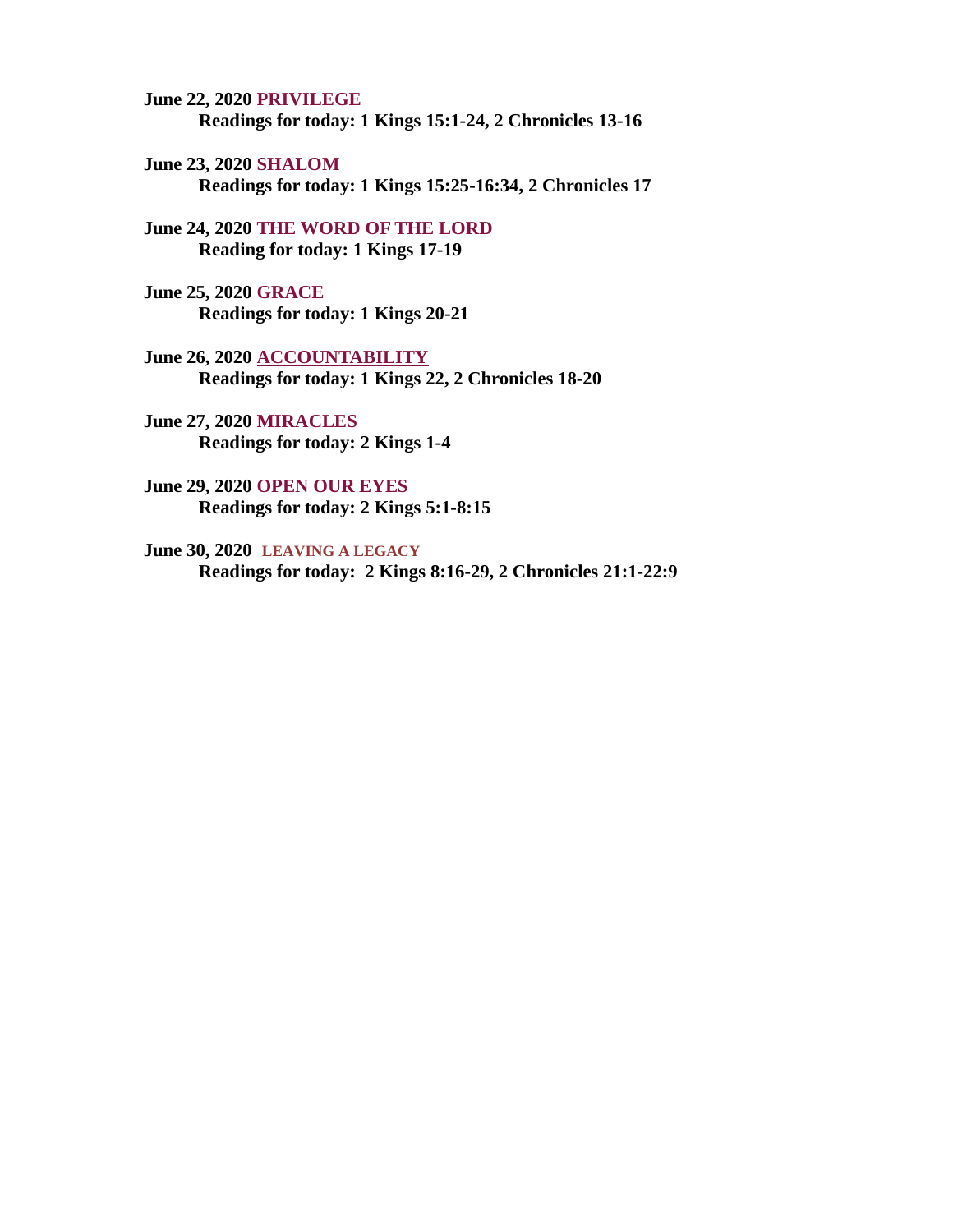**June 22, 2020 PRIVILEGE**
**Readings for today: 1 Kings 15:1-24, 2 Chronicles 13-16**

**June 23, 2020 SHALOM**
**Readings for today: 1 Kings 15:25-16:34, 2 Chronicles 17**

**June 24, 2020 THE WORD OF THE LORD**
**Reading for today: 1 Kings 17-19**

**June 25, 2020 GRACE**
**Readings for today: 1 Kings 20-21**

**June 26, 2020 ACCOUNTABILITY**
**Readings for today: 1 Kings 22, 2 Chronicles 18-20**

**June 27, 2020 MIRACLES**
**Readings for today: 2 Kings 1-4**

**June 29, 2020 OPEN OUR EYES**
**Readings for today: 2 Kings 5:1-8:15**

**June 30, 2020 LEAVING A LEGACY**
**Readings for today: 2 Kings 8:16-29, 2 Chronicles 21:1-22:9**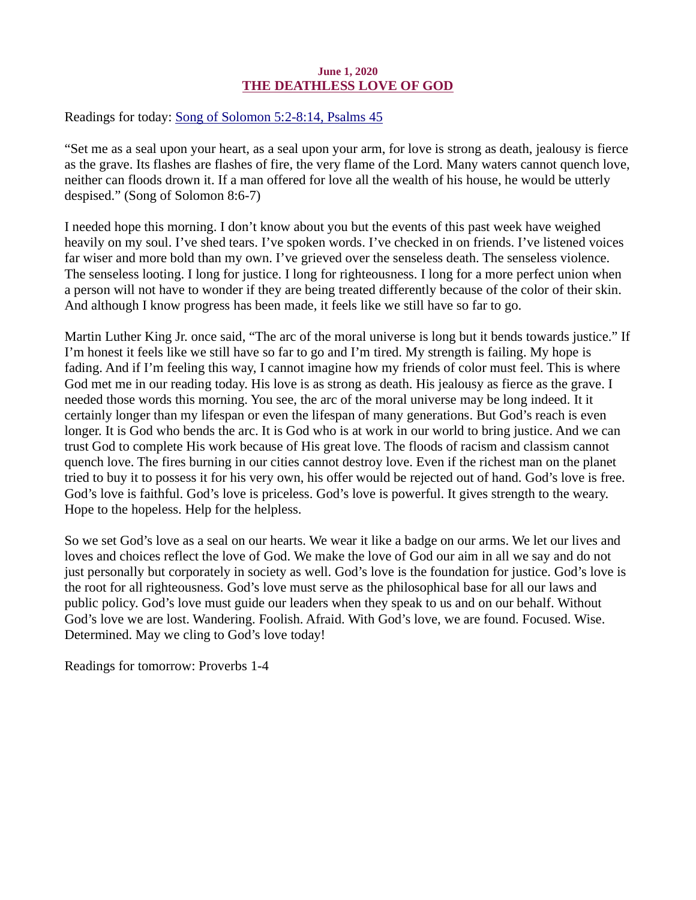**June 1, 2020**

# THE DEATHLESS LOVE OF GOD

Readings for today: Song of Solomon 5:2-8:14, Psalms 45

"Set me as a seal upon your heart, as a seal upon your arm, for love is strong as death, jealousy is fierce as the grave. Its flashes are flashes of fire, the very flame of the Lord. Many waters cannot quench love, neither can floods drown it. If a man offered for love all the wealth of his house, he would be utterly despised." (Song of Solomon 8:6-7)

I needed hope this morning. I don't know about you but the events of this past week have weighed heavily on my soul. I've shed tears. I've spoken words. I've checked in on friends. I've listened voices far wiser and more bold than my own. I've grieved over the senseless death. The senseless violence. The senseless looting. I long for justice. I long for righteousness. I long for a more perfect union when a person will not have to wonder if they are being treated differently because of the color of their skin. And although I know progress has been made, it feels like we still have so far to go.

Martin Luther King Jr. once said, "The arc of the moral universe is long but it bends towards justice." If I'm honest it feels like we still have so far to go and I'm tired. My strength is failing. My hope is fading. And if I'm feeling this way, I cannot imagine how my friends of color must feel. This is where God met me in our reading today. His love is as strong as death. His jealousy as fierce as the grave. I needed those words this morning. You see, the arc of the moral universe may be long indeed. It it certainly longer than my lifespan or even the lifespan of many generations. But God's reach is even longer. It is God who bends the arc. It is God who is at work in our world to bring justice. And we can trust God to complete His work because of His great love. The floods of racism and classism cannot quench love. The fires burning in our cities cannot destroy love. Even if the richest man on the planet tried to buy it to possess it for his very own, his offer would be rejected out of hand. God's love is free. God's love is faithful. God's love is priceless. God's love is powerful. It gives strength to the weary. Hope to the hopeless. Help for the helpless.

So we set God's love as a seal on our hearts. We wear it like a badge on our arms. We let our lives and loves and choices reflect the love of God. We make the love of God our aim in all we say and do not just personally but corporately in society as well. God's love is the foundation for justice. God's love is the root for all righteousness. God's love must serve as the philosophical base for all our laws and public policy. God's love must guide our leaders when they speak to us and on our behalf. Without God's love we are lost. Wandering. Foolish. Afraid. With God's love, we are found. Focused. Wise. Determined. May we cling to God's love today!

Readings for tomorrow: Proverbs 1-4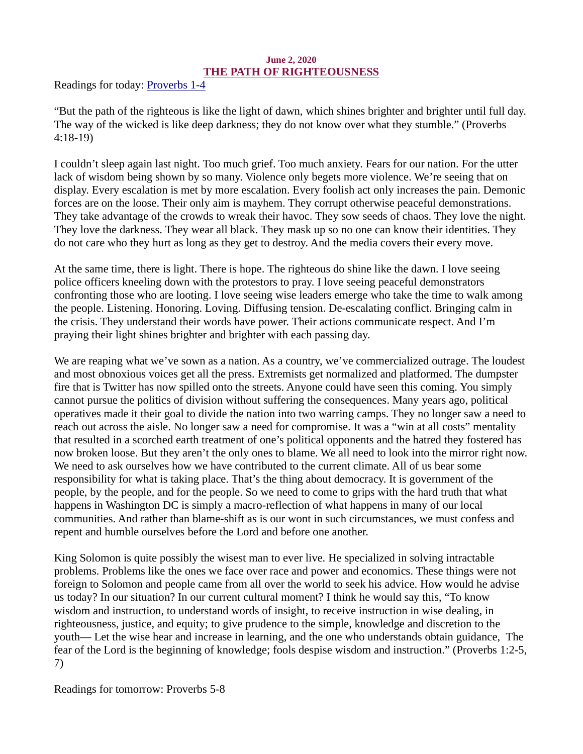**June 2, 2020**

## THE PATH OF RIGHTEOUSNESS

Readings for today: [Proverbs 1-4]

“But the path of the righteous is like the light of dawn, which shines brighter and brighter until full day. The way of the wicked is like deep darkness; they do not know over what they stumble.” (Proverbs 4:18-19)

I couldn’t sleep again last night. Too much grief. Too much anxiety. Fears for our nation. For the utter lack of wisdom being shown by so many. Violence only begets more violence. We’re seeing that on display. Every escalation is met by more escalation. Every foolish act only increases the pain. Demonic forces are on the loose. Their only aim is mayhem. They corrupt otherwise peaceful demonstrations. They take advantage of the crowds to wreak their havoc. They sow seeds of chaos. They love the night. They love the darkness. They wear all black. They mask up so no one can know their identities. They do not care who they hurt as long as they get to destroy. And the media covers their every move.

At the same time, there is light. There is hope. The righteous do shine like the dawn. I love seeing police officers kneeling down with the protestors to pray. I love seeing peaceful demonstrators confronting those who are looting. I love seeing wise leaders emerge who take the time to walk among the people. Listening. Honoring. Loving. Diffusing tension. De-escalating conflict. Bringing calm in the crisis. They understand their words have power. Their actions communicate respect. And I’m praying their light shines brighter and brighter with each passing day.

We are reaping what we’ve sown as a nation. As a country, we’ve commercialized outrage. The loudest and most obnoxious voices get all the press. Extremists get normalized and platformed. The dumpster fire that is Twitter has now spilled onto the streets. Anyone could have seen this coming. You simply cannot pursue the politics of division without suffering the consequences. Many years ago, political operatives made it their goal to divide the nation into two warring camps. They no longer saw a need to reach out across the aisle. No longer saw a need for compromise. It was a “win at all costs” mentality that resulted in a scorched earth treatment of one’s political opponents and the hatred they fostered has now broken loose. But they aren’t the only ones to blame. We all need to look into the mirror right now. We need to ask ourselves how we have contributed to the current climate. All of us bear some responsibility for what is taking place. That’s the thing about democracy. It is government of the people, by the people, and for the people. So we need to come to grips with the hard truth that what happens in Washington DC is simply a macro-reflection of what happens in many of our local communities. And rather than blame-shift as is our wont in such circumstances, we must confess and repent and humble ourselves before the Lord and before one another.

King Solomon is quite possibly the wisest man to ever live. He specialized in solving intractable problems. Problems like the ones we face over race and power and economics. These things were not foreign to Solomon and people came from all over the world to seek his advice. How would he advise us today? In our situation? In our current cultural moment? I think he would say this, “To know wisdom and instruction, to understand words of insight, to receive instruction in wise dealing, in righteousness, justice, and equity; to give prudence to the simple, knowledge and discretion to the youth— Let the wise hear and increase in learning, and the one who understands obtain guidance, The fear of the Lord is the beginning of knowledge; fools despise wisdom and instruction.” (Proverbs 1:2-5, 7)

Readings for tomorrow: Proverbs 5-8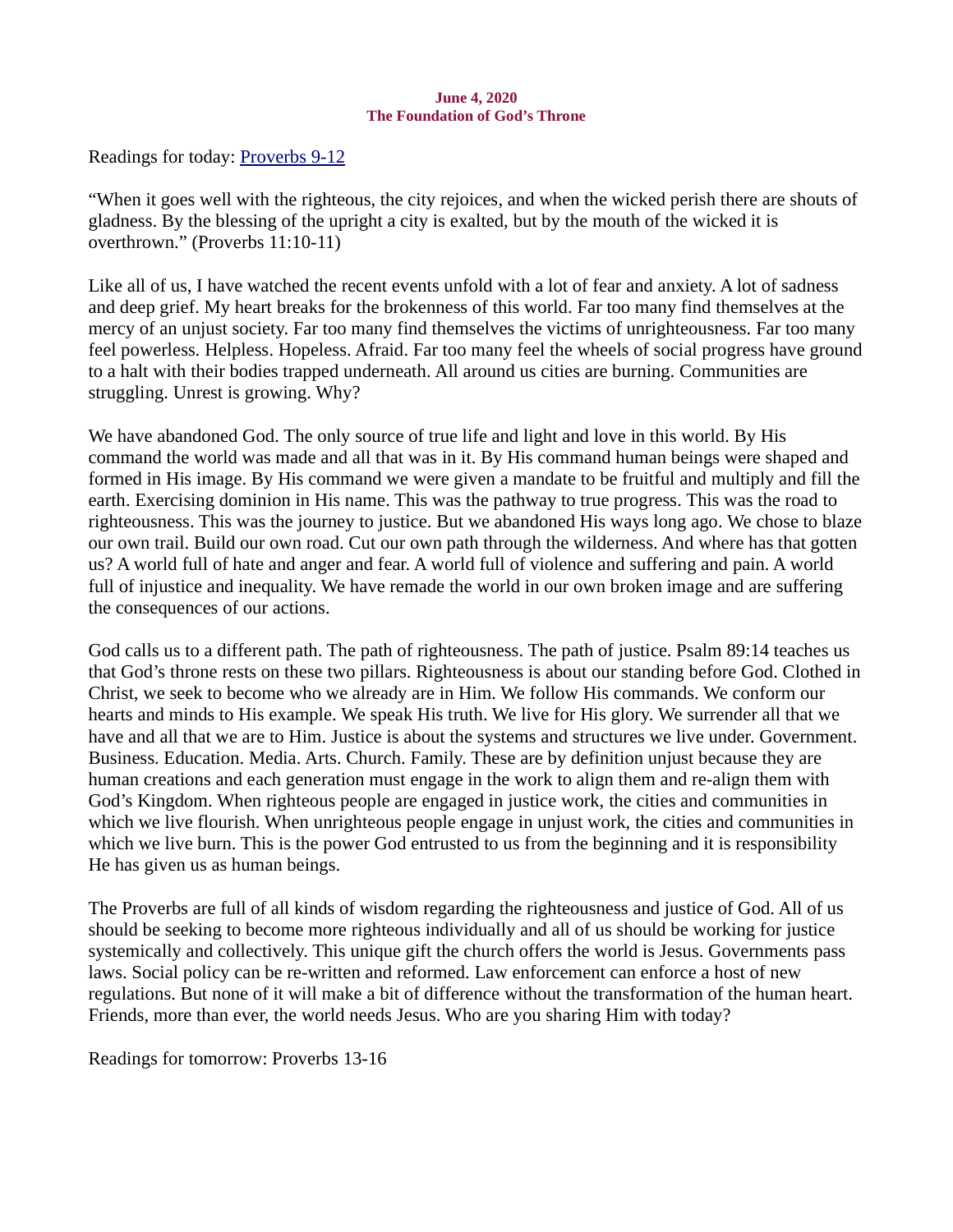**June 4, 2020**
**The Foundation of God's Throne**

Readings for today: [Proverbs 9-12]

"When it goes well with the righteous, the city rejoices, and when the wicked perish there are shouts of gladness. By the blessing of the upright a city is exalted, but by the mouth of the wicked it is overthrown." (Proverbs 11:10-11)

Like all of us, I have watched the recent events unfold with a lot of fear and anxiety. A lot of sadness and deep grief. My heart breaks for the brokenness of this world. Far too many find themselves at the mercy of an unjust society. Far too many find themselves the victims of unrighteousness. Far too many feel powerless. Helpless. Hopeless. Afraid. Far too many feel the wheels of social progress have ground to a halt with their bodies trapped underneath. All around us cities are burning. Communities are struggling. Unrest is growing. Why?

We have abandoned God. The only source of true life and light and love in this world. By His command the world was made and all that was in it. By His command human beings were shaped and formed in His image. By His command we were given a mandate to be fruitful and multiply and fill the earth. Exercising dominion in His name. This was the pathway to true progress. This was the road to righteousness. This was the journey to justice. But we abandoned His ways long ago. We chose to blaze our own trail. Build our own road. Cut our own path through the wilderness. And where has that gotten us? A world full of hate and anger and fear. A world full of violence and suffering and pain. A world full of injustice and inequality. We have remade the world in our own broken image and are suffering the consequences of our actions.

God calls us to a different path. The path of righteousness. The path of justice. Psalm 89:14 teaches us that God's throne rests on these two pillars. Righteousness is about our standing before God. Clothed in Christ, we seek to become who we already are in Him. We follow His commands. We conform our hearts and minds to His example. We speak His truth. We live for His glory. We surrender all that we have and all that we are to Him. Justice is about the systems and structures we live under. Government. Business. Education. Media. Arts. Church. Family. These are by definition unjust because they are human creations and each generation must engage in the work to align them and re-align them with God's Kingdom. When righteous people are engaged in justice work, the cities and communities in which we live flourish. When unrighteous people engage in unjust work, the cities and communities in which we live burn. This is the power God entrusted to us from the beginning and it is responsibility He has given us as human beings.

The Proverbs are full of all kinds of wisdom regarding the righteousness and justice of God. All of us should be seeking to become more righteous individually and all of us should be working for justice systemically and collectively. This unique gift the church offers the world is Jesus. Governments pass laws. Social policy can be re-written and reformed. Law enforcement can enforce a host of new regulations. But none of it will make a bit of difference without the transformation of the human heart. Friends, more than ever, the world needs Jesus. Who are you sharing Him with today?

Readings for tomorrow: Proverbs 13-16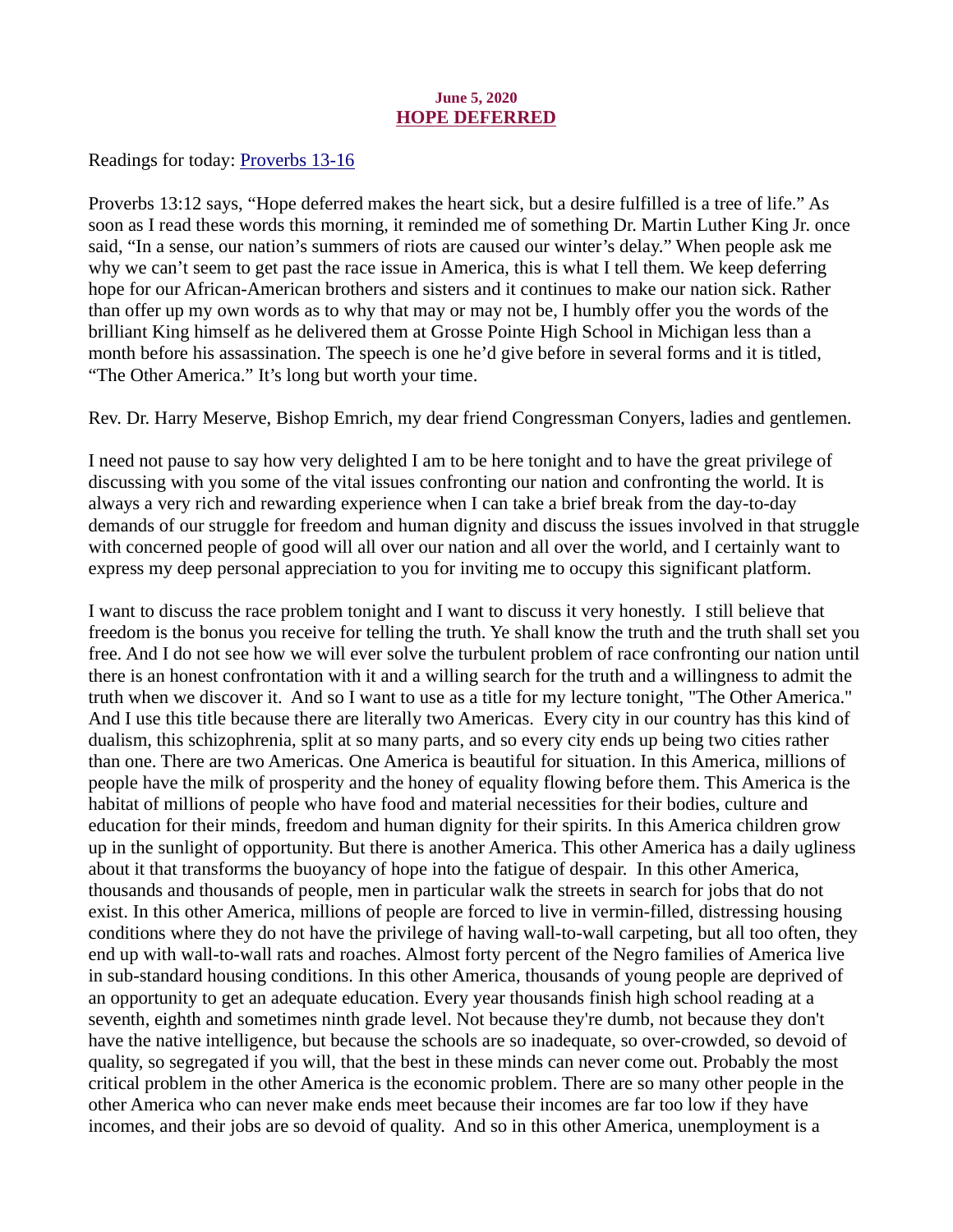June 5, 2020

## HOPE DEFERRED

Readings for today: [Proverbs 13-16]

Proverbs 13:12 says, "Hope deferred makes the heart sick, but a desire fulfilled is a tree of life." As soon as I read these words this morning, it reminded me of something Dr. Martin Luther King Jr. once said, "In a sense, our nation's summers of riots are caused our winter's delay." When people ask me why we can't seem to get past the race issue in America, this is what I tell them. We keep deferring hope for our African-American brothers and sisters and it continues to make our nation sick. Rather than offer up my own words as to why that may or may not be, I humbly offer you the words of the brilliant King himself as he delivered them at Grosse Pointe High School in Michigan less than a month before his assassination. The speech is one he'd give before in several forms and it is titled, "The Other America." It's long but worth your time.

Rev. Dr. Harry Meserve, Bishop Emrich, my dear friend Congressman Conyers, ladies and gentlemen.

I need not pause to say how very delighted I am to be here tonight and to have the great privilege of discussing with you some of the vital issues confronting our nation and confronting the world. It is always a very rich and rewarding experience when I can take a brief break from the day-to-day demands of our struggle for freedom and human dignity and discuss the issues involved in that struggle with concerned people of good will all over our nation and all over the world, and I certainly want to express my deep personal appreciation to you for inviting me to occupy this significant platform.

I want to discuss the race problem tonight and I want to discuss it very honestly. I still believe that freedom is the bonus you receive for telling the truth. Ye shall know the truth and the truth shall set you free. And I do not see how we will ever solve the turbulent problem of race confronting our nation until there is an honest confrontation with it and a willing search for the truth and a willingness to admit the truth when we discover it. And so I want to use as a title for my lecture tonight, "The Other America." And I use this title because there are literally two Americas. Every city in our country has this kind of dualism, this schizophrenia, split at so many parts, and so every city ends up being two cities rather than one. There are two Americas. One America is beautiful for situation. In this America, millions of people have the milk of prosperity and the honey of equality flowing before them. This America is the habitat of millions of people who have food and material necessities for their bodies, culture and education for their minds, freedom and human dignity for their spirits. In this America children grow up in the sunlight of opportunity. But there is another America. This other America has a daily ugliness about it that transforms the buoyancy of hope into the fatigue of despair. In this other America, thousands and thousands of people, men in particular walk the streets in search for jobs that do not exist. In this other America, millions of people are forced to live in vermin-filled, distressing housing conditions where they do not have the privilege of having wall-to-wall carpeting, but all too often, they end up with wall-to-wall rats and roaches. Almost forty percent of the Negro families of America live in sub-standard housing conditions. In this other America, thousands of young people are deprived of an opportunity to get an adequate education. Every year thousands finish high school reading at a seventh, eighth and sometimes ninth grade level. Not because they're dumb, not because they don't have the native intelligence, but because the schools are so inadequate, so over-crowded, so devoid of quality, so segregated if you will, that the best in these minds can never come out. Probably the most critical problem in the other America is the economic problem. There are so many other people in the other America who can never make ends meet because their incomes are far too low if they have incomes, and their jobs are so devoid of quality. And so in this other America, unemployment is a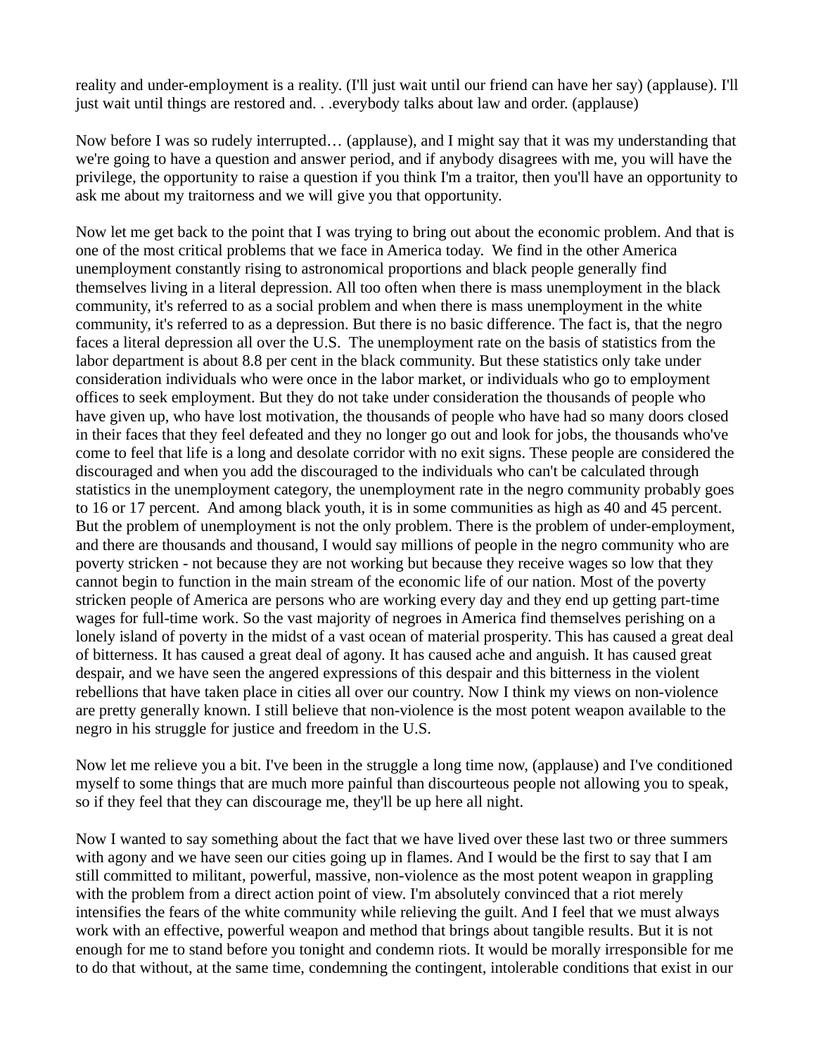reality and under-employment is a reality. (I'll just wait until our friend can have her say) (applause). I'll just wait until things are restored and. . .everybody talks about law and order. (applause)

Now before I was so rudely interrupted… (applause), and I might say that it was my understanding that we're going to have a question and answer period, and if anybody disagrees with me, you will have the privilege, the opportunity to raise a question if you think I'm a traitor, then you'll have an opportunity to ask me about my traitorness and we will give you that opportunity.

Now let me get back to the point that I was trying to bring out about the economic problem. And that is one of the most critical problems that we face in America today. We find in the other America unemployment constantly rising to astronomical proportions and black people generally find themselves living in a literal depression. All too often when there is mass unemployment in the black community, it's referred to as a social problem and when there is mass unemployment in the white community, it's referred to as a depression. But there is no basic difference. The fact is, that the negro faces a literal depression all over the U.S. The unemployment rate on the basis of statistics from the labor department is about 8.8 per cent in the black community. But these statistics only take under consideration individuals who were once in the labor market, or individuals who go to employment offices to seek employment. But they do not take under consideration the thousands of people who have given up, who have lost motivation, the thousands of people who have had so many doors closed in their faces that they feel defeated and they no longer go out and look for jobs, the thousands who've come to feel that life is a long and desolate corridor with no exit signs. These people are considered the discouraged and when you add the discouraged to the individuals who can't be calculated through statistics in the unemployment category, the unemployment rate in the negro community probably goes to 16 or 17 percent. And among black youth, it is in some communities as high as 40 and 45 percent. But the problem of unemployment is not the only problem. There is the problem of under-employment, and there are thousands and thousand, I would say millions of people in the negro community who are poverty stricken - not because they are not working but because they receive wages so low that they cannot begin to function in the main stream of the economic life of our nation. Most of the poverty stricken people of America are persons who are working every day and they end up getting part-time wages for full-time work. So the vast majority of negroes in America find themselves perishing on a lonely island of poverty in the midst of a vast ocean of material prosperity. This has caused a great deal of bitterness. It has caused a great deal of agony. It has caused ache and anguish. It has caused great despair, and we have seen the angered expressions of this despair and this bitterness in the violent rebellions that have taken place in cities all over our country. Now I think my views on non-violence are pretty generally known. I still believe that non-violence is the most potent weapon available to the negro in his struggle for justice and freedom in the U.S.

Now let me relieve you a bit. I've been in the struggle a long time now, (applause) and I've conditioned myself to some things that are much more painful than discourteous people not allowing you to speak, so if they feel that they can discourage me, they'll be up here all night.

Now I wanted to say something about the fact that we have lived over these last two or three summers with agony and we have seen our cities going up in flames. And I would be the first to say that I am still committed to militant, powerful, massive, non-violence as the most potent weapon in grappling with the problem from a direct action point of view. I'm absolutely convinced that a riot merely intensifies the fears of the white community while relieving the guilt. And I feel that we must always work with an effective, powerful weapon and method that brings about tangible results. But it is not enough for me to stand before you tonight and condemn riots. It would be morally irresponsible for me to do that without, at the same time, condemning the contingent, intolerable conditions that exist in our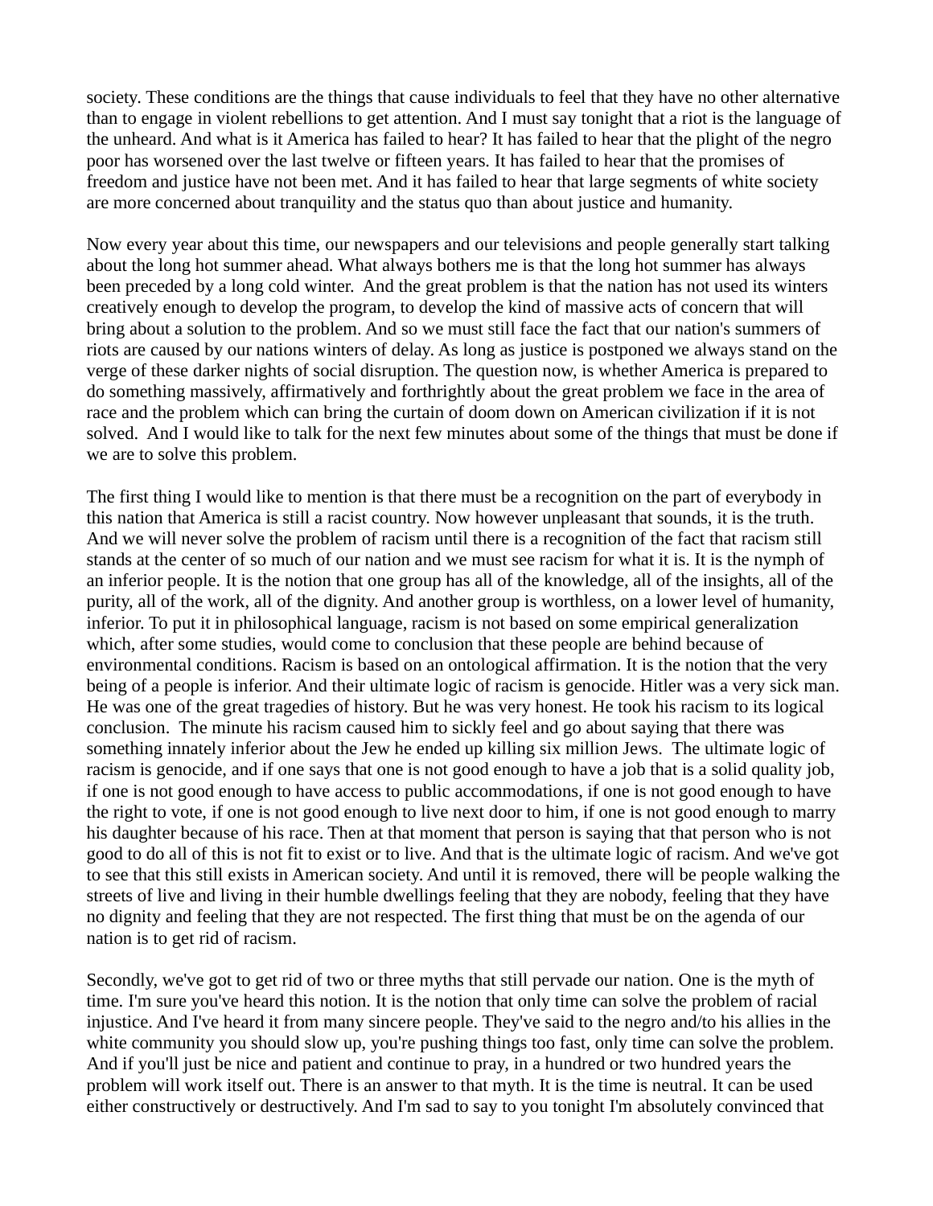society. These conditions are the things that cause individuals to feel that they have no other alternative than to engage in violent rebellions to get attention. And I must say tonight that a riot is the language of the unheard. And what is it America has failed to hear? It has failed to hear that the plight of the negro poor has worsened over the last twelve or fifteen years. It has failed to hear that the promises of freedom and justice have not been met. And it has failed to hear that large segments of white society are more concerned about tranquility and the status quo than about justice and humanity.

Now every year about this time, our newspapers and our televisions and people generally start talking about the long hot summer ahead. What always bothers me is that the long hot summer has always been preceded by a long cold winter. And the great problem is that the nation has not used its winters creatively enough to develop the program, to develop the kind of massive acts of concern that will bring about a solution to the problem. And so we must still face the fact that our nation's summers of riots are caused by our nations winters of delay. As long as justice is postponed we always stand on the verge of these darker nights of social disruption. The question now, is whether America is prepared to do something massively, affirmatively and forthrightly about the great problem we face in the area of race and the problem which can bring the curtain of doom down on American civilization if it is not solved. And I would like to talk for the next few minutes about some of the things that must be done if we are to solve this problem.

The first thing I would like to mention is that there must be a recognition on the part of everybody in this nation that America is still a racist country. Now however unpleasant that sounds, it is the truth. And we will never solve the problem of racism until there is a recognition of the fact that racism still stands at the center of so much of our nation and we must see racism for what it is. It is the nymph of an inferior people. It is the notion that one group has all of the knowledge, all of the insights, all of the purity, all of the work, all of the dignity. And another group is worthless, on a lower level of humanity, inferior. To put it in philosophical language, racism is not based on some empirical generalization which, after some studies, would come to conclusion that these people are behind because of environmental conditions. Racism is based on an ontological affirmation. It is the notion that the very being of a people is inferior. And their ultimate logic of racism is genocide. Hitler was a very sick man. He was one of the great tragedies of history. But he was very honest. He took his racism to its logical conclusion. The minute his racism caused him to sickly feel and go about saying that there was something innately inferior about the Jew he ended up killing six million Jews. The ultimate logic of racism is genocide, and if one says that one is not good enough to have a job that is a solid quality job, if one is not good enough to have access to public accommodations, if one is not good enough to have the right to vote, if one is not good enough to live next door to him, if one is not good enough to marry his daughter because of his race. Then at that moment that person is saying that that person who is not good to do all of this is not fit to exist or to live. And that is the ultimate logic of racism. And we've got to see that this still exists in American society. And until it is removed, there will be people walking the streets of live and living in their humble dwellings feeling that they are nobody, feeling that they have no dignity and feeling that they are not respected. The first thing that must be on the agenda of our nation is to get rid of racism.

Secondly, we've got to get rid of two or three myths that still pervade our nation. One is the myth of time. I'm sure you've heard this notion. It is the notion that only time can solve the problem of racial injustice. And I've heard it from many sincere people. They've said to the negro and/to his allies in the white community you should slow up, you're pushing things too fast, only time can solve the problem. And if you'll just be nice and patient and continue to pray, in a hundred or two hundred years the problem will work itself out. There is an answer to that myth. It is the time is neutral. It can be used either constructively or destructively. And I'm sad to say to you tonight I'm absolutely convinced that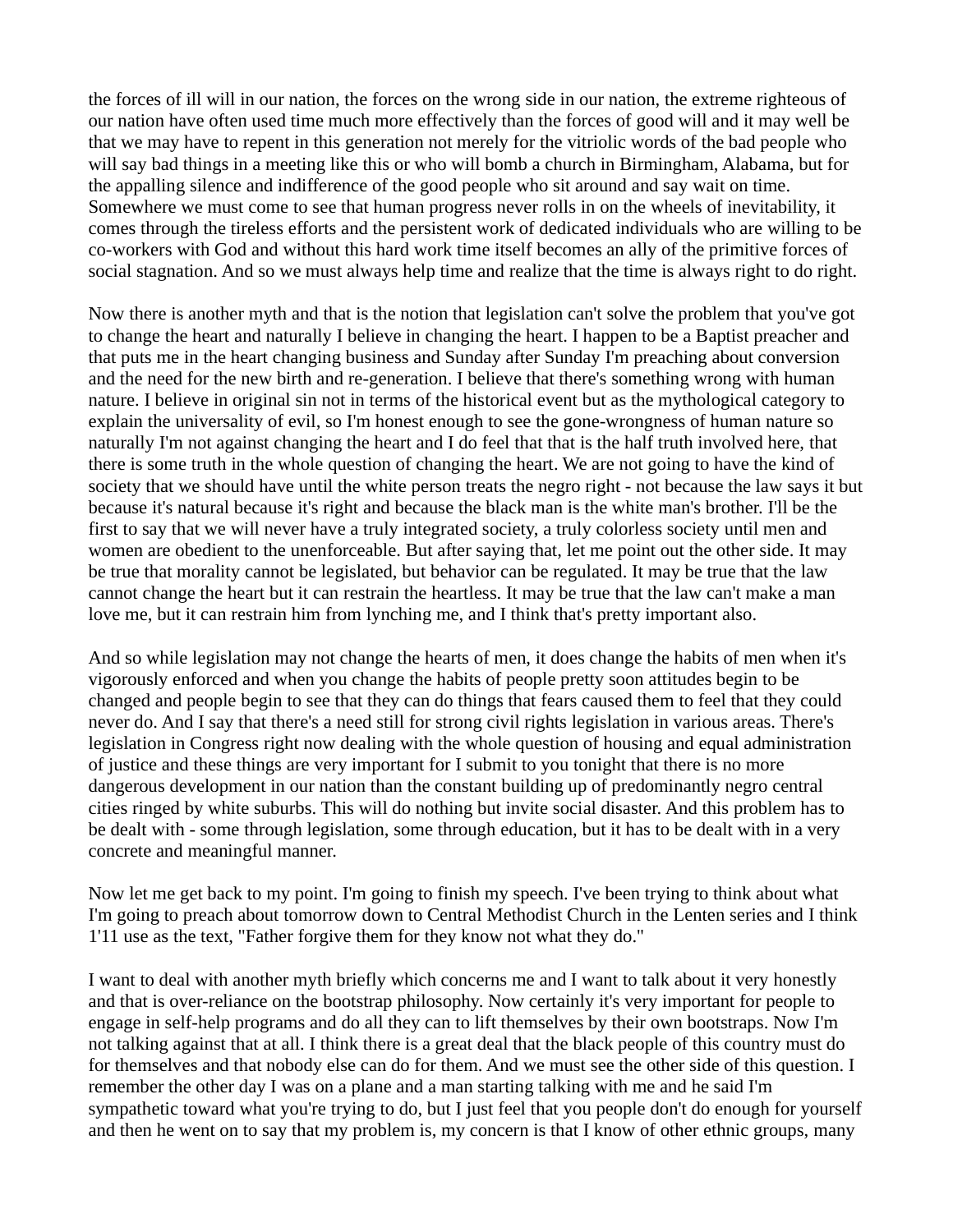the forces of ill will in our nation, the forces on the wrong side in our nation, the extreme righteous of our nation have often used time much more effectively than the forces of good will and it may well be that we may have to repent in this generation not merely for the vitriolic words of the bad people who will say bad things in a meeting like this or who will bomb a church in Birmingham, Alabama, but for the appalling silence and indifference of the good people who sit around and say wait on time. Somewhere we must come to see that human progress never rolls in on the wheels of inevitability, it comes through the tireless efforts and the persistent work of dedicated individuals who are willing to be co-workers with God and without this hard work time itself becomes an ally of the primitive forces of social stagnation. And so we must always help time and realize that the time is always right to do right.

Now there is another myth and that is the notion that legislation can't solve the problem that you've got to change the heart and naturally I believe in changing the heart. I happen to be a Baptist preacher and that puts me in the heart changing business and Sunday after Sunday I'm preaching about conversion and the need for the new birth and re-generation. I believe that there's something wrong with human nature. I believe in original sin not in terms of the historical event but as the mythological category to explain the universality of evil, so I'm honest enough to see the gone-wrongness of human nature so naturally I'm not against changing the heart and I do feel that that is the half truth involved here, that there is some truth in the whole question of changing the heart. We are not going to have the kind of society that we should have until the white person treats the negro right - not because the law says it but because it's natural because it's right and because the black man is the white man's brother. I'll be the first to say that we will never have a truly integrated society, a truly colorless society until men and women are obedient to the unenforceable. But after saying that, let me point out the other side. It may be true that morality cannot be legislated, but behavior can be regulated. It may be true that the law cannot change the heart but it can restrain the heartless. It may be true that the law can't make a man love me, but it can restrain him from lynching me, and I think that's pretty important also.

And so while legislation may not change the hearts of men, it does change the habits of men when it's vigorously enforced and when you change the habits of people pretty soon attitudes begin to be changed and people begin to see that they can do things that fears caused them to feel that they could never do. And I say that there's a need still for strong civil rights legislation in various areas. There's legislation in Congress right now dealing with the whole question of housing and equal administration of justice and these things are very important for I submit to you tonight that there is no more dangerous development in our nation than the constant building up of predominantly negro central cities ringed by white suburbs. This will do nothing but invite social disaster. And this problem has to be dealt with - some through legislation, some through education, but it has to be dealt with in a very concrete and meaningful manner.

Now let me get back to my point. I'm going to finish my speech. I've been trying to think about what I'm going to preach about tomorrow down to Central Methodist Church in the Lenten series and I think 1'11 use as the text, "Father forgive them for they know not what they do."

I want to deal with another myth briefly which concerns me and I want to talk about it very honestly and that is over-reliance on the bootstrap philosophy. Now certainly it's very important for people to engage in self-help programs and do all they can to lift themselves by their own bootstraps. Now I'm not talking against that at all. I think there is a great deal that the black people of this country must do for themselves and that nobody else can do for them. And we must see the other side of this question. I remember the other day I was on a plane and a man starting talking with me and he said I'm sympathetic toward what you're trying to do, but I just feel that you people don't do enough for yourself and then he went on to say that my problem is, my concern is that I know of other ethnic groups, many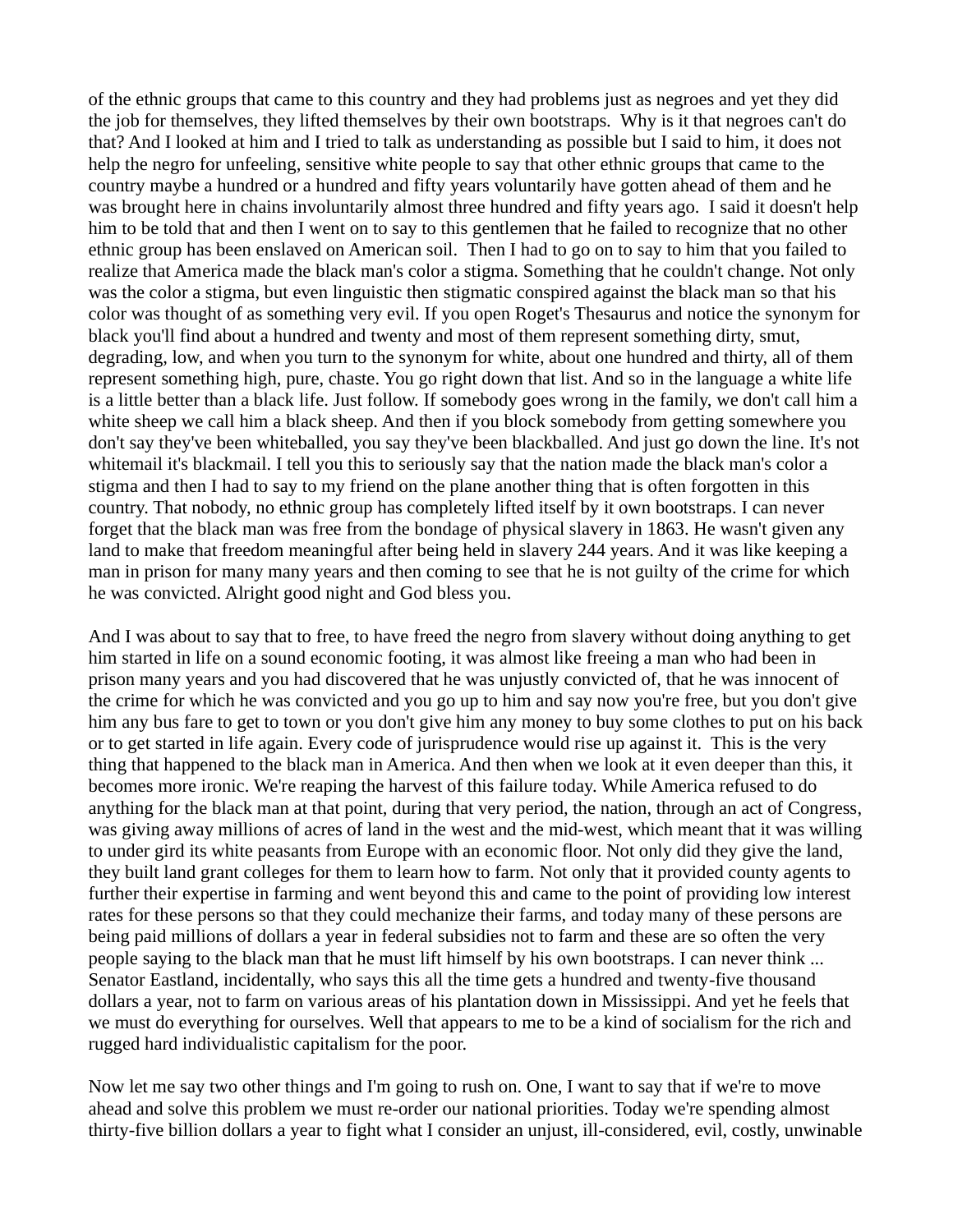of the ethnic groups that came to this country and they had problems just as negroes and yet they did the job for themselves, they lifted themselves by their own bootstraps. Why is it that negroes can't do that? And I looked at him and I tried to talk as understanding as possible but I said to him, it does not help the negro for unfeeling, sensitive white people to say that other ethnic groups that came to the country maybe a hundred or a hundred and fifty years voluntarily have gotten ahead of them and he was brought here in chains involuntarily almost three hundred and fifty years ago. I said it doesn't help him to be told that and then I went on to say to this gentlemen that he failed to recognize that no other ethnic group has been enslaved on American soil. Then I had to go on to say to him that you failed to realize that America made the black man's color a stigma. Something that he couldn't change. Not only was the color a stigma, but even linguistic then stigmatic conspired against the black man so that his color was thought of as something very evil. If you open Roget's Thesaurus and notice the synonym for black you'll find about a hundred and twenty and most of them represent something dirty, smut, degrading, low, and when you turn to the synonym for white, about one hundred and thirty, all of them represent something high, pure, chaste. You go right down that list. And so in the language a white life is a little better than a black life. Just follow. If somebody goes wrong in the family, we don't call him a white sheep we call him a black sheep. And then if you block somebody from getting somewhere you don't say they've been whiteballed, you say they've been blackballed. And just go down the line. It's not whitemail it's blackmail. I tell you this to seriously say that the nation made the black man's color a stigma and then I had to say to my friend on the plane another thing that is often forgotten in this country. That nobody, no ethnic group has completely lifted itself by it own bootstraps. I can never forget that the black man was free from the bondage of physical slavery in 1863. He wasn't given any land to make that freedom meaningful after being held in slavery 244 years. And it was like keeping a man in prison for many many years and then coming to see that he is not guilty of the crime for which he was convicted. Alright good night and God bless you.

And I was about to say that to free, to have freed the negro from slavery without doing anything to get him started in life on a sound economic footing, it was almost like freeing a man who had been in prison many years and you had discovered that he was unjustly convicted of, that he was innocent of the crime for which he was convicted and you go up to him and say now you're free, but you don't give him any bus fare to get to town or you don't give him any money to buy some clothes to put on his back or to get started in life again. Every code of jurisprudence would rise up against it. This is the very thing that happened to the black man in America. And then when we look at it even deeper than this, it becomes more ironic. We're reaping the harvest of this failure today. While America refused to do anything for the black man at that point, during that very period, the nation, through an act of Congress, was giving away millions of acres of land in the west and the mid-west, which meant that it was willing to under gird its white peasants from Europe with an economic floor. Not only did they give the land, they built land grant colleges for them to learn how to farm. Not only that it provided county agents to further their expertise in farming and went beyond this and came to the point of providing low interest rates for these persons so that they could mechanize their farms, and today many of these persons are being paid millions of dollars a year in federal subsidies not to farm and these are so often the very people saying to the black man that he must lift himself by his own bootstraps. I can never think ... Senator Eastland, incidentally, who says this all the time gets a hundred and twenty-five thousand dollars a year, not to farm on various areas of his plantation down in Mississippi. And yet he feels that we must do everything for ourselves. Well that appears to me to be a kind of socialism for the rich and rugged hard individualistic capitalism for the poor.

Now let me say two other things and I'm going to rush on. One, I want to say that if we're to move ahead and solve this problem we must re-order our national priorities. Today we're spending almost thirty-five billion dollars a year to fight what I consider an unjust, ill-considered, evil, costly, unwinable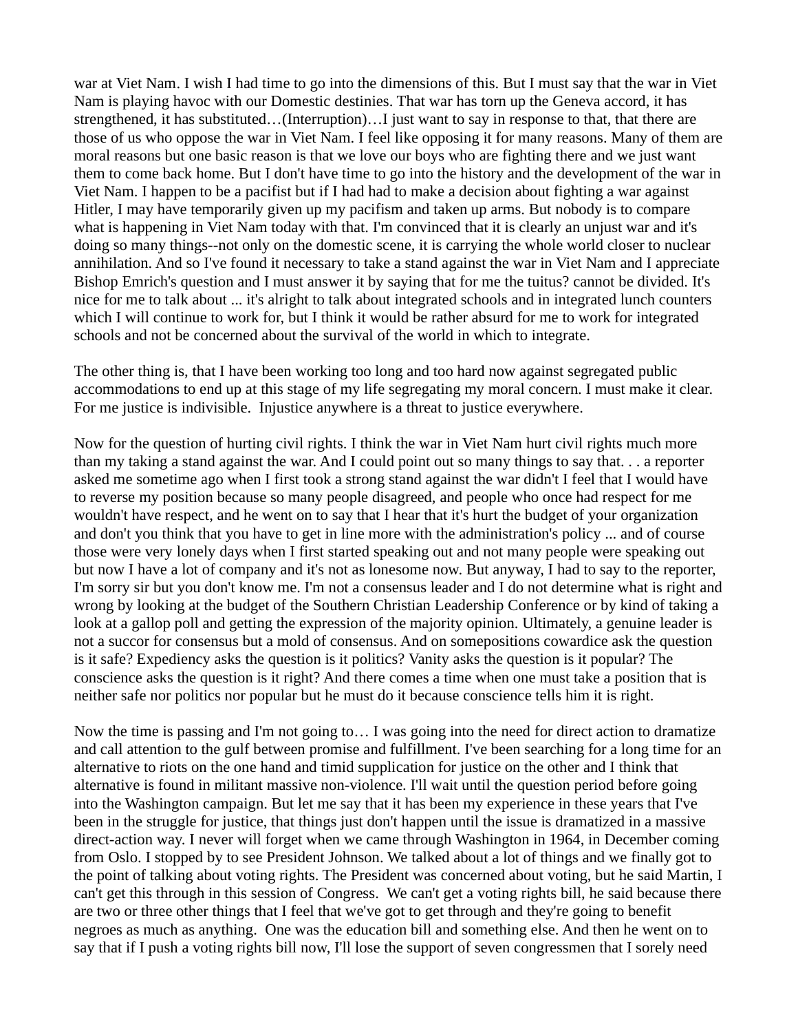war at Viet Nam. I wish I had time to go into the dimensions of this. But I must say that the war in Viet Nam is playing havoc with our Domestic destinies. That war has torn up the Geneva accord, it has strengthened, it has substituted…(Interruption)…I just want to say in response to that, that there are those of us who oppose the war in Viet Nam. I feel like opposing it for many reasons. Many of them are moral reasons but one basic reason is that we love our boys who are fighting there and we just want them to come back home. But I don't have time to go into the history and the development of the war in Viet Nam. I happen to be a pacifist but if I had had to make a decision about fighting a war against Hitler, I may have temporarily given up my pacifism and taken up arms. But nobody is to compare what is happening in Viet Nam today with that. I'm convinced that it is clearly an unjust war and it's doing so many things--not only on the domestic scene, it is carrying the whole world closer to nuclear annihilation. And so I've found it necessary to take a stand against the war in Viet Nam and I appreciate Bishop Emrich's question and I must answer it by saying that for me the tuitus? cannot be divided. It's nice for me to talk about ... it's alright to talk about integrated schools and in integrated lunch counters which I will continue to work for, but I think it would be rather absurd for me to work for integrated schools and not be concerned about the survival of the world in which to integrate.

The other thing is, that I have been working too long and too hard now against segregated public accommodations to end up at this stage of my life segregating my moral concern. I must make it clear. For me justice is indivisible. Injustice anywhere is a threat to justice everywhere.

Now for the question of hurting civil rights. I think the war in Viet Nam hurt civil rights much more than my taking a stand against the war. And I could point out so many things to say that. . . a reporter asked me sometime ago when I first took a strong stand against the war didn't I feel that I would have to reverse my position because so many people disagreed, and people who once had respect for me wouldn't have respect, and he went on to say that I hear that it's hurt the budget of your organization and don't you think that you have to get in line more with the administration's policy ... and of course those were very lonely days when I first started speaking out and not many people were speaking out but now I have a lot of company and it's not as lonesome now. But anyway, I had to say to the reporter, I'm sorry sir but you don't know me. I'm not a consensus leader and I do not determine what is right and wrong by looking at the budget of the Southern Christian Leadership Conference or by kind of taking a look at a gallop poll and getting the expression of the majority opinion. Ultimately, a genuine leader is not a succor for consensus but a mold of consensus. And on somepositions cowardice ask the question is it safe? Expediency asks the question is it politics? Vanity asks the question is it popular? The conscience asks the question is it right? And there comes a time when one must take a position that is neither safe nor politics nor popular but he must do it because conscience tells him it is right.

Now the time is passing and I'm not going to… I was going into the need for direct action to dramatize and call attention to the gulf between promise and fulfillment. I've been searching for a long time for an alternative to riots on the one hand and timid supplication for justice on the other and I think that alternative is found in militant massive non-violence. I'll wait until the question period before going into the Washington campaign. But let me say that it has been my experience in these years that I've been in the struggle for justice, that things just don't happen until the issue is dramatized in a massive direct-action way. I never will forget when we came through Washington in 1964, in December coming from Oslo. I stopped by to see President Johnson. We talked about a lot of things and we finally got to the point of talking about voting rights. The President was concerned about voting, but he said Martin, I can't get this through in this session of Congress. We can't get a voting rights bill, he said because there are two or three other things that I feel that we've got to get through and they're going to benefit negroes as much as anything. One was the education bill and something else. And then he went on to say that if I push a voting rights bill now, I'll lose the support of seven congressmen that I sorely need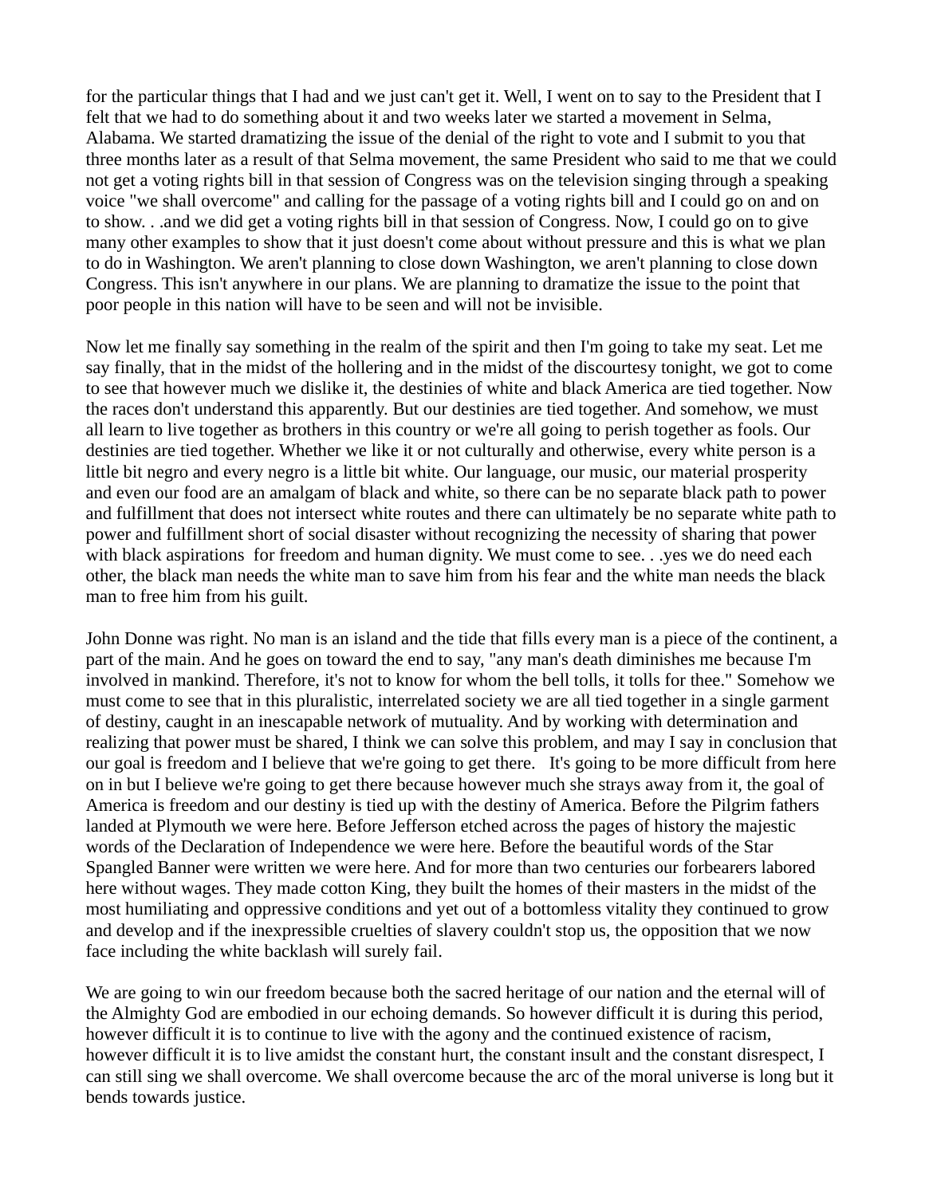for the particular things that I had and we just can't get it. Well, I went on to say to the President that I felt that we had to do something about it and two weeks later we started a movement in Selma, Alabama. We started dramatizing the issue of the denial of the right to vote and I submit to you that three months later as a result of that Selma movement, the same President who said to me that we could not get a voting rights bill in that session of Congress was on the television singing through a speaking voice "we shall overcome" and calling for the passage of a voting rights bill and I could go on and on to show. . .and we did get a voting rights bill in that session of Congress. Now, I could go on to give many other examples to show that it just doesn't come about without pressure and this is what we plan to do in Washington. We aren't planning to close down Washington, we aren't planning to close down Congress. This isn't anywhere in our plans. We are planning to dramatize the issue to the point that poor people in this nation will have to be seen and will not be invisible.

Now let me finally say something in the realm of the spirit and then I'm going to take my seat. Let me say finally, that in the midst of the hollering and in the midst of the discourtesy tonight, we got to come to see that however much we dislike it, the destinies of white and black America are tied together. Now the races don't understand this apparently. But our destinies are tied together. And somehow, we must all learn to live together as brothers in this country or we're all going to perish together as fools. Our destinies are tied together. Whether we like it or not culturally and otherwise, every white person is a little bit negro and every negro is a little bit white. Our language, our music, our material prosperity and even our food are an amalgam of black and white, so there can be no separate black path to power and fulfillment that does not intersect white routes and there can ultimately be no separate white path to power and fulfillment short of social disaster without recognizing the necessity of sharing that power with black aspirations for freedom and human dignity. We must come to see. . .yes we do need each other, the black man needs the white man to save him from his fear and the white man needs the black man to free him from his guilt.

John Donne was right. No man is an island and the tide that fills every man is a piece of the continent, a part of the main. And he goes on toward the end to say, "any man's death diminishes me because I'm involved in mankind. Therefore, it's not to know for whom the bell tolls, it tolls for thee." Somehow we must come to see that in this pluralistic, interrelated society we are all tied together in a single garment of destiny, caught in an inescapable network of mutuality. And by working with determination and realizing that power must be shared, I think we can solve this problem, and may I say in conclusion that our goal is freedom and I believe that we're going to get there. It's going to be more difficult from here on in but I believe we're going to get there because however much she strays away from it, the goal of America is freedom and our destiny is tied up with the destiny of America. Before the Pilgrim fathers landed at Plymouth we were here. Before Jefferson etched across the pages of history the majestic words of the Declaration of Independence we were here. Before the beautiful words of the Star Spangled Banner were written we were here. And for more than two centuries our forbearers labored here without wages. They made cotton King, they built the homes of their masters in the midst of the most humiliating and oppressive conditions and yet out of a bottomless vitality they continued to grow and develop and if the inexpressible cruelties of slavery couldn't stop us, the opposition that we now face including the white backlash will surely fail.

We are going to win our freedom because both the sacred heritage of our nation and the eternal will of the Almighty God are embodied in our echoing demands. So however difficult it is during this period, however difficult it is to continue to live with the agony and the continued existence of racism, however difficult it is to live amidst the constant hurt, the constant insult and the constant disrespect, I can still sing we shall overcome. We shall overcome because the arc of the moral universe is long but it bends towards justice.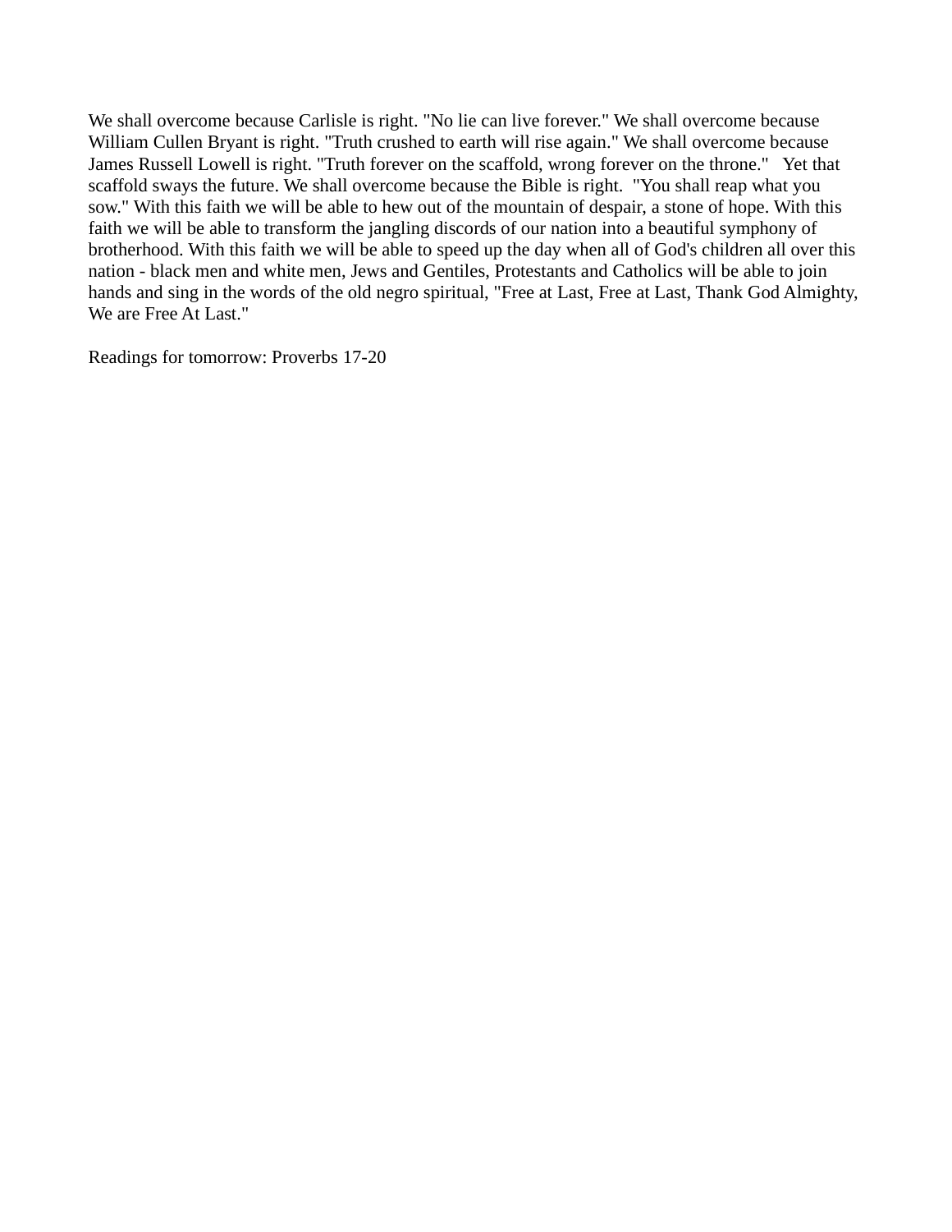We shall overcome because Carlisle is right. "No lie can live forever." We shall overcome because William Cullen Bryant is right. "Truth crushed to earth will rise again." We shall overcome because James Russell Lowell is right. "Truth forever on the scaffold, wrong forever on the throne." Yet that scaffold sways the future. We shall overcome because the Bible is right. "You shall reap what you sow." With this faith we will be able to hew out of the mountain of despair, a stone of hope. With this faith we will be able to transform the jangling discords of our nation into a beautiful symphony of brotherhood. With this faith we will be able to speed up the day when all of God's children all over this nation - black men and white men, Jews and Gentiles, Protestants and Catholics will be able to join hands and sing in the words of the old negro spiritual, "Free at Last, Free at Last, Thank God Almighty, We are Free At Last."

Readings for tomorrow: Proverbs 17-20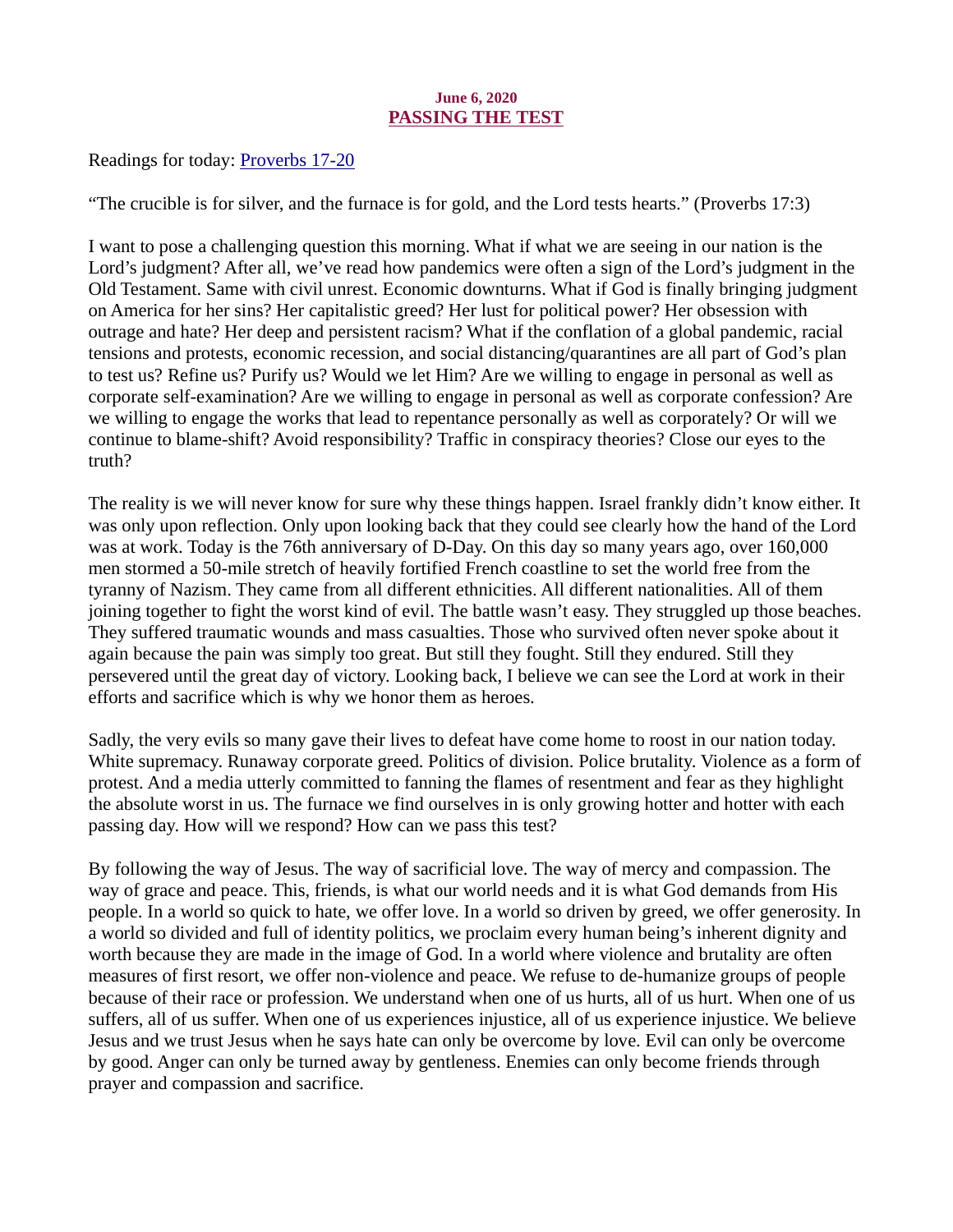**June 6, 2020**

## PASSING THE TEST

Readings for today: [Proverbs 17-20]

"The crucible is for silver, and the furnace is for gold, and the Lord tests hearts." (Proverbs 17:3)

I want to pose a challenging question this morning. What if what we are seeing in our nation is the Lord's judgment? After all, we've read how pandemics were often a sign of the Lord's judgment in the Old Testament. Same with civil unrest. Economic downturns. What if God is finally bringing judgment on America for her sins? Her capitalistic greed? Her lust for political power? Her obsession with outrage and hate? Her deep and persistent racism? What if the conflation of a global pandemic, racial tensions and protests, economic recession, and social distancing/quarantines are all part of God's plan to test us? Refine us? Purify us? Would we let Him? Are we willing to engage in personal as well as corporate self-examination? Are we willing to engage in personal as well as corporate confession? Are we willing to engage the works that lead to repentance personally as well as corporately? Or will we continue to blame-shift? Avoid responsibility? Traffic in conspiracy theories? Close our eyes to the truth?

The reality is we will never know for sure why these things happen. Israel frankly didn't know either. It was only upon reflection. Only upon looking back that they could see clearly how the hand of the Lord was at work. Today is the 76th anniversary of D-Day. On this day so many years ago, over 160,000 men stormed a 50-mile stretch of heavily fortified French coastline to set the world free from the tyranny of Nazism. They came from all different ethnicities. All different nationalities. All of them joining together to fight the worst kind of evil. The battle wasn't easy. They struggled up those beaches. They suffered traumatic wounds and mass casualties. Those who survived often never spoke about it again because the pain was simply too great. But still they fought. Still they endured. Still they persevered until the great day of victory. Looking back, I believe we can see the Lord at work in their efforts and sacrifice which is why we honor them as heroes.

Sadly, the very evils so many gave their lives to defeat have come home to roost in our nation today. White supremacy. Runaway corporate greed. Politics of division. Police brutality. Violence as a form of protest. And a media utterly committed to fanning the flames of resentment and fear as they highlight the absolute worst in us. The furnace we find ourselves in is only growing hotter and hotter with each passing day. How will we respond? How can we pass this test?

By following the way of Jesus. The way of sacrificial love. The way of mercy and compassion. The way of grace and peace. This, friends, is what our world needs and it is what God demands from His people. In a world so quick to hate, we offer love. In a world so driven by greed, we offer generosity. In a world so divided and full of identity politics, we proclaim every human being's inherent dignity and worth because they are made in the image of God. In a world where violence and brutality are often measures of first resort, we offer non-violence and peace. We refuse to de-humanize groups of people because of their race or profession. We understand when one of us hurts, all of us hurt. When one of us suffers, all of us suffer. When one of us experiences injustice, all of us experience injustice. We believe Jesus and we trust Jesus when he says hate can only be overcome by love. Evil can only be overcome by good. Anger can only be turned away by gentleness. Enemies can only become friends through prayer and compassion and sacrifice.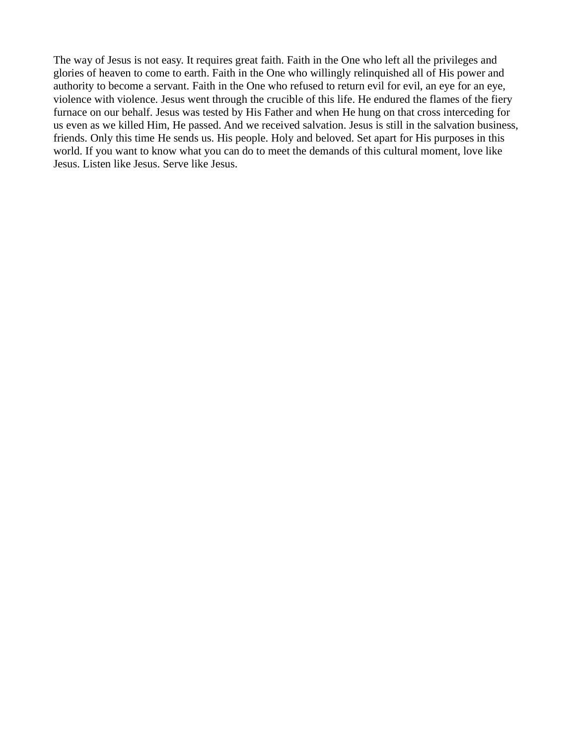The way of Jesus is not easy. It requires great faith. Faith in the One who left all the privileges and glories of heaven to come to earth. Faith in the One who willingly relinquished all of His power and authority to become a servant. Faith in the One who refused to return evil for evil, an eye for an eye, violence with violence. Jesus went through the crucible of this life. He endured the flames of the fiery furnace on our behalf. Jesus was tested by His Father and when He hung on that cross interceding for us even as we killed Him, He passed. And we received salvation. Jesus is still in the salvation business, friends. Only this time He sends us. His people. Holy and beloved. Set apart for His purposes in this world. If you want to know what you can do to meet the demands of this cultural moment, love like Jesus. Listen like Jesus. Serve like Jesus.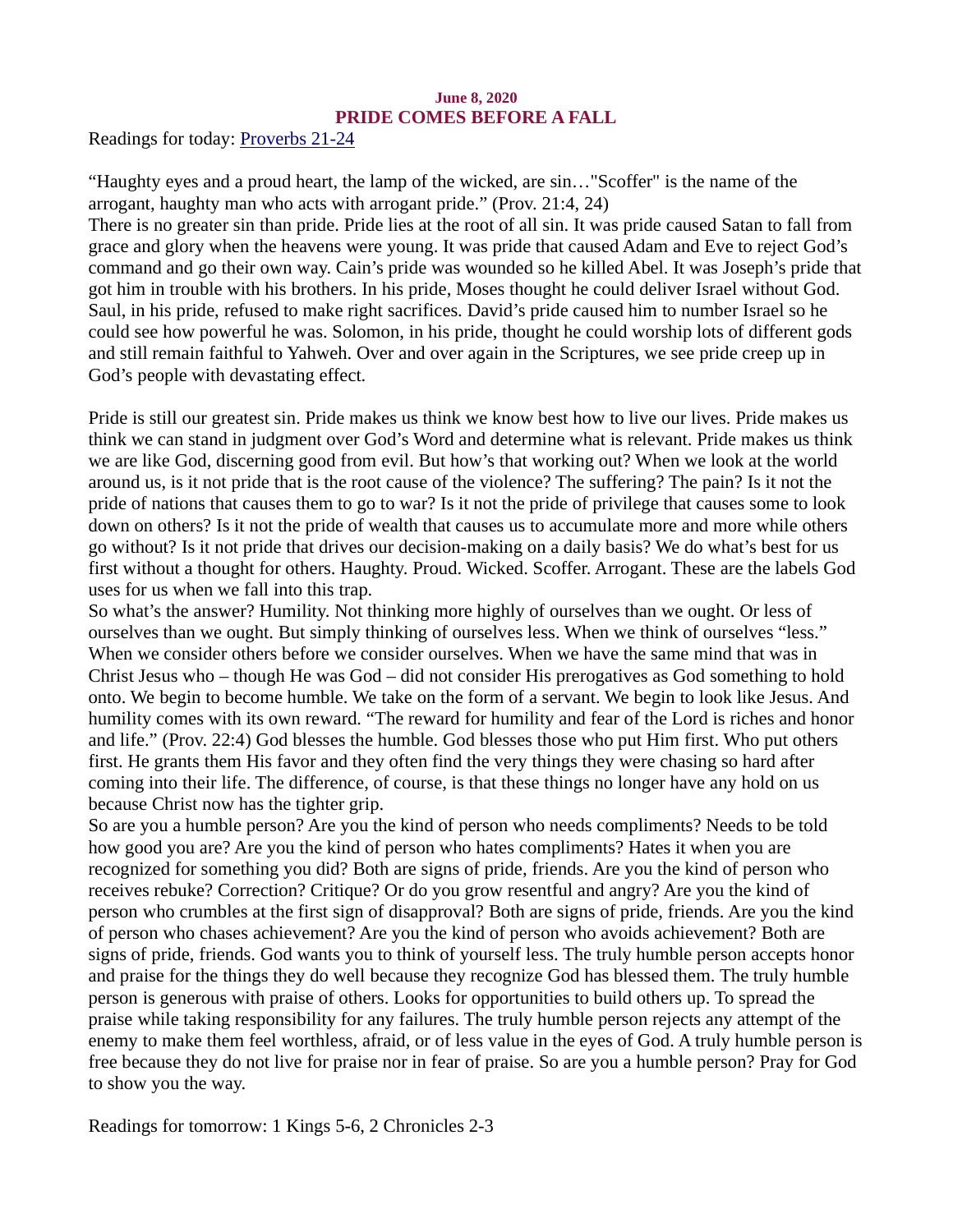**June 8, 2020**

## PRIDE COMES BEFORE A FALL

Readings for today: [Proverbs 21-24]

“Haughty eyes and a proud heart, the lamp of the wicked, are sin…"Scoffer" is the name of the arrogant, haughty man who acts with arrogant pride.” (Prov. 21:4, 24)

There is no greater sin than pride. Pride lies at the root of all sin. It was pride caused Satan to fall from grace and glory when the heavens were young. It was pride that caused Adam and Eve to reject God’s command and go their own way. Cain’s pride was wounded so he killed Abel. It was Joseph’s pride that got him in trouble with his brothers. In his pride, Moses thought he could deliver Israel without God. Saul, in his pride, refused to make right sacrifices. David’s pride caused him to number Israel so he could see how powerful he was. Solomon, in his pride, thought he could worship lots of different gods and still remain faithful to Yahweh. Over and over again in the Scriptures, we see pride creep up in God’s people with devastating effect.

Pride is still our greatest sin. Pride makes us think we know best how to live our lives. Pride makes us think we can stand in judgment over God’s Word and determine what is relevant. Pride makes us think we are like God, discerning good from evil. But how’s that working out? When we look at the world around us, is it not pride that is the root cause of the violence? The suffering? The pain? Is it not the pride of nations that causes them to go to war? Is it not the pride of privilege that causes some to look down on others? Is it not the pride of wealth that causes us to accumulate more and more while others go without? Is it not pride that drives our decision-making on a daily basis? We do what’s best for us first without a thought for others. Haughty. Proud. Wicked. Scoffer. Arrogant. These are the labels God uses for us when we fall into this trap.

So what’s the answer? Humility. Not thinking more highly of ourselves than we ought. Or less of ourselves than we ought. But simply thinking of ourselves less. When we think of ourselves “less.” When we consider others before we consider ourselves. When we have the same mind that was in Christ Jesus who – though He was God – did not consider His prerogatives as God something to hold onto. We begin to become humble. We take on the form of a servant. We begin to look like Jesus. And humility comes with its own reward. “The reward for humility and fear of the Lord is riches and honor and life.” (Prov. 22:4) God blesses the humble. God blesses those who put Him first. Who put others first. He grants them His favor and they often find the very things they were chasing so hard after coming into their life. The difference, of course, is that these things no longer have any hold on us because Christ now has the tighter grip.

So are you a humble person? Are you the kind of person who needs compliments? Needs to be told how good you are? Are you the kind of person who hates compliments? Hates it when you are recognized for something you did? Both are signs of pride, friends. Are you the kind of person who receives rebuke? Correction? Critique? Or do you grow resentful and angry? Are you the kind of person who crumbles at the first sign of disapproval? Both are signs of pride, friends. Are you the kind of person who chases achievement? Are you the kind of person who avoids achievement? Both are signs of pride, friends. God wants you to think of yourself less. The truly humble person accepts honor and praise for the things they do well because they recognize God has blessed them. The truly humble person is generous with praise of others. Looks for opportunities to build others up. To spread the praise while taking responsibility for any failures. The truly humble person rejects any attempt of the enemy to make them feel worthless, afraid, or of less value in the eyes of God. A truly humble person is free because they do not live for praise nor in fear of praise. So are you a humble person? Pray for God to show you the way.

Readings for tomorrow: 1 Kings 5-6, 2 Chronicles 2-3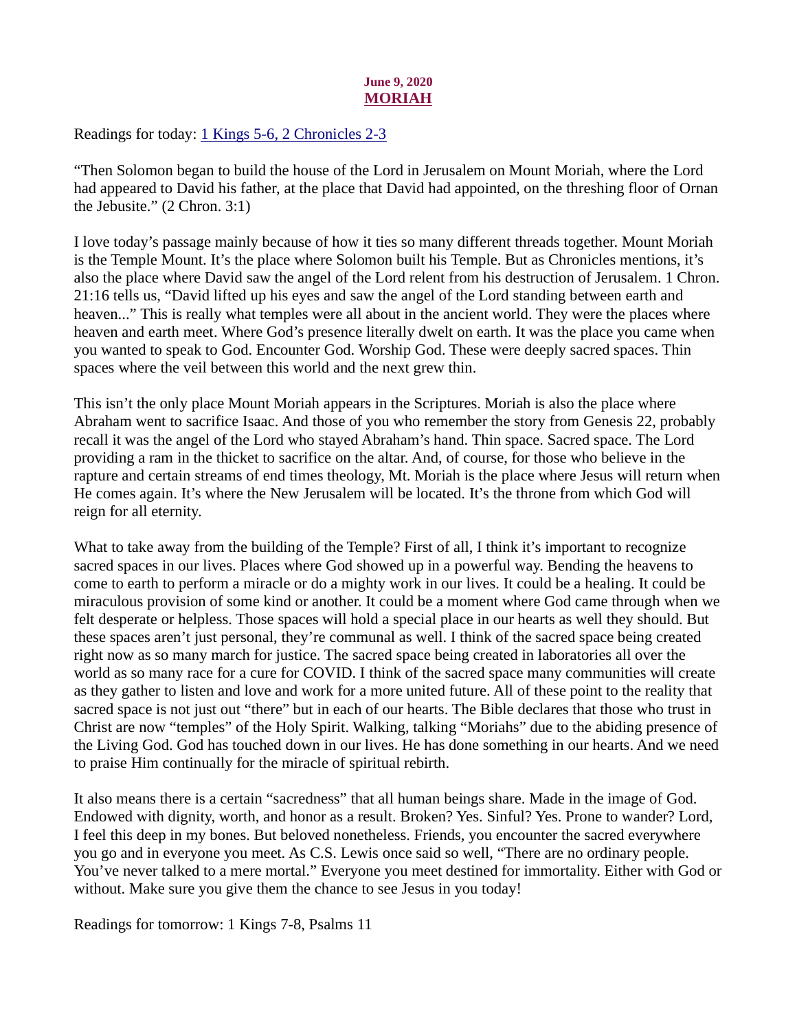**June 9, 2020**

## MORIAH

Readings for today: [1 Kings 5-6, 2 Chronicles 2-3]

"Then Solomon began to build the house of the Lord in Jerusalem on Mount Moriah, where the Lord had appeared to David his father, at the place that David had appointed, on the threshing floor of Ornan the Jebusite." (2 Chron. 3:1)

I love today's passage mainly because of how it ties so many different threads together. Mount Moriah is the Temple Mount. It's the place where Solomon built his Temple. But as Chronicles mentions, it's also the place where David saw the angel of the Lord relent from his destruction of Jerusalem. 1 Chron. 21:16 tells us, "David lifted up his eyes and saw the angel of the Lord standing between earth and heaven..." This is really what temples were all about in the ancient world. They were the places where heaven and earth meet. Where God's presence literally dwelt on earth. It was the place you came when you wanted to speak to God. Encounter God. Worship God. These were deeply sacred spaces. Thin spaces where the veil between this world and the next grew thin.

This isn't the only place Mount Moriah appears in the Scriptures. Moriah is also the place where Abraham went to sacrifice Isaac. And those of you who remember the story from Genesis 22, probably recall it was the angel of the Lord who stayed Abraham's hand. Thin space. Sacred space. The Lord providing a ram in the thicket to sacrifice on the altar. And, of course, for those who believe in the rapture and certain streams of end times theology, Mt. Moriah is the place where Jesus will return when He comes again. It's where the New Jerusalem will be located. It's the throne from which God will reign for all eternity.

What to take away from the building of the Temple? First of all, I think it's important to recognize sacred spaces in our lives. Places where God showed up in a powerful way. Bending the heavens to come to earth to perform a miracle or do a mighty work in our lives. It could be a healing. It could be miraculous provision of some kind or another. It could be a moment where God came through when we felt desperate or helpless. Those spaces will hold a special place in our hearts as well they should. But these spaces aren't just personal, they're communal as well. I think of the sacred space being created right now as so many march for justice. The sacred space being created in laboratories all over the world as so many race for a cure for COVID. I think of the sacred space many communities will create as they gather to listen and love and work for a more united future. All of these point to the reality that sacred space is not just out "there" but in each of our hearts. The Bible declares that those who trust in Christ are now "temples" of the Holy Spirit. Walking, talking "Moriahs" due to the abiding presence of the Living God. God has touched down in our lives. He has done something in our hearts. And we need to praise Him continually for the miracle of spiritual rebirth.

It also means there is a certain "sacredness" that all human beings share. Made in the image of God. Endowed with dignity, worth, and honor as a result. Broken? Yes. Sinful? Yes. Prone to wander? Lord, I feel this deep in my bones. But beloved nonetheless. Friends, you encounter the sacred everywhere you go and in everyone you meet. As C.S. Lewis once said so well, "There are no ordinary people. You've never talked to a mere mortal." Everyone you meet destined for immortality. Either with God or without. Make sure you give them the chance to see Jesus in you today!

Readings for tomorrow: 1 Kings 7-8, Psalms 11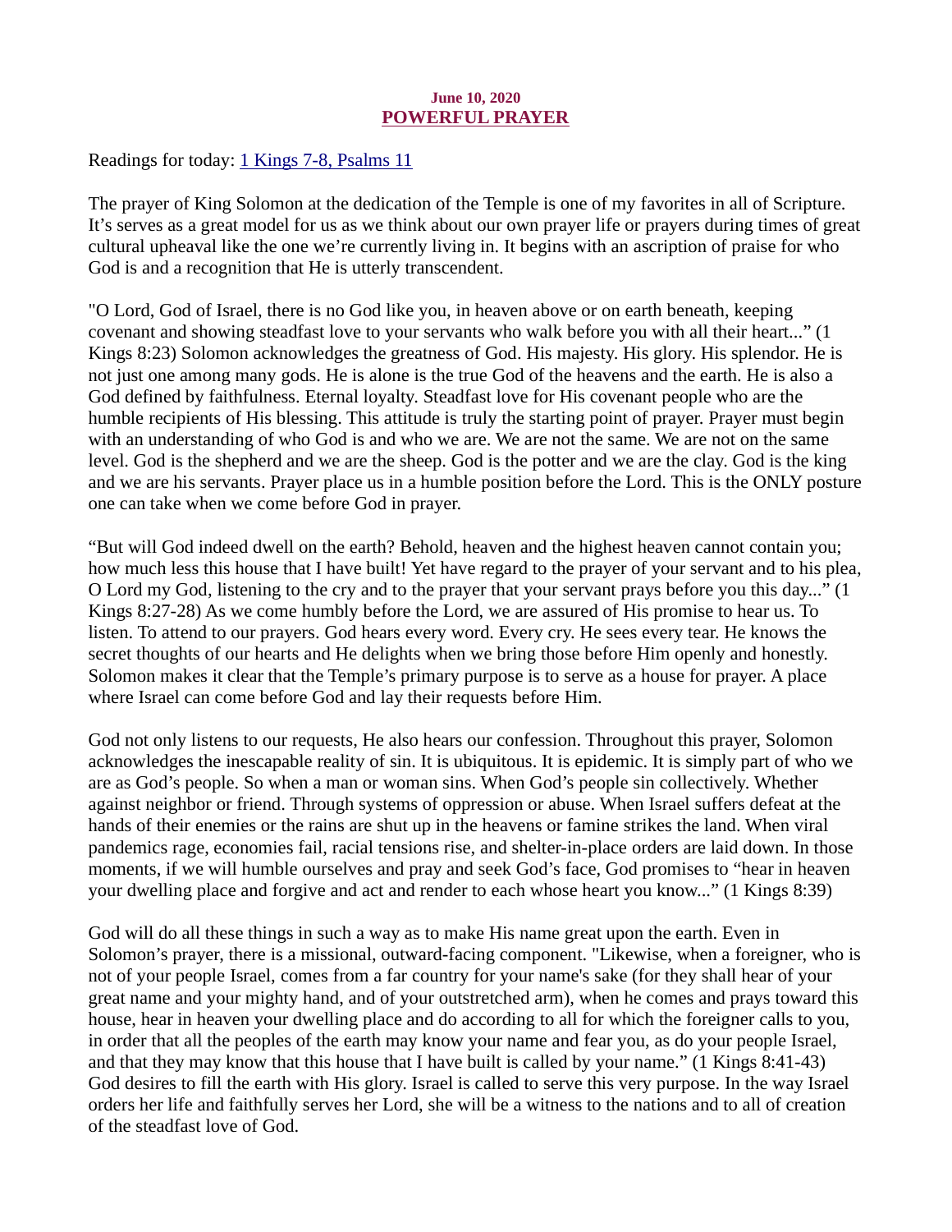June 10, 2020

## POWERFUL PRAYER

Readings for today: 1 Kings 7-8, Psalms 11

The prayer of King Solomon at the dedication of the Temple is one of my favorites in all of Scripture. It's serves as a great model for us as we think about our own prayer life or prayers during times of great cultural upheaval like the one we're currently living in. It begins with an ascription of praise for who God is and a recognition that He is utterly transcendent.

"O Lord, God of Israel, there is no God like you, in heaven above or on earth beneath, keeping covenant and showing steadfast love to your servants who walk before you with all their heart..." (1 Kings 8:23) Solomon acknowledges the greatness of God. His majesty. His glory. His splendor. He is not just one among many gods. He is alone is the true God of the heavens and the earth. He is also a God defined by faithfulness. Eternal loyalty. Steadfast love for His covenant people who are the humble recipients of His blessing. This attitude is truly the starting point of prayer. Prayer must begin with an understanding of who God is and who we are. We are not the same. We are not on the same level. God is the shepherd and we are the sheep. God is the potter and we are the clay. God is the king and we are his servants. Prayer place us in a humble position before the Lord. This is the ONLY posture one can take when we come before God in prayer.

"But will God indeed dwell on the earth? Behold, heaven and the highest heaven cannot contain you; how much less this house that I have built! Yet have regard to the prayer of your servant and to his plea, O Lord my God, listening to the cry and to the prayer that your servant prays before you this day..." (1 Kings 8:27-28) As we come humbly before the Lord, we are assured of His promise to hear us. To listen. To attend to our prayers. God hears every word. Every cry. He sees every tear. He knows the secret thoughts of our hearts and He delights when we bring those before Him openly and honestly. Solomon makes it clear that the Temple's primary purpose is to serve as a house for prayer. A place where Israel can come before God and lay their requests before Him.

God not only listens to our requests, He also hears our confession. Throughout this prayer, Solomon acknowledges the inescapable reality of sin. It is ubiquitous. It is epidemic. It is simply part of who we are as God's people. So when a man or woman sins. When God's people sin collectively. Whether against neighbor or friend. Through systems of oppression or abuse. When Israel suffers defeat at the hands of their enemies or the rains are shut up in the heavens or famine strikes the land. When viral pandemics rage, economies fail, racial tensions rise, and shelter-in-place orders are laid down. In those moments, if we will humble ourselves and pray and seek God's face, God promises to "hear in heaven your dwelling place and forgive and act and render to each whose heart you know..." (1 Kings 8:39)

God will do all these things in such a way as to make His name great upon the earth. Even in Solomon's prayer, there is a missional, outward-facing component. "Likewise, when a foreigner, who is not of your people Israel, comes from a far country for your name's sake (for they shall hear of your great name and your mighty hand, and of your outstretched arm), when he comes and prays toward this house, hear in heaven your dwelling place and do according to all for which the foreigner calls to you, in order that all the peoples of the earth may know your name and fear you, as do your people Israel, and that they may know that this house that I have built is called by your name." (1 Kings 8:41-43) God desires to fill the earth with His glory. Israel is called to serve this very purpose. In the way Israel orders her life and faithfully serves her Lord, she will be a witness to the nations and to all of creation of the steadfast love of God.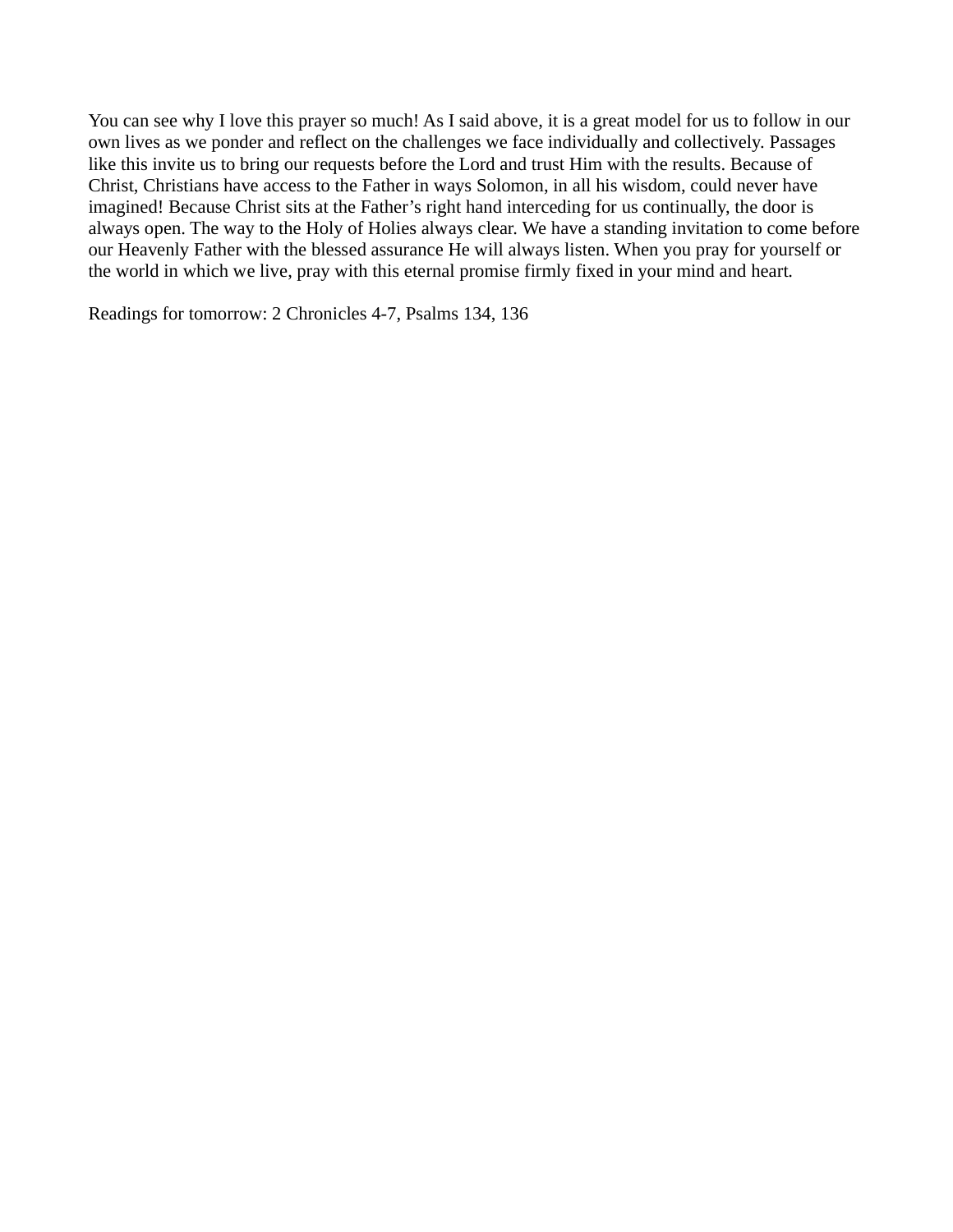You can see why I love this prayer so much! As I said above, it is a great model for us to follow in our own lives as we ponder and reflect on the challenges we face individually and collectively. Passages like this invite us to bring our requests before the Lord and trust Him with the results. Because of Christ, Christians have access to the Father in ways Solomon, in all his wisdom, could never have imagined! Because Christ sits at the Father's right hand interceding for us continually, the door is always open. The way to the Holy of Holies always clear. We have a standing invitation to come before our Heavenly Father with the blessed assurance He will always listen. When you pray for yourself or the world in which we live, pray with this eternal promise firmly fixed in your mind and heart.

Readings for tomorrow: 2 Chronicles 4-7, Psalms 134, 136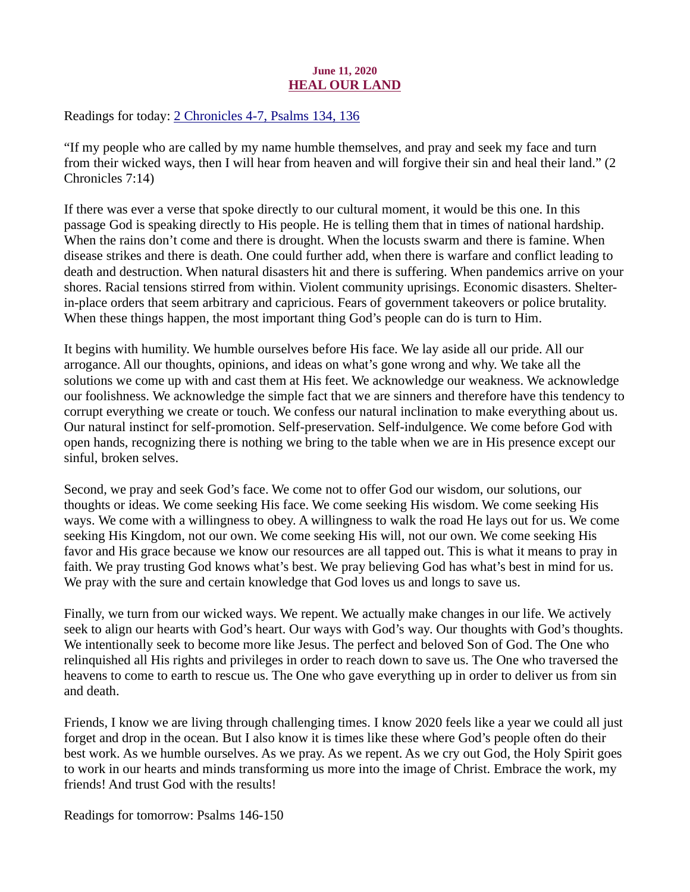**June 11, 2020**

# HEAL OUR LAND

Readings for today: [2 Chronicles 4-7, Psalms 134, 136]

"If my people who are called by my name humble themselves, and pray and seek my face and turn from their wicked ways, then I will hear from heaven and will forgive their sin and heal their land." (2 Chronicles 7:14)

If there was ever a verse that spoke directly to our cultural moment, it would be this one. In this passage God is speaking directly to His people. He is telling them that in times of national hardship. When the rains don't come and there is drought. When the locusts swarm and there is famine. When disease strikes and there is death. One could further add, when there is warfare and conflict leading to death and destruction. When natural disasters hit and there is suffering. When pandemics arrive on your shores. Racial tensions stirred from within. Violent community uprisings. Economic disasters. Shelter-in-place orders that seem arbitrary and capricious. Fears of government takeovers or police brutality. When these things happen, the most important thing God's people can do is turn to Him.

It begins with humility. We humble ourselves before His face. We lay aside all our pride. All our arrogance. All our thoughts, opinions, and ideas on what's gone wrong and why. We take all the solutions we come up with and cast them at His feet. We acknowledge our weakness. We acknowledge our foolishness. We acknowledge the simple fact that we are sinners and therefore have this tendency to corrupt everything we create or touch. We confess our natural inclination to make everything about us. Our natural instinct for self-promotion. Self-preservation. Self-indulgence. We come before God with open hands, recognizing there is nothing we bring to the table when we are in His presence except our sinful, broken selves.

Second, we pray and seek God's face. We come not to offer God our wisdom, our solutions, our thoughts or ideas. We come seeking His face. We come seeking His wisdom. We come seeking His ways. We come with a willingness to obey. A willingness to walk the road He lays out for us. We come seeking His Kingdom, not our own. We come seeking His will, not our own. We come seeking His favor and His grace because we know our resources are all tapped out. This is what it means to pray in faith. We pray trusting God knows what's best. We pray believing God has what's best in mind for us. We pray with the sure and certain knowledge that God loves us and longs to save us.

Finally, we turn from our wicked ways. We repent. We actually make changes in our life. We actively seek to align our hearts with God's heart. Our ways with God's way. Our thoughts with God's thoughts. We intentionally seek to become more like Jesus. The perfect and beloved Son of God. The One who relinquished all His rights and privileges in order to reach down to save us. The One who traversed the heavens to come to earth to rescue us. The One who gave everything up in order to deliver us from sin and death.

Friends, I know we are living through challenging times. I know 2020 feels like a year we could all just forget and drop in the ocean. But I also know it is times like these where God's people often do their best work. As we humble ourselves. As we pray. As we repent. As we cry out God, the Holy Spirit goes to work in our hearts and minds transforming us more into the image of Christ. Embrace the work, my friends! And trust God with the results!

Readings for tomorrow: Psalms 146-150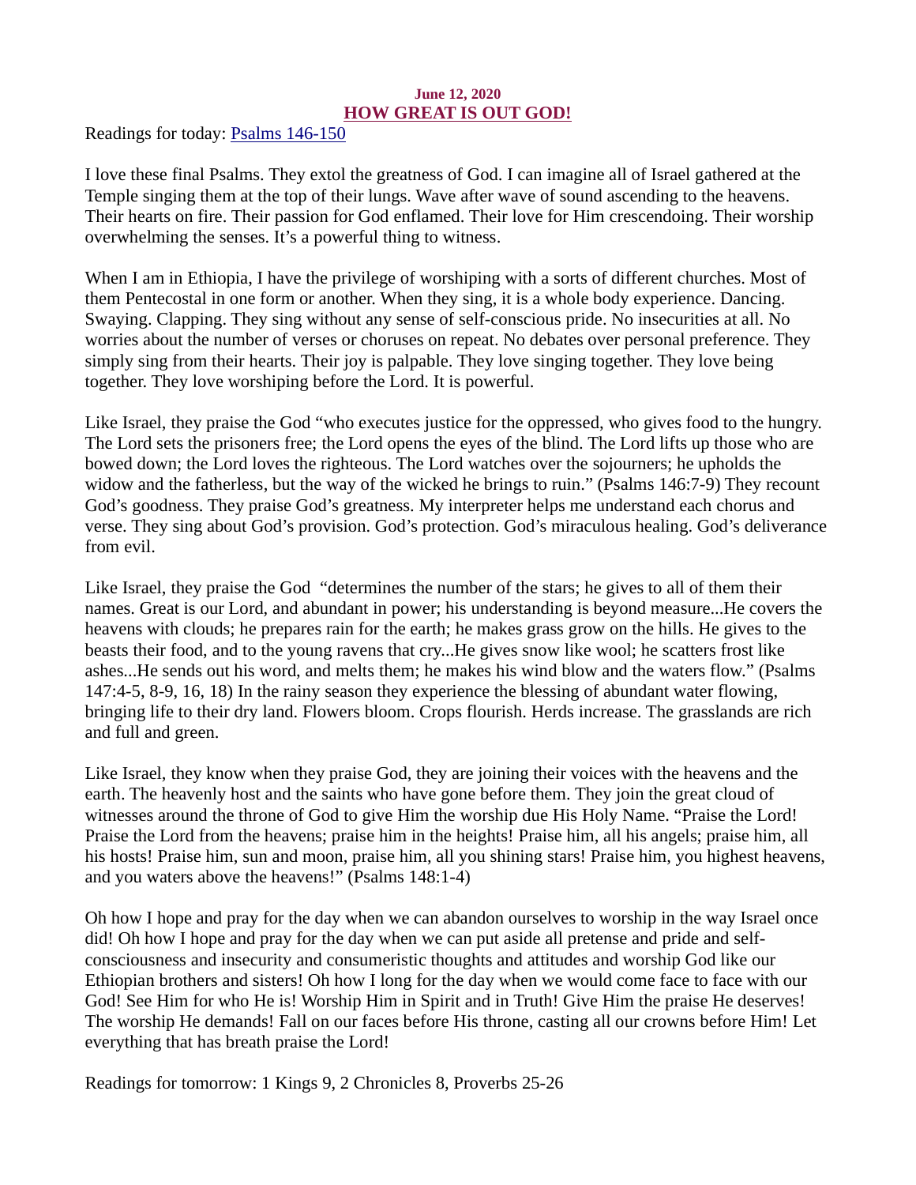**June 12, 2020**

## HOW GREAT IS OUT GOD!

Readings for today: Psalms 146-150

I love these final Psalms. They extol the greatness of God. I can imagine all of Israel gathered at the Temple singing them at the top of their lungs. Wave after wave of sound ascending to the heavens. Their hearts on fire. Their passion for God enflamed. Their love for Him crescendoing. Their worship overwhelming the senses. It's a powerful thing to witness.

When I am in Ethiopia, I have the privilege of worshiping with a sorts of different churches. Most of them Pentecostal in one form or another. When they sing, it is a whole body experience. Dancing. Swaying. Clapping. They sing without any sense of self-conscious pride. No insecurities at all. No worries about the number of verses or choruses on repeat. No debates over personal preference. They simply sing from their hearts. Their joy is palpable. They love singing together. They love being together. They love worshiping before the Lord. It is powerful.

Like Israel, they praise the God "who executes justice for the oppressed, who gives food to the hungry. The Lord sets the prisoners free; the Lord opens the eyes of the blind. The Lord lifts up those who are bowed down; the Lord loves the righteous. The Lord watches over the sojourners; he upholds the widow and the fatherless, but the way of the wicked he brings to ruin." (Psalms 146:7-9) They recount God's goodness. They praise God's greatness. My interpreter helps me understand each chorus and verse. They sing about God's provision. God's protection. God's miraculous healing. God's deliverance from evil.

Like Israel, they praise the God "determines the number of the stars; he gives to all of them their names. Great is our Lord, and abundant in power; his understanding is beyond measure...He covers the heavens with clouds; he prepares rain for the earth; he makes grass grow on the hills. He gives to the beasts their food, and to the young ravens that cry...He gives snow like wool; he scatters frost like ashes...He sends out his word, and melts them; he makes his wind blow and the waters flow." (Psalms 147:4-5, 8-9, 16, 18) In the rainy season they experience the blessing of abundant water flowing, bringing life to their dry land. Flowers bloom. Crops flourish. Herds increase. The grasslands are rich and full and green.

Like Israel, they know when they praise God, they are joining their voices with the heavens and the earth. The heavenly host and the saints who have gone before them. They join the great cloud of witnesses around the throne of God to give Him the worship due His Holy Name. "Praise the Lord! Praise the Lord from the heavens; praise him in the heights! Praise him, all his angels; praise him, all his hosts! Praise him, sun and moon, praise him, all you shining stars! Praise him, you highest heavens, and you waters above the heavens!" (Psalms 148:1-4)

Oh how I hope and pray for the day when we can abandon ourselves to worship in the way Israel once did! Oh how I hope and pray for the day when we can put aside all pretense and pride and self-consciousness and insecurity and consumeristic thoughts and attitudes and worship God like our Ethiopian brothers and sisters! Oh how I long for the day when we would come face to face with our God! See Him for who He is! Worship Him in Spirit and in Truth! Give Him the praise He deserves! The worship He demands! Fall on our faces before His throne, casting all our crowns before Him! Let everything that has breath praise the Lord!

Readings for tomorrow: 1 Kings 9, 2 Chronicles 8, Proverbs 25-26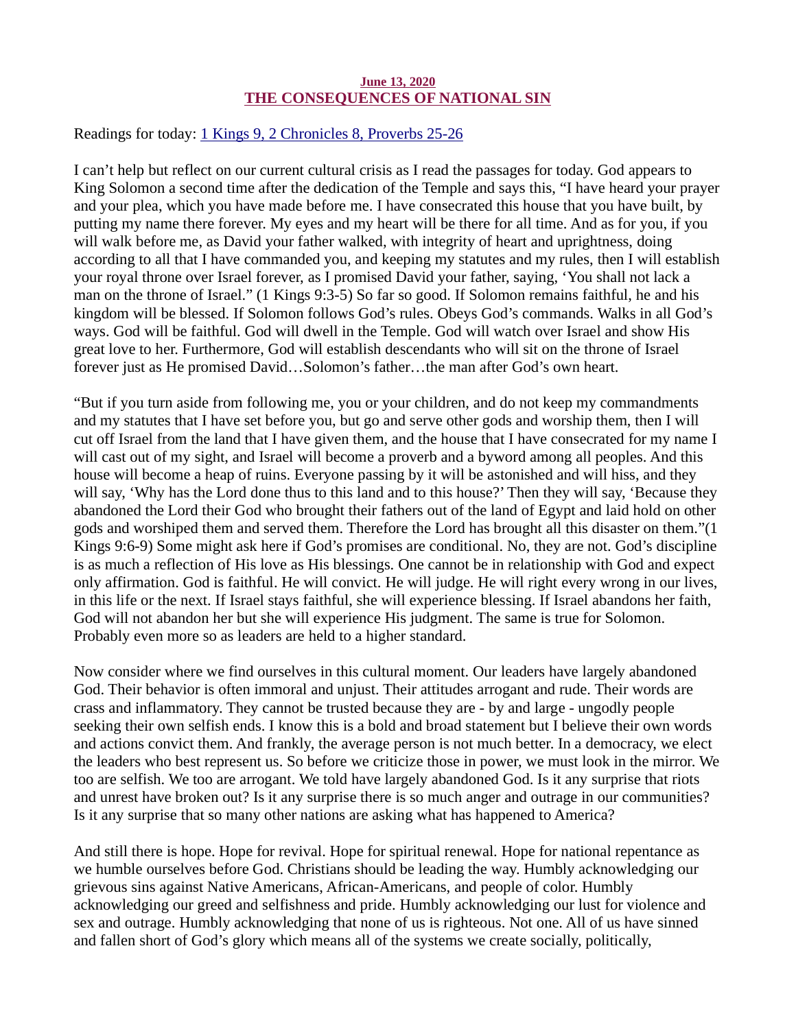## June 13, 2020
## THE CONSEQUENCES OF NATIONAL SIN

Readings for today: [1 Kings 9, 2 Chronicles 8, Proverbs 25-26]

I can't help but reflect on our current cultural crisis as I read the passages for today. God appears to King Solomon a second time after the dedication of the Temple and says this, "I have heard your prayer and your plea, which you have made before me. I have consecrated this house that you have built, by putting my name there forever. My eyes and my heart will be there for all time. And as for you, if you will walk before me, as David your father walked, with integrity of heart and uprightness, doing according to all that I have commanded you, and keeping my statutes and my rules, then I will establish your royal throne over Israel forever, as I promised David your father, saying, 'You shall not lack a man on the throne of Israel." (1 Kings 9:3-5) So far so good. If Solomon remains faithful, he and his kingdom will be blessed. If Solomon follows God's rules. Obeys God's commands. Walks in all God's ways. God will be faithful. God will dwell in the Temple. God will watch over Israel and show His great love to her. Furthermore, God will establish descendants who will sit on the throne of Israel forever just as He promised David…Solomon's father…the man after God's own heart.

"But if you turn aside from following me, you or your children, and do not keep my commandments and my statutes that I have set before you, but go and serve other gods and worship them, then I will cut off Israel from the land that I have given them, and the house that I have consecrated for my name I will cast out of my sight, and Israel will become a proverb and a byword among all peoples. And this house will become a heap of ruins. Everyone passing by it will be astonished and will hiss, and they will say, 'Why has the Lord done thus to this land and to this house?' Then they will say, 'Because they abandoned the Lord their God who brought their fathers out of the land of Egypt and laid hold on other gods and worshiped them and served them. Therefore the Lord has brought all this disaster on them."(1 Kings 9:6-9) Some might ask here if God's promises are conditional. No, they are not. God's discipline is as much a reflection of His love as His blessings. One cannot be in relationship with God and expect only affirmation. God is faithful. He will convict. He will judge. He will right every wrong in our lives, in this life or the next. If Israel stays faithful, she will experience blessing. If Israel abandons her faith, God will not abandon her but she will experience His judgment. The same is true for Solomon. Probably even more so as leaders are held to a higher standard.

Now consider where we find ourselves in this cultural moment. Our leaders have largely abandoned God. Their behavior is often immoral and unjust. Their attitudes arrogant and rude. Their words are crass and inflammatory. They cannot be trusted because they are - by and large - ungodly people seeking their own selfish ends. I know this is a bold and broad statement but I believe their own words and actions convict them. And frankly, the average person is not much better. In a democracy, we elect the leaders who best represent us. So before we criticize those in power, we must look in the mirror. We too are selfish. We too are arrogant. We told have largely abandoned God. Is it any surprise that riots and unrest have broken out? Is it any surprise there is so much anger and outrage in our communities? Is it any surprise that so many other nations are asking what has happened to America?

And still there is hope. Hope for revival. Hope for spiritual renewal. Hope for national repentance as we humble ourselves before God. Christians should be leading the way. Humbly acknowledging our grievous sins against Native Americans, African-Americans, and people of color. Humbly acknowledging our greed and selfishness and pride. Humbly acknowledging our lust for violence and sex and outrage. Humbly acknowledging that none of us is righteous. Not one. All of us have sinned and fallen short of God's glory which means all of the systems we create socially, politically,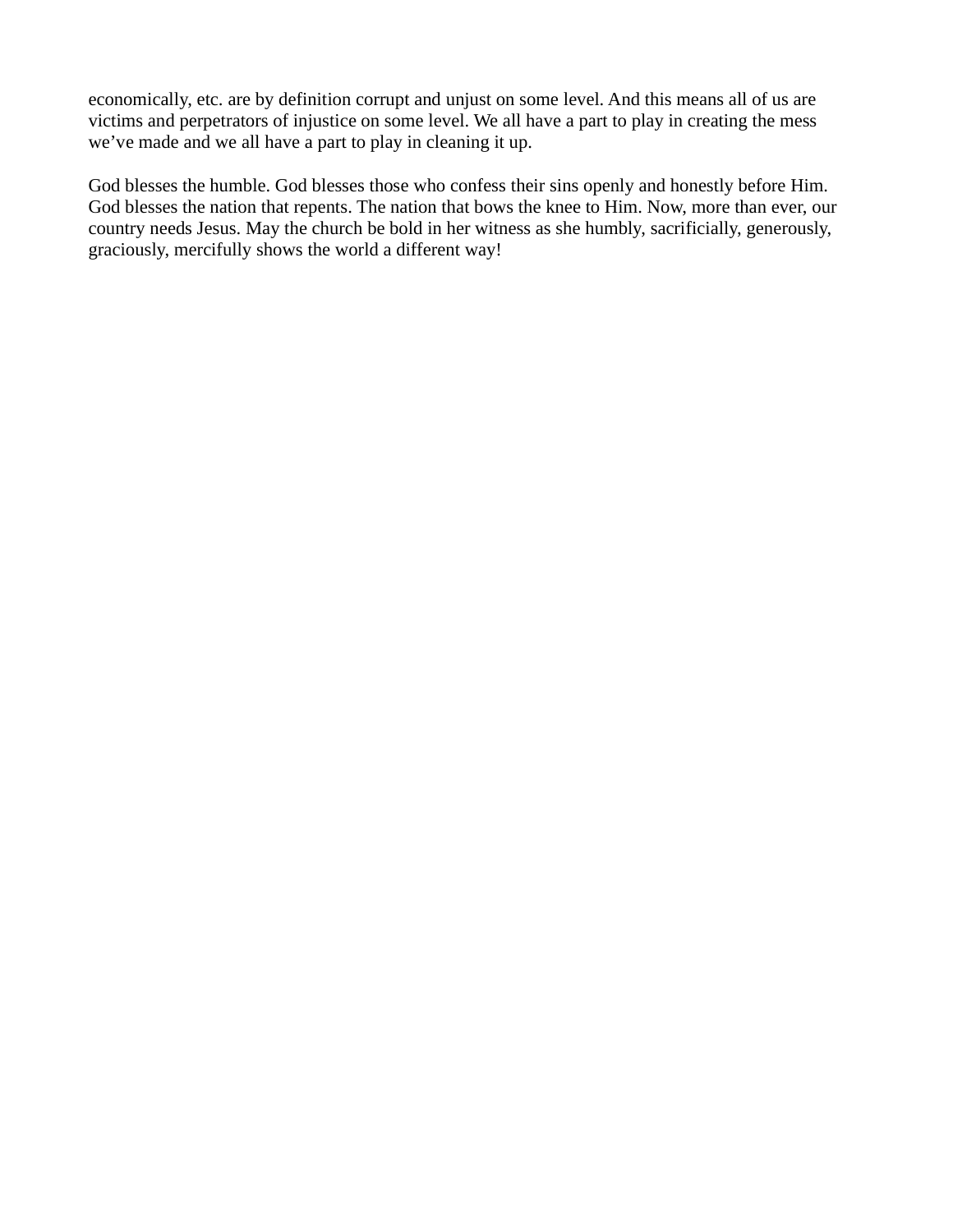economically, etc. are by definition corrupt and unjust on some level. And this means all of us are victims and perpetrators of injustice on some level. We all have a part to play in creating the mess we've made and we all have a part to play in cleaning it up.

God blesses the humble. God blesses those who confess their sins openly and honestly before Him. God blesses the nation that repents. The nation that bows the knee to Him. Now, more than ever, our country needs Jesus. May the church be bold in her witness as she humbly, sacrificially, generously, graciously, mercifully shows the world a different way!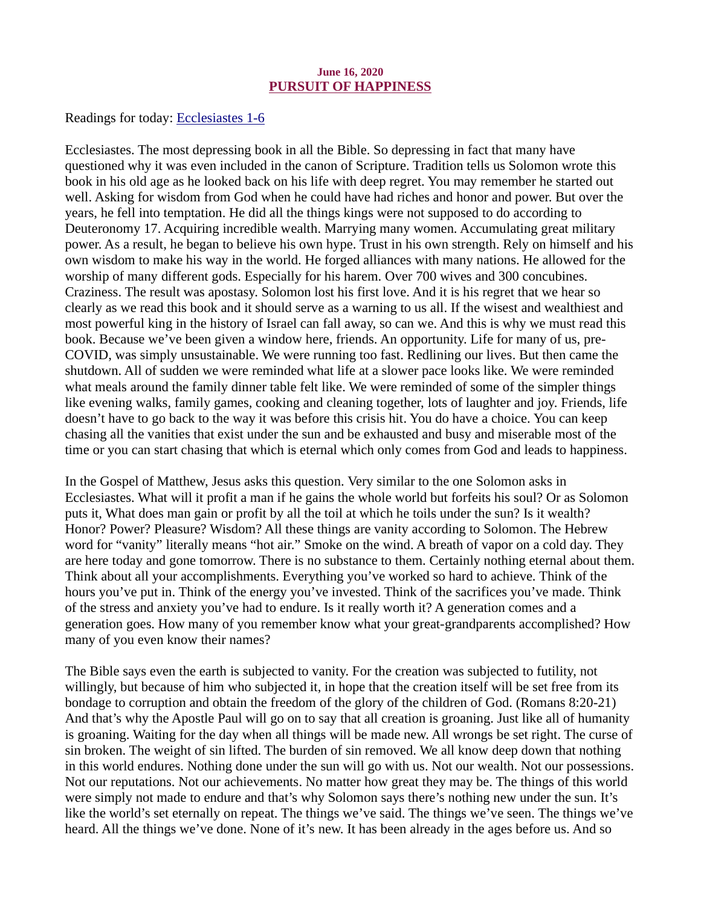June 16, 2020

# PURSUIT OF HAPPINESS

Readings for today: [Ecclesiastes 1-6]

Ecclesiastes. The most depressing book in all the Bible. So depressing in fact that many have questioned why it was even included in the canon of Scripture. Tradition tells us Solomon wrote this book in his old age as he looked back on his life with deep regret. You may remember he started out well. Asking for wisdom from God when he could have had riches and honor and power. But over the years, he fell into temptation. He did all the things kings were not supposed to do according to Deuteronomy 17. Acquiring incredible wealth. Marrying many women. Accumulating great military power. As a result, he began to believe his own hype. Trust in his own strength. Rely on himself and his own wisdom to make his way in the world. He forged alliances with many nations. He allowed for the worship of many different gods. Especially for his harem. Over 700 wives and 300 concubines. Craziness. The result was apostasy. Solomon lost his first love. And it is his regret that we hear so clearly as we read this book and it should serve as a warning to us all. If the wisest and wealthiest and most powerful king in the history of Israel can fall away, so can we. And this is why we must read this book. Because we've been given a window here, friends. An opportunity. Life for many of us, pre-COVID, was simply unsustainable. We were running too fast. Redlining our lives. But then came the shutdown. All of sudden we were reminded what life at a slower pace looks like. We were reminded what meals around the family dinner table felt like. We were reminded of some of the simpler things like evening walks, family games, cooking and cleaning together, lots of laughter and joy. Friends, life doesn't have to go back to the way it was before this crisis hit. You do have a choice. You can keep chasing all the vanities that exist under the sun and be exhausted and busy and miserable most of the time or you can start chasing that which is eternal which only comes from God and leads to happiness.

In the Gospel of Matthew, Jesus asks this question. Very similar to the one Solomon asks in Ecclesiastes. What will it profit a man if he gains the whole world but forfeits his soul? Or as Solomon puts it, What does man gain or profit by all the toil at which he toils under the sun? Is it wealth? Honor? Power? Pleasure? Wisdom? All these things are vanity according to Solomon. The Hebrew word for "vanity" literally means "hot air." Smoke on the wind. A breath of vapor on a cold day. They are here today and gone tomorrow. There is no substance to them. Certainly nothing eternal about them. Think about all your accomplishments. Everything you've worked so hard to achieve. Think of the hours you've put in. Think of the energy you've invested. Think of the sacrifices you've made. Think of the stress and anxiety you've had to endure. Is it really worth it? A generation comes and a generation goes. How many of you remember know what your great-grandparents accomplished? How many of you even know their names?

The Bible says even the earth is subjected to vanity. For the creation was subjected to futility, not willingly, but because of him who subjected it, in hope that the creation itself will be set free from its bondage to corruption and obtain the freedom of the glory of the children of God. (Romans 8:20-21) And that's why the Apostle Paul will go on to say that all creation is groaning. Just like all of humanity is groaning. Waiting for the day when all things will be made new. All wrongs be set right. The curse of sin broken. The weight of sin lifted. The burden of sin removed. We all know deep down that nothing in this world endures. Nothing done under the sun will go with us. Not our wealth. Not our possessions. Not our reputations. Not our achievements. No matter how great they may be. The things of this world were simply not made to endure and that's why Solomon says there's nothing new under the sun. It's like the world's set eternally on repeat. The things we've said. The things we've seen. The things we've heard. All the things we've done. None of it's new. It has been already in the ages before us. And so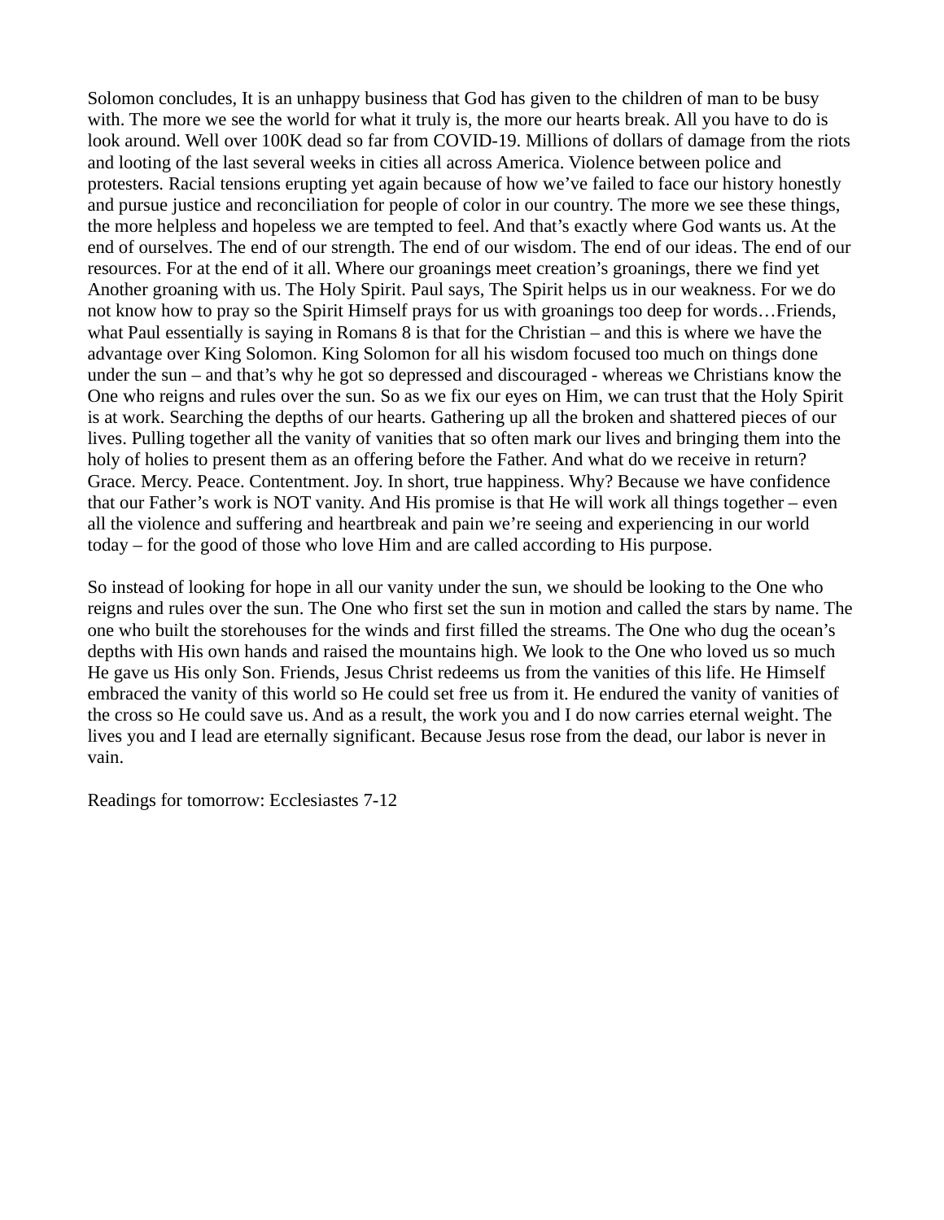Solomon concludes, It is an unhappy business that God has given to the children of man to be busy with. The more we see the world for what it truly is, the more our hearts break. All you have to do is look around. Well over 100K dead so far from COVID-19. Millions of dollars of damage from the riots and looting of the last several weeks in cities all across America. Violence between police and protesters. Racial tensions erupting yet again because of how we've failed to face our history honestly and pursue justice and reconciliation for people of color in our country. The more we see these things, the more helpless and hopeless we are tempted to feel. And that's exactly where God wants us. At the end of ourselves. The end of our strength. The end of our wisdom. The end of our ideas. The end of our resources. For at the end of it all. Where our groanings meet creation's groanings, there we find yet Another groaning with us. The Holy Spirit. Paul says, The Spirit helps us in our weakness. For we do not know how to pray so the Spirit Himself prays for us with groanings too deep for words…Friends, what Paul essentially is saying in Romans 8 is that for the Christian – and this is where we have the advantage over King Solomon. King Solomon for all his wisdom focused too much on things done under the sun – and that's why he got so depressed and discouraged - whereas we Christians know the One who reigns and rules over the sun. So as we fix our eyes on Him, we can trust that the Holy Spirit is at work. Searching the depths of our hearts. Gathering up all the broken and shattered pieces of our lives. Pulling together all the vanity of vanities that so often mark our lives and bringing them into the holy of holies to present them as an offering before the Father. And what do we receive in return? Grace. Mercy. Peace. Contentment. Joy. In short, true happiness. Why? Because we have confidence that our Father's work is NOT vanity. And His promise is that He will work all things together – even all the violence and suffering and heartbreak and pain we're seeing and experiencing in our world today – for the good of those who love Him and are called according to His purpose.

So instead of looking for hope in all our vanity under the sun, we should be looking to the One who reigns and rules over the sun. The One who first set the sun in motion and called the stars by name. The one who built the storehouses for the winds and first filled the streams. The One who dug the ocean's depths with His own hands and raised the mountains high. We look to the One who loved us so much He gave us His only Son. Friends, Jesus Christ redeems us from the vanities of this life. He Himself embraced the vanity of this world so He could set free us from it. He endured the vanity of vanities of the cross so He could save us. And as a result, the work you and I do now carries eternal weight. The lives you and I lead are eternally significant. Because Jesus rose from the dead, our labor is never in vain.

Readings for tomorrow: Ecclesiastes 7-12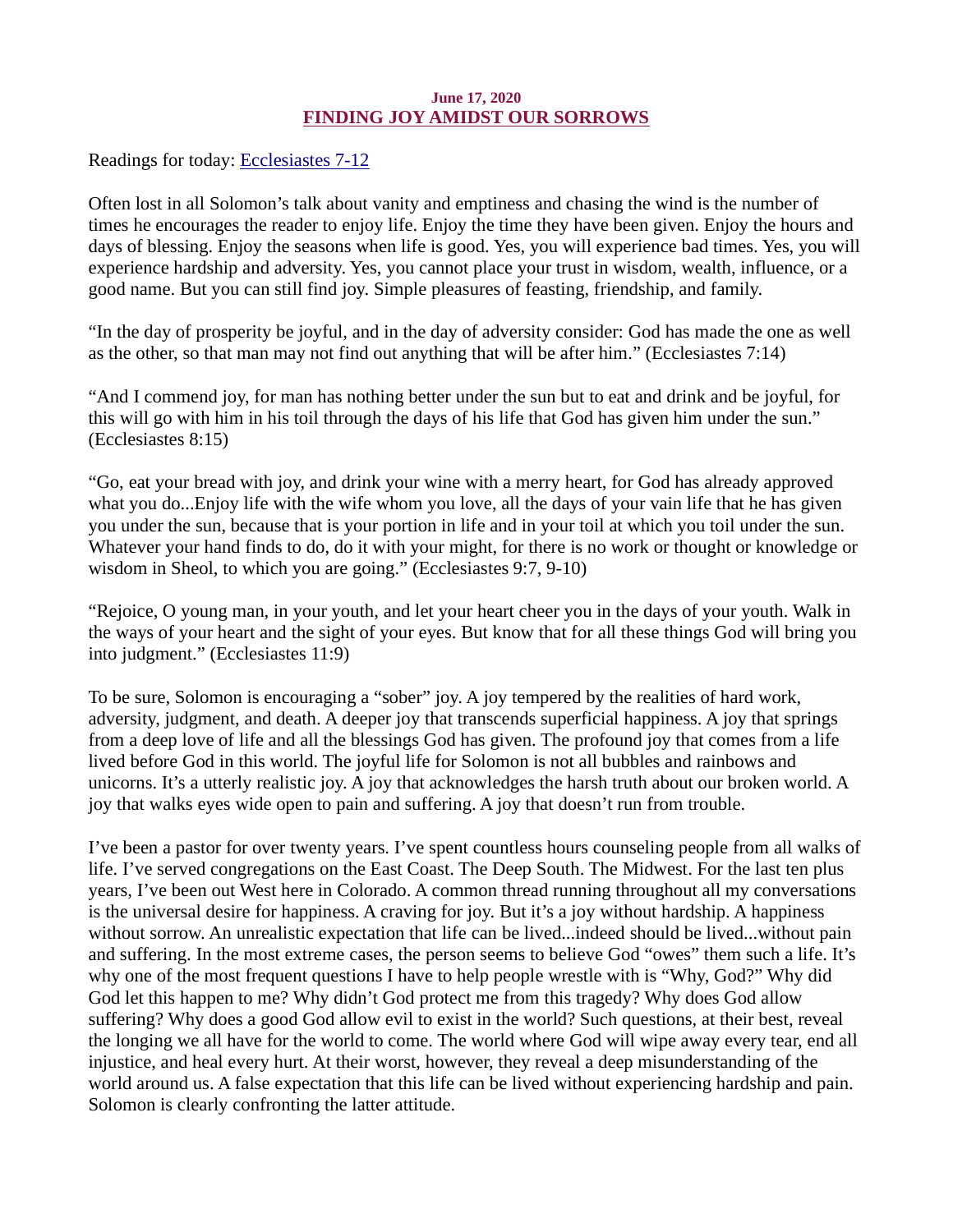**June 17, 2020**

## FINDING JOY AMIDST OUR SORROWS

Readings for today: Ecclesiastes 7-12

Often lost in all Solomon's talk about vanity and emptiness and chasing the wind is the number of times he encourages the reader to enjoy life. Enjoy the time they have been given. Enjoy the hours and days of blessing. Enjoy the seasons when life is good. Yes, you will experience bad times. Yes, you will experience hardship and adversity. Yes, you cannot place your trust in wisdom, wealth, influence, or a good name. But you can still find joy. Simple pleasures of feasting, friendship, and family.

"In the day of prosperity be joyful, and in the day of adversity consider: God has made the one as well as the other, so that man may not find out anything that will be after him." (Ecclesiastes 7:14)

"And I commend joy, for man has nothing better under the sun but to eat and drink and be joyful, for this will go with him in his toil through the days of his life that God has given him under the sun." (Ecclesiastes 8:15)

"Go, eat your bread with joy, and drink your wine with a merry heart, for God has already approved what you do...Enjoy life with the wife whom you love, all the days of your vain life that he has given you under the sun, because that is your portion in life and in your toil at which you toil under the sun. Whatever your hand finds to do, do it with your might, for there is no work or thought or knowledge or wisdom in Sheol, to which you are going." (Ecclesiastes 9:7, 9-10)

"Rejoice, O young man, in your youth, and let your heart cheer you in the days of your youth. Walk in the ways of your heart and the sight of your eyes. But know that for all these things God will bring you into judgment." (Ecclesiastes 11:9)

To be sure, Solomon is encouraging a "sober" joy. A joy tempered by the realities of hard work, adversity, judgment, and death. A deeper joy that transcends superficial happiness. A joy that springs from a deep love of life and all the blessings God has given. The profound joy that comes from a life lived before God in this world. The joyful life for Solomon is not all bubbles and rainbows and unicorns. It's a utterly realistic joy. A joy that acknowledges the harsh truth about our broken world. A joy that walks eyes wide open to pain and suffering. A joy that doesn't run from trouble.

I've been a pastor for over twenty years. I've spent countless hours counseling people from all walks of life. I've served congregations on the East Coast. The Deep South. The Midwest. For the last ten plus years, I've been out West here in Colorado. A common thread running throughout all my conversations is the universal desire for happiness. A craving for joy. But it's a joy without hardship. A happiness without sorrow. An unrealistic expectation that life can be lived...indeed should be lived...without pain and suffering. In the most extreme cases, the person seems to believe God "owes" them such a life. It's why one of the most frequent questions I have to help people wrestle with is "Why, God?" Why did God let this happen to me? Why didn't God protect me from this tragedy? Why does God allow suffering? Why does a good God allow evil to exist in the world? Such questions, at their best, reveal the longing we all have for the world to come. The world where God will wipe away every tear, end all injustice, and heal every hurt. At their worst, however, they reveal a deep misunderstanding of the world around us. A false expectation that this life can be lived without experiencing hardship and pain. Solomon is clearly confronting the latter attitude.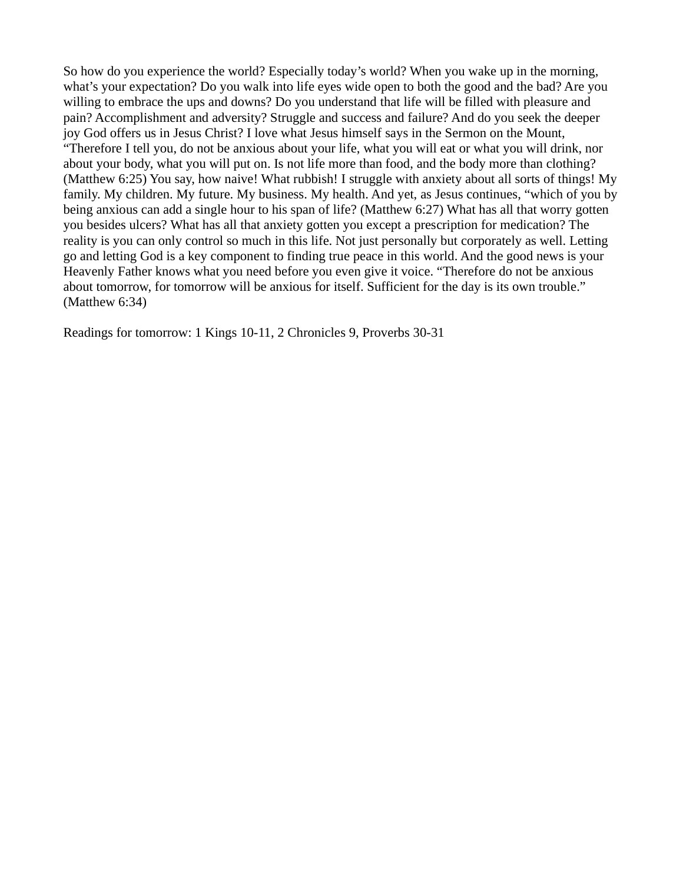So how do you experience the world? Especially today's world? When you wake up in the morning, what's your expectation? Do you walk into life eyes wide open to both the good and the bad? Are you willing to embrace the ups and downs? Do you understand that life will be filled with pleasure and pain? Accomplishment and adversity? Struggle and success and failure? And do you seek the deeper joy God offers us in Jesus Christ? I love what Jesus himself says in the Sermon on the Mount, "Therefore I tell you, do not be anxious about your life, what you will eat or what you will drink, nor about your body, what you will put on. Is not life more than food, and the body more than clothing? (Matthew 6:25) You say, how naive! What rubbish! I struggle with anxiety about all sorts of things! My family. My children. My future. My business. My health. And yet, as Jesus continues, "which of you by being anxious can add a single hour to his span of life? (Matthew 6:27) What has all that worry gotten you besides ulcers? What has all that anxiety gotten you except a prescription for medication? The reality is you can only control so much in this life. Not just personally but corporately as well. Letting go and letting God is a key component to finding true peace in this world. And the good news is your Heavenly Father knows what you need before you even give it voice. "Therefore do not be anxious about tomorrow, for tomorrow will be anxious for itself. Sufficient for the day is its own trouble." (Matthew 6:34)

Readings for tomorrow: 1 Kings 10-11, 2 Chronicles 9, Proverbs 30-31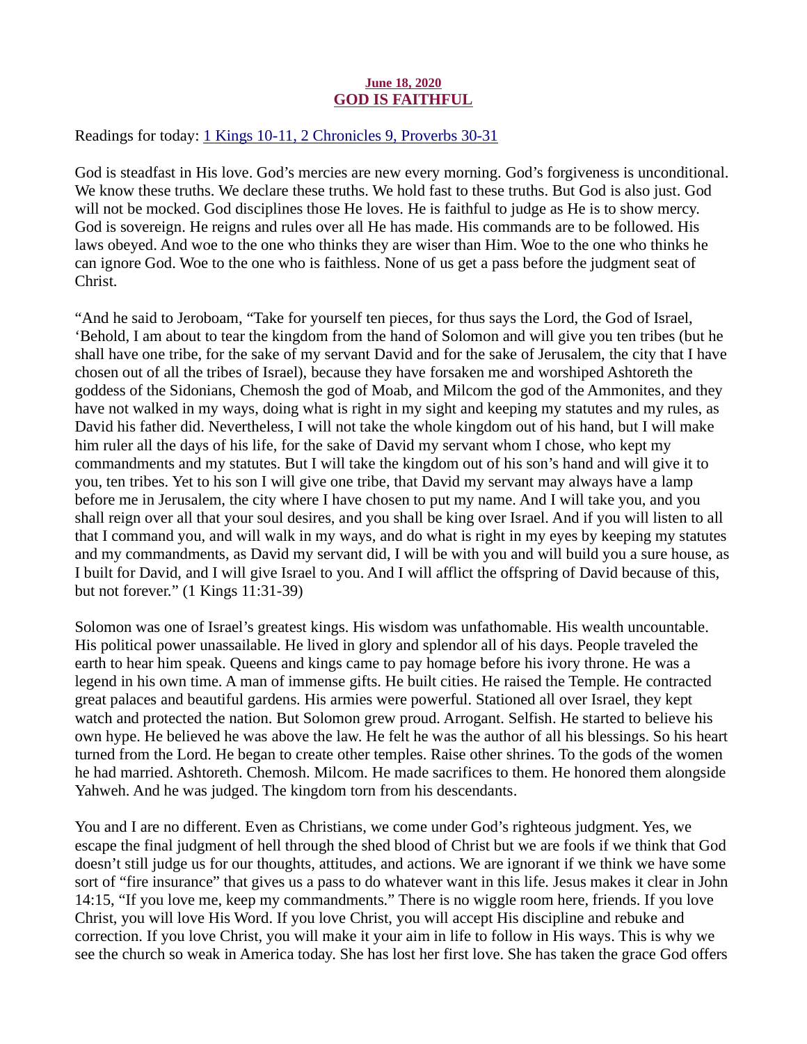[June 18, 2020](#)
## [GOD IS FAITHFUL](#)

Readings for today: [1 Kings 10-11, 2 Chronicles 9, Proverbs 30-31](#)

God is steadfast in His love. God's mercies are new every morning. God's forgiveness is unconditional. We know these truths. We declare these truths. We hold fast to these truths. But God is also just. God will not be mocked. God disciplines those He loves. He is faithful to judge as He is to show mercy. God is sovereign. He reigns and rules over all He has made. His commands are to be followed. His laws obeyed. And woe to the one who thinks they are wiser than Him. Woe to the one who thinks he can ignore God. Woe to the one who is faithless. None of us get a pass before the judgment seat of Christ.

"And he said to Jeroboam, "Take for yourself ten pieces, for thus says the Lord, the God of Israel, 'Behold, I am about to tear the kingdom from the hand of Solomon and will give you ten tribes (but he shall have one tribe, for the sake of my servant David and for the sake of Jerusalem, the city that I have chosen out of all the tribes of Israel), because they have forsaken me and worshiped Ashtoreth the goddess of the Sidonians, Chemosh the god of Moab, and Milcom the god of the Ammonites, and they have not walked in my ways, doing what is right in my sight and keeping my statutes and my rules, as David his father did. Nevertheless, I will not take the whole kingdom out of his hand, but I will make him ruler all the days of his life, for the sake of David my servant whom I chose, who kept my commandments and my statutes. But I will take the kingdom out of his son's hand and will give it to you, ten tribes. Yet to his son I will give one tribe, that David my servant may always have a lamp before me in Jerusalem, the city where I have chosen to put my name. And I will take you, and you shall reign over all that your soul desires, and you shall be king over Israel. And if you will listen to all that I command you, and will walk in my ways, and do what is right in my eyes by keeping my statutes and my commandments, as David my servant did, I will be with you and will build you a sure house, as I built for David, and I will give Israel to you. And I will afflict the offspring of David because of this, but not forever." (1 Kings 11:31-39)

Solomon was one of Israel's greatest kings. His wisdom was unfathomable. His wealth uncountable. His political power unassailable. He lived in glory and splendor all of his days. People traveled the earth to hear him speak. Queens and kings came to pay homage before his ivory throne. He was a legend in his own time. A man of immense gifts. He built cities. He raised the Temple. He contracted great palaces and beautiful gardens. His armies were powerful. Stationed all over Israel, they kept watch and protected the nation. But Solomon grew proud. Arrogant. Selfish. He started to believe his own hype. He believed he was above the law. He felt he was the author of all his blessings. So his heart turned from the Lord. He began to create other temples. Raise other shrines. To the gods of the women he had married. Ashtoreth. Chemosh. Milcom. He made sacrifices to them. He honored them alongside Yahweh. And he was judged. The kingdom torn from his descendants.

You and I are no different. Even as Christians, we come under God's righteous judgment. Yes, we escape the final judgment of hell through the shed blood of Christ but we are fools if we think that God doesn't still judge us for our thoughts, attitudes, and actions. We are ignorant if we think we have some sort of "fire insurance" that gives us a pass to do whatever want in this life. Jesus makes it clear in John 14:15, "If you love me, keep my commandments." There is no wiggle room here, friends. If you love Christ, you will love His Word. If you love Christ, you will accept His discipline and rebuke and correction. If you love Christ, you will make it your aim in life to follow in His ways. This is why we see the church so weak in America today. She has lost her first love. She has taken the grace God offers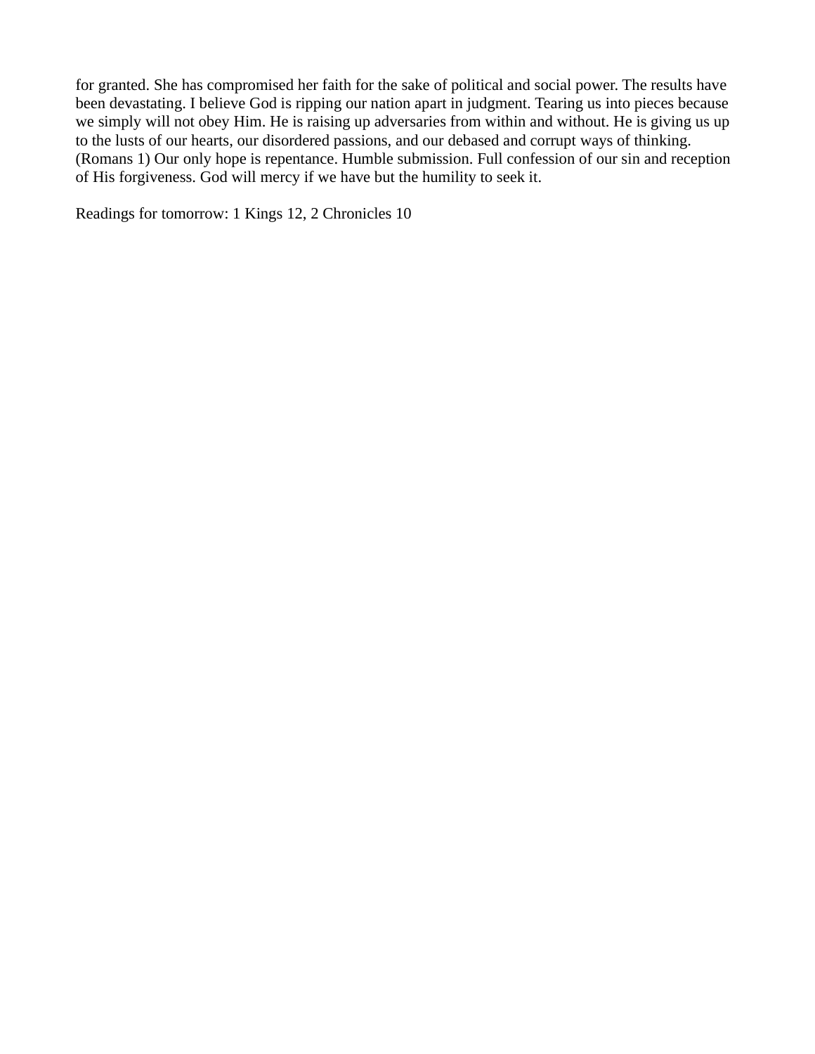for granted. She has compromised her faith for the sake of political and social power. The results have been devastating. I believe God is ripping our nation apart in judgment. Tearing us into pieces because we simply will not obey Him. He is raising up adversaries from within and without. He is giving us up to the lusts of our hearts, our disordered passions, and our debased and corrupt ways of thinking. (Romans 1) Our only hope is repentance. Humble submission. Full confession of our sin and reception of His forgiveness. God will mercy if we have but the humility to seek it.

Readings for tomorrow: 1 Kings 12, 2 Chronicles 10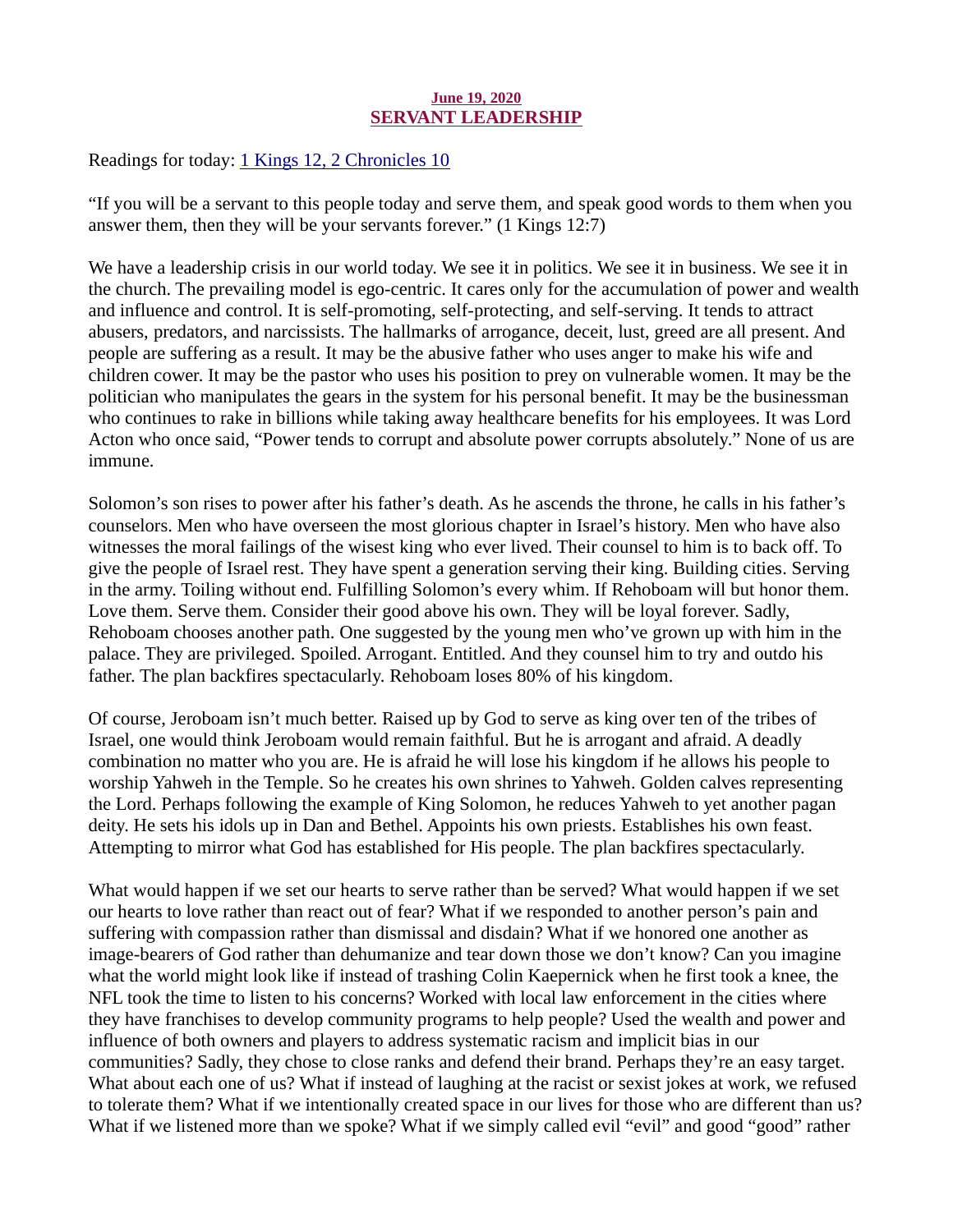**June 19, 2020**

## SERVANT LEADERSHIP

Readings for today: [1 Kings 12, 2 Chronicles 10]

"If you will be a servant to this people today and serve them, and speak good words to them when you answer them, then they will be your servants forever." (1 Kings 12:7)

We have a leadership crisis in our world today. We see it in politics. We see it in business. We see it in the church. The prevailing model is ego-centric. It cares only for the accumulation of power and wealth and influence and control. It is self-promoting, self-protecting, and self-serving. It tends to attract abusers, predators, and narcissists. The hallmarks of arrogance, deceit, lust, greed are all present. And people are suffering as a result. It may be the abusive father who uses anger to make his wife and children cower. It may be the pastor who uses his position to prey on vulnerable women. It may be the politician who manipulates the gears in the system for his personal benefit. It may be the businessman who continues to rake in billions while taking away healthcare benefits for his employees. It was Lord Acton who once said, "Power tends to corrupt and absolute power corrupts absolutely." None of us are immune.

Solomon's son rises to power after his father's death. As he ascends the throne, he calls in his father's counselors. Men who have overseen the most glorious chapter in Israel's history. Men who have also witnesses the moral failings of the wisest king who ever lived. Their counsel to him is to back off. To give the people of Israel rest. They have spent a generation serving their king. Building cities. Serving in the army. Toiling without end. Fulfilling Solomon's every whim. If Rehoboam will but honor them. Love them. Serve them. Consider their good above his own. They will be loyal forever. Sadly, Rehoboam chooses another path. One suggested by the young men who've grown up with him in the palace. They are privileged. Spoiled. Arrogant. Entitled. And they counsel him to try and outdo his father. The plan backfires spectacularly. Rehoboam loses 80% of his kingdom.

Of course, Jeroboam isn't much better. Raised up by God to serve as king over ten of the tribes of Israel, one would think Jeroboam would remain faithful. But he is arrogant and afraid. A deadly combination no matter who you are. He is afraid he will lose his kingdom if he allows his people to worship Yahweh in the Temple. So he creates his own shrines to Yahweh. Golden calves representing the Lord. Perhaps following the example of King Solomon, he reduces Yahweh to yet another pagan deity. He sets his idols up in Dan and Bethel. Appoints his own priests. Establishes his own feast. Attempting to mirror what God has established for His people. The plan backfires spectacularly.

What would happen if we set our hearts to serve rather than be served? What would happen if we set our hearts to love rather than react out of fear? What if we responded to another person's pain and suffering with compassion rather than dismissal and disdain? What if we honored one another as image-bearers of God rather than dehumanize and tear down those we don't know? Can you imagine what the world might look like if instead of trashing Colin Kaepernick when he first took a knee, the NFL took the time to listen to his concerns? Worked with local law enforcement in the cities where they have franchises to develop community programs to help people? Used the wealth and power and influence of both owners and players to address systematic racism and implicit bias in our communities? Sadly, they chose to close ranks and defend their brand. Perhaps they're an easy target. What about each one of us? What if instead of laughing at the racist or sexist jokes at work, we refused to tolerate them? What if we intentionally created space in our lives for those who are different than us? What if we listened more than we spoke? What if we simply called evil "evil" and good "good" rather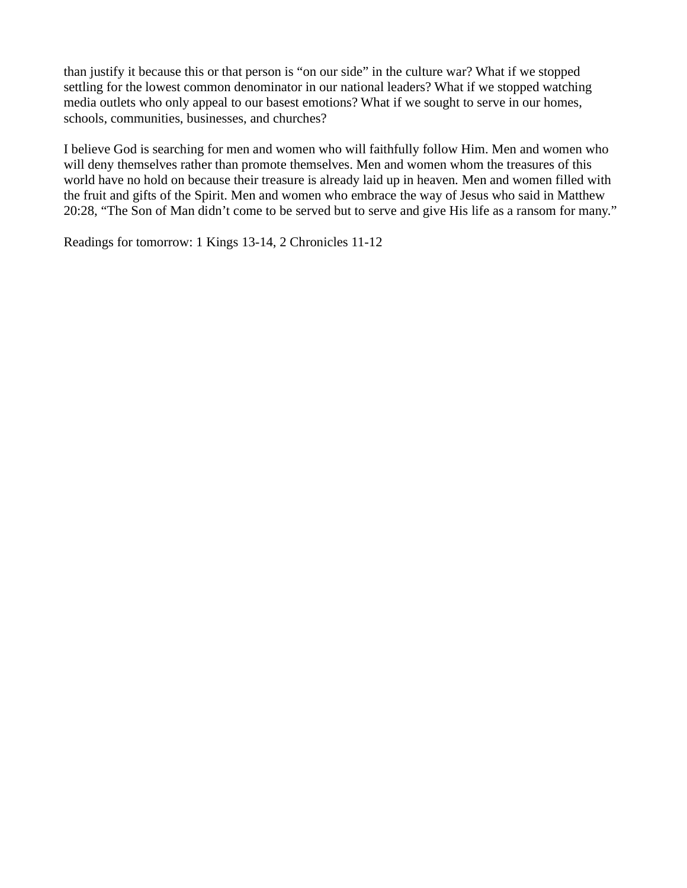than justify it because this or that person is “on our side” in the culture war? What if we stopped settling for the lowest common denominator in our national leaders? What if we stopped watching media outlets who only appeal to our basest emotions? What if we sought to serve in our homes, schools, communities, businesses, and churches?

I believe God is searching for men and women who will faithfully follow Him. Men and women who will deny themselves rather than promote themselves. Men and women whom the treasures of this world have no hold on because their treasure is already laid up in heaven. Men and women filled with the fruit and gifts of the Spirit. Men and women who embrace the way of Jesus who said in Matthew 20:28, “The Son of Man didn’t come to be served but to serve and give His life as a ransom for many.”

Readings for tomorrow: 1 Kings 13-14, 2 Chronicles 11-12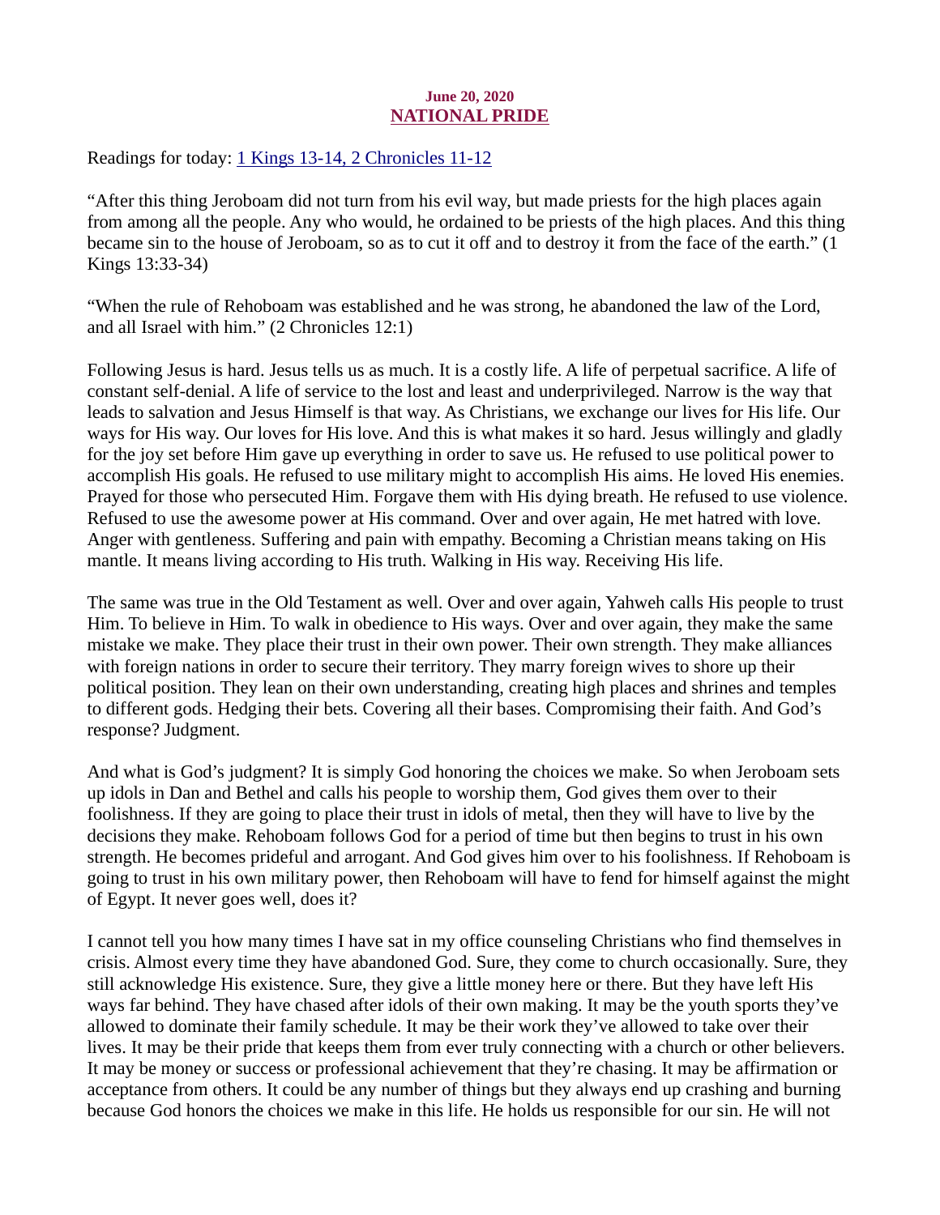**June 20, 2020**

# NATIONAL PRIDE

Readings for today: [1 Kings 13-14, 2 Chronicles 11-12]

"After this thing Jeroboam did not turn from his evil way, but made priests for the high places again from among all the people. Any who would, he ordained to be priests of the high places. And this thing became sin to the house of Jeroboam, so as to cut it off and to destroy it from the face of the earth." (1 Kings 13:33-34)

"When the rule of Rehoboam was established and he was strong, he abandoned the law of the Lord, and all Israel with him." (2 Chronicles 12:1)

Following Jesus is hard. Jesus tells us as much. It is a costly life. A life of perpetual sacrifice. A life of constant self-denial. A life of service to the lost and least and underprivileged. Narrow is the way that leads to salvation and Jesus Himself is that way. As Christians, we exchange our lives for His life. Our ways for His way. Our loves for His love. And this is what makes it so hard. Jesus willingly and gladly for the joy set before Him gave up everything in order to save us. He refused to use political power to accomplish His goals. He refused to use military might to accomplish His aims. He loved His enemies. Prayed for those who persecuted Him. Forgave them with His dying breath. He refused to use violence. Refused to use the awesome power at His command. Over and over again, He met hatred with love. Anger with gentleness. Suffering and pain with empathy. Becoming a Christian means taking on His mantle. It means living according to His truth. Walking in His way. Receiving His life.

The same was true in the Old Testament as well. Over and over again, Yahweh calls His people to trust Him. To believe in Him. To walk in obedience to His ways. Over and over again, they make the same mistake we make. They place their trust in their own power. Their own strength. They make alliances with foreign nations in order to secure their territory. They marry foreign wives to shore up their political position. They lean on their own understanding, creating high places and shrines and temples to different gods. Hedging their bets. Covering all their bases. Compromising their faith. And God's response? Judgment.

And what is God's judgment? It is simply God honoring the choices we make. So when Jeroboam sets up idols in Dan and Bethel and calls his people to worship them, God gives them over to their foolishness. If they are going to place their trust in idols of metal, then they will have to live by the decisions they make. Rehoboam follows God for a period of time but then begins to trust in his own strength. He becomes prideful and arrogant. And God gives him over to his foolishness. If Rehoboam is going to trust in his own military power, then Rehoboam will have to fend for himself against the might of Egypt. It never goes well, does it?

I cannot tell you how many times I have sat in my office counseling Christians who find themselves in crisis. Almost every time they have abandoned God. Sure, they come to church occasionally. Sure, they still acknowledge His existence. Sure, they give a little money here or there. But they have left His ways far behind. They have chased after idols of their own making. It may be the youth sports they've allowed to dominate their family schedule. It may be their work they've allowed to take over their lives. It may be their pride that keeps them from ever truly connecting with a church or other believers. It may be money or success or professional achievement that they're chasing. It may be affirmation or acceptance from others. It could be any number of things but they always end up crashing and burning because God honors the choices we make in this life. He holds us responsible for our sin. He will not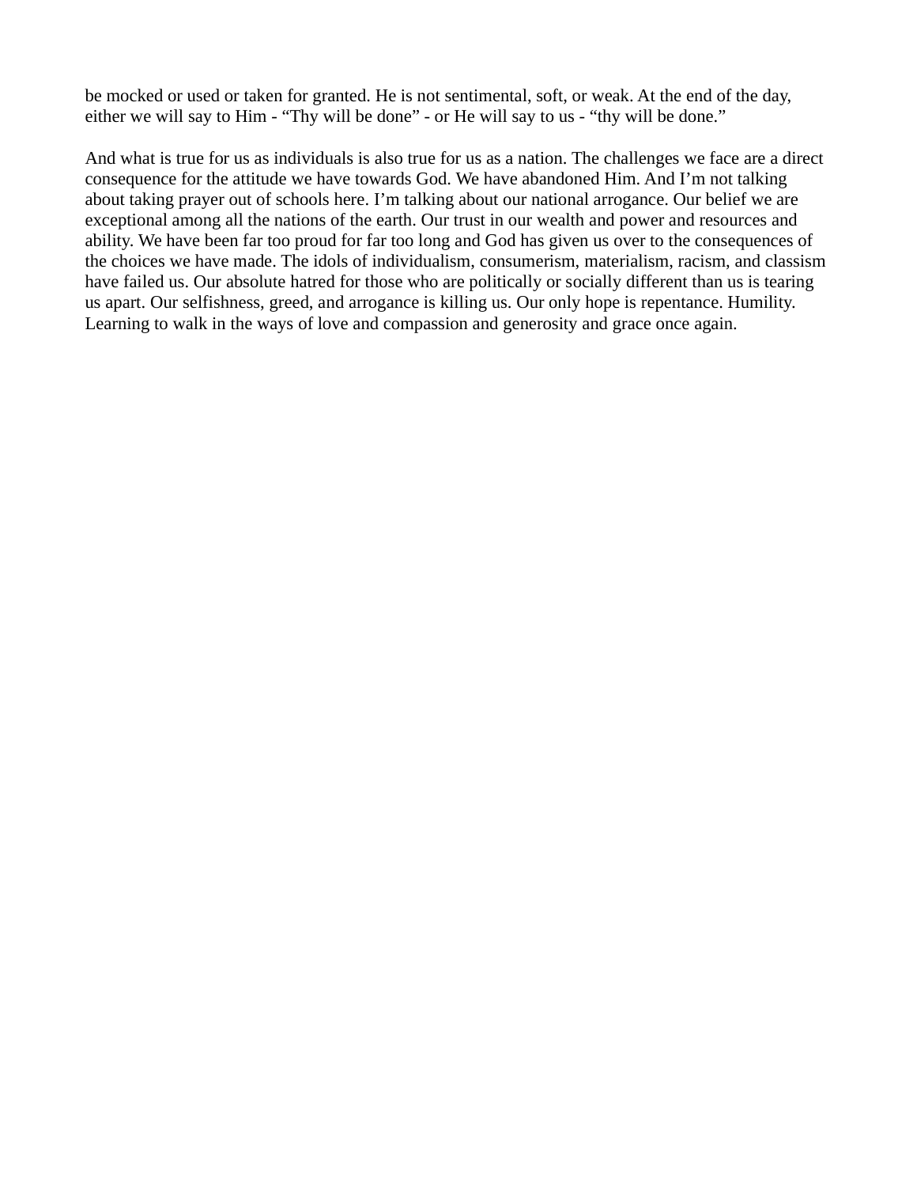be mocked or used or taken for granted. He is not sentimental, soft, or weak. At the end of the day, either we will say to Him - “Thy will be done” - or He will say to us - “thy will be done.”

And what is true for us as individuals is also true for us as a nation. The challenges we face are a direct consequence for the attitude we have towards God. We have abandoned Him. And I’m not talking about taking prayer out of schools here. I’m talking about our national arrogance. Our belief we are exceptional among all the nations of the earth. Our trust in our wealth and power and resources and ability. We have been far too proud for far too long and God has given us over to the consequences of the choices we have made. The idols of individualism, consumerism, materialism, racism, and classism have failed us. Our absolute hatred for those who are politically or socially different than us is tearing us apart. Our selfishness, greed, and arrogance is killing us. Our only hope is repentance. Humility. Learning to walk in the ways of love and compassion and generosity and grace once again.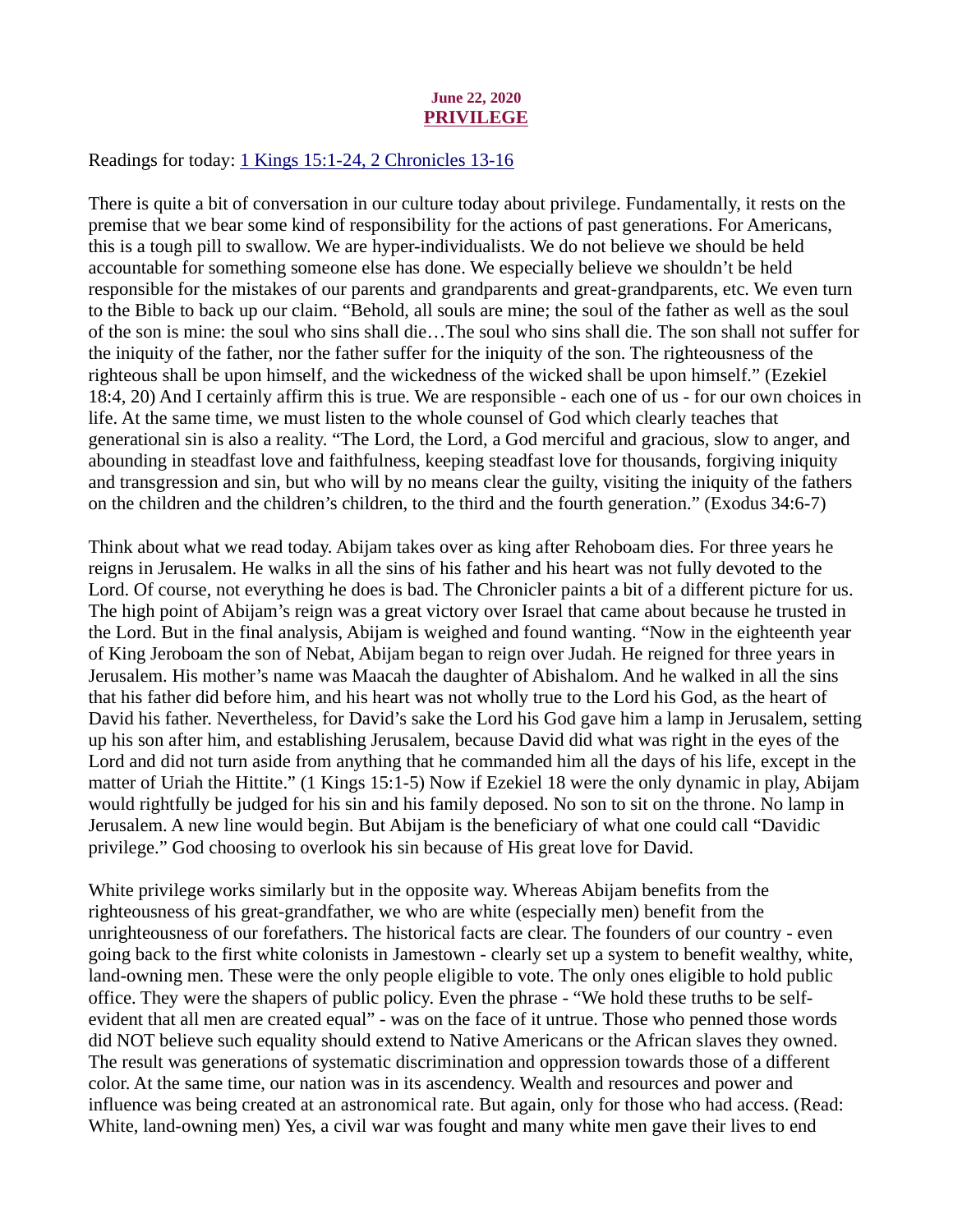June 22, 2020

## PRIVILEGE

Readings for today: [1 Kings 15:1-24, 2 Chronicles 13-16]

There is quite a bit of conversation in our culture today about privilege. Fundamentally, it rests on the premise that we bear some kind of responsibility for the actions of past generations. For Americans, this is a tough pill to swallow. We are hyper-individualists. We do not believe we should be held accountable for something someone else has done. We especially believe we shouldn't be held responsible for the mistakes of our parents and grandparents and great-grandparents, etc. We even turn to the Bible to back up our claim. "Behold, all souls are mine; the soul of the father as well as the soul of the son is mine: the soul who sins shall die…The soul who sins shall die. The son shall not suffer for the iniquity of the father, nor the father suffer for the iniquity of the son. The righteousness of the righteous shall be upon himself, and the wickedness of the wicked shall be upon himself." (Ezekiel 18:4, 20) And I certainly affirm this is true. We are responsible - each one of us - for our own choices in life. At the same time, we must listen to the whole counsel of God which clearly teaches that generational sin is also a reality. "The Lord, the Lord, a God merciful and gracious, slow to anger, and abounding in steadfast love and faithfulness, keeping steadfast love for thousands, forgiving iniquity and transgression and sin, but who will by no means clear the guilty, visiting the iniquity of the fathers on the children and the children's children, to the third and the fourth generation." (Exodus 34:6-7)

Think about what we read today. Abijam takes over as king after Rehoboam dies. For three years he reigns in Jerusalem. He walks in all the sins of his father and his heart was not fully devoted to the Lord. Of course, not everything he does is bad. The Chronicler paints a bit of a different picture for us. The high point of Abijam's reign was a great victory over Israel that came about because he trusted in the Lord. But in the final analysis, Abijam is weighed and found wanting. "Now in the eighteenth year of King Jeroboam the son of Nebat, Abijam began to reign over Judah. He reigned for three years in Jerusalem. His mother's name was Maacah the daughter of Abishalom. And he walked in all the sins that his father did before him, and his heart was not wholly true to the Lord his God, as the heart of David his father. Nevertheless, for David's sake the Lord his God gave him a lamp in Jerusalem, setting up his son after him, and establishing Jerusalem, because David did what was right in the eyes of the Lord and did not turn aside from anything that he commanded him all the days of his life, except in the matter of Uriah the Hittite." (1 Kings 15:1-5) Now if Ezekiel 18 were the only dynamic in play, Abijam would rightfully be judged for his sin and his family deposed. No son to sit on the throne. No lamp in Jerusalem. A new line would begin. But Abijam is the beneficiary of what one could call "Davidic privilege." God choosing to overlook his sin because of His great love for David.

White privilege works similarly but in the opposite way. Whereas Abijam benefits from the righteousness of his great-grandfather, we who are white (especially men) benefit from the unrighteousness of our forefathers. The historical facts are clear. The founders of our country - even going back to the first white colonists in Jamestown - clearly set up a system to benefit wealthy, white, land-owning men. These were the only people eligible to vote. The only ones eligible to hold public office. They were the shapers of public policy. Even the phrase - "We hold these truths to be self-evident that all men are created equal" - was on the face of it untrue. Those who penned those words did NOT believe such equality should extend to Native Americans or the African slaves they owned. The result was generations of systematic discrimination and oppression towards those of a different color. At the same time, our nation was in its ascendency. Wealth and resources and power and influence was being created at an astronomical rate. But again, only for those who had access. (Read: White, land-owning men) Yes, a civil war was fought and many white men gave their lives to end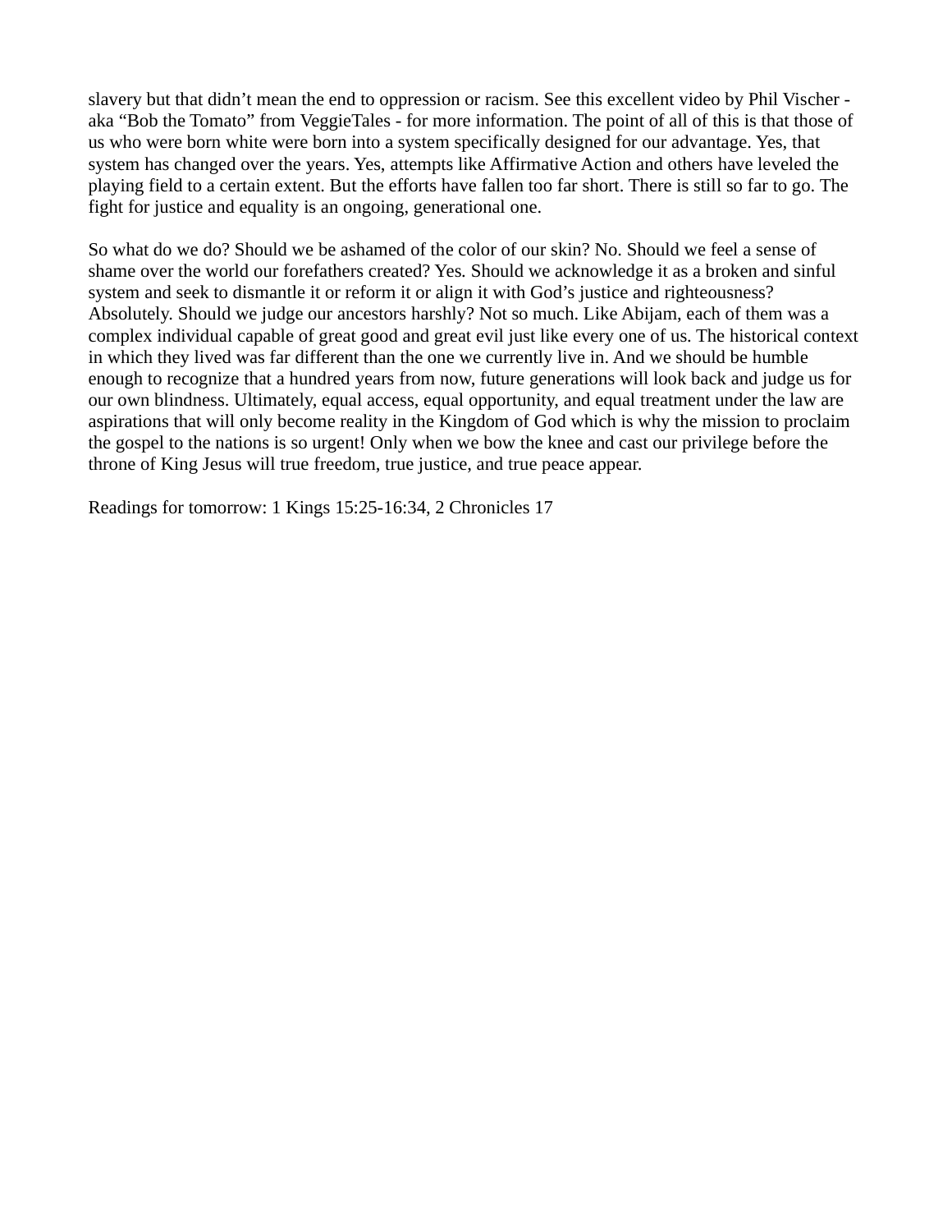slavery but that didn't mean the end to oppression or racism. See this excellent video by Phil Vischer - aka "Bob the Tomato" from VeggieTales - for more information. The point of all of this is that those of us who were born white were born into a system specifically designed for our advantage. Yes, that system has changed over the years. Yes, attempts like Affirmative Action and others have leveled the playing field to a certain extent. But the efforts have fallen too far short. There is still so far to go. The fight for justice and equality is an ongoing, generational one.

So what do we do? Should we be ashamed of the color of our skin? No. Should we feel a sense of shame over the world our forefathers created? Yes. Should we acknowledge it as a broken and sinful system and seek to dismantle it or reform it or align it with God's justice and righteousness? Absolutely. Should we judge our ancestors harshly? Not so much. Like Abijam, each of them was a complex individual capable of great good and great evil just like every one of us. The historical context in which they lived was far different than the one we currently live in. And we should be humble enough to recognize that a hundred years from now, future generations will look back and judge us for our own blindness. Ultimately, equal access, equal opportunity, and equal treatment under the law are aspirations that will only become reality in the Kingdom of God which is why the mission to proclaim the gospel to the nations is so urgent! Only when we bow the knee and cast our privilege before the throne of King Jesus will true freedom, true justice, and true peace appear.

Readings for tomorrow: 1 Kings 15:25-16:34, 2 Chronicles 17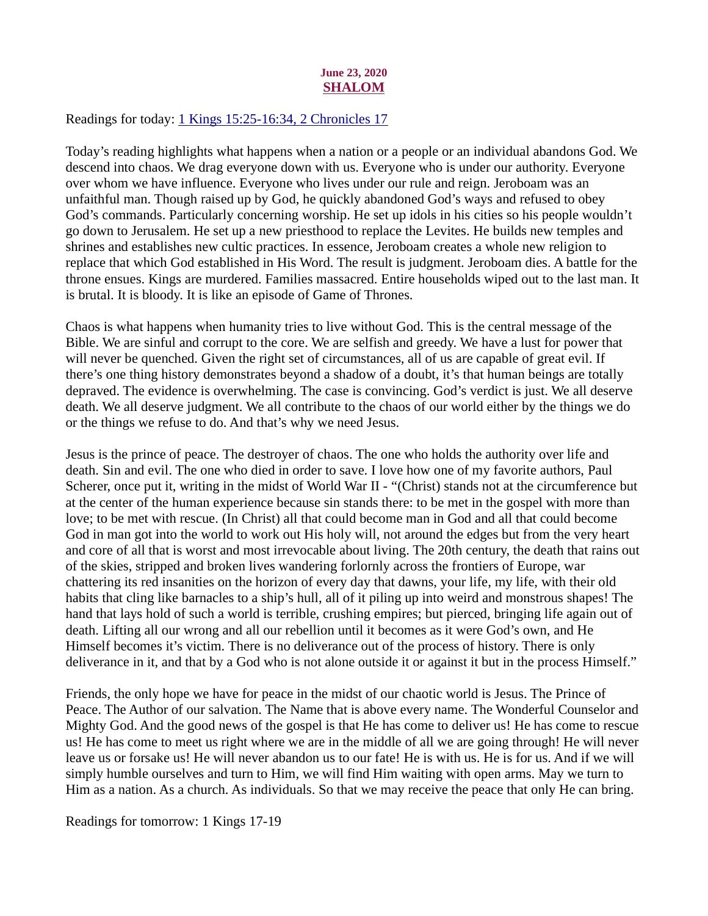**June 23, 2020**
## SHALOM

Readings for today: 1 Kings 15:25-16:34, 2 Chronicles 17

Today's reading highlights what happens when a nation or a people or an individual abandons God. We descend into chaos. We drag everyone down with us. Everyone who is under our authority. Everyone over whom we have influence. Everyone who lives under our rule and reign. Jeroboam was an unfaithful man. Though raised up by God, he quickly abandoned God's ways and refused to obey God's commands. Particularly concerning worship. He set up idols in his cities so his people wouldn't go down to Jerusalem. He set up a new priesthood to replace the Levites. He builds new temples and shrines and establishes new cultic practices. In essence, Jeroboam creates a whole new religion to replace that which God established in His Word. The result is judgment. Jeroboam dies. A battle for the throne ensues. Kings are murdered. Families massacred. Entire households wiped out to the last man. It is brutal. It is bloody. It is like an episode of Game of Thrones.

Chaos is what happens when humanity tries to live without God. This is the central message of the Bible. We are sinful and corrupt to the core. We are selfish and greedy. We have a lust for power that will never be quenched. Given the right set of circumstances, all of us are capable of great evil. If there's one thing history demonstrates beyond a shadow of a doubt, it's that human beings are totally depraved. The evidence is overwhelming. The case is convincing. God's verdict is just. We all deserve death. We all deserve judgment. We all contribute to the chaos of our world either by the things we do or the things we refuse to do. And that's why we need Jesus.

Jesus is the prince of peace. The destroyer of chaos. The one who holds the authority over life and death. Sin and evil. The one who died in order to save. I love how one of my favorite authors, Paul Scherer, once put it, writing in the midst of World War II - "(Christ) stands not at the circumference but at the center of the human experience because sin stands there: to be met in the gospel with more than love; to be met with rescue. (In Christ) all that could become man in God and all that could become God in man got into the world to work out His holy will, not around the edges but from the very heart and core of all that is worst and most irrevocable about living. The 20th century, the death that rains out of the skies, stripped and broken lives wandering forlornly across the frontiers of Europe, war chattering its red insanities on the horizon of every day that dawns, your life, my life, with their old habits that cling like barnacles to a ship's hull, all of it piling up into weird and monstrous shapes! The hand that lays hold of such a world is terrible, crushing empires; but pierced, bringing life again out of death. Lifting all our wrong and all our rebellion until it becomes as it were God's own, and He Himself becomes it's victim. There is no deliverance out of the process of history. There is only deliverance in it, and that by a God who is not alone outside it or against it but in the process Himself."

Friends, the only hope we have for peace in the midst of our chaotic world is Jesus. The Prince of Peace. The Author of our salvation. The Name that is above every name. The Wonderful Counselor and Mighty God. And the good news of the gospel is that He has come to deliver us! He has come to rescue us! He has come to meet us right where we are in the middle of all we are going through! He will never leave us or forsake us! He will never abandon us to our fate! He is with us. He is for us. And if we will simply humble ourselves and turn to Him, we will find Him waiting with open arms. May we turn to Him as a nation. As a church. As individuals. So that we may receive the peace that only He can bring.

Readings for tomorrow: 1 Kings 17-19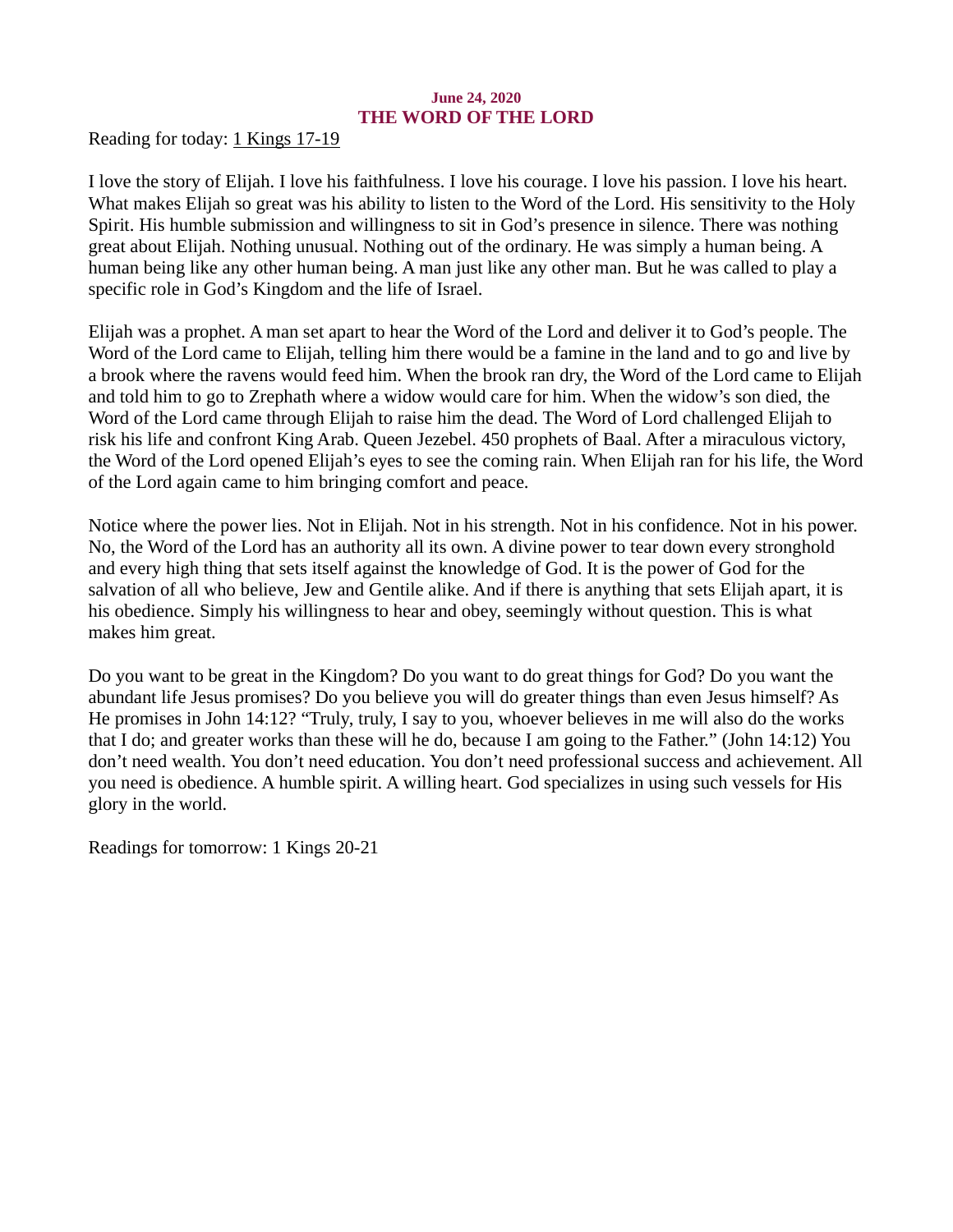**June 24, 2020**

# THE WORD OF THE LORD

Reading for today: 1 Kings 17-19

I love the story of Elijah. I love his faithfulness. I love his courage. I love his passion. I love his heart. What makes Elijah so great was his ability to listen to the Word of the Lord. His sensitivity to the Holy Spirit. His humble submission and willingness to sit in God's presence in silence. There was nothing great about Elijah. Nothing unusual. Nothing out of the ordinary. He was simply a human being. A human being like any other human being. A man just like any other man. But he was called to play a specific role in God's Kingdom and the life of Israel.

Elijah was a prophet. A man set apart to hear the Word of the Lord and deliver it to God's people. The Word of the Lord came to Elijah, telling him there would be a famine in the land and to go and live by a brook where the ravens would feed him. When the brook ran dry, the Word of the Lord came to Elijah and told him to go to Zrephath where a widow would care for him. When the widow's son died, the Word of the Lord came through Elijah to raise him the dead. The Word of Lord challenged Elijah to risk his life and confront King Arab. Queen Jezebel. 450 prophets of Baal. After a miraculous victory, the Word of the Lord opened Elijah's eyes to see the coming rain. When Elijah ran for his life, the Word of the Lord again came to him bringing comfort and peace.

Notice where the power lies. Not in Elijah. Not in his strength. Not in his confidence. Not in his power. No, the Word of the Lord has an authority all its own. A divine power to tear down every stronghold and every high thing that sets itself against the knowledge of God. It is the power of God for the salvation of all who believe, Jew and Gentile alike. And if there is anything that sets Elijah apart, it is his obedience. Simply his willingness to hear and obey, seemingly without question. This is what makes him great.

Do you want to be great in the Kingdom? Do you want to do great things for God? Do you want the abundant life Jesus promises? Do you believe you will do greater things than even Jesus himself? As He promises in John 14:12? "Truly, truly, I say to you, whoever believes in me will also do the works that I do; and greater works than these will he do, because I am going to the Father." (John 14:12) You don't need wealth. You don't need education. You don't need professional success and achievement. All you need is obedience. A humble spirit. A willing heart. God specializes in using such vessels for His glory in the world.

Readings for tomorrow: 1 Kings 20-21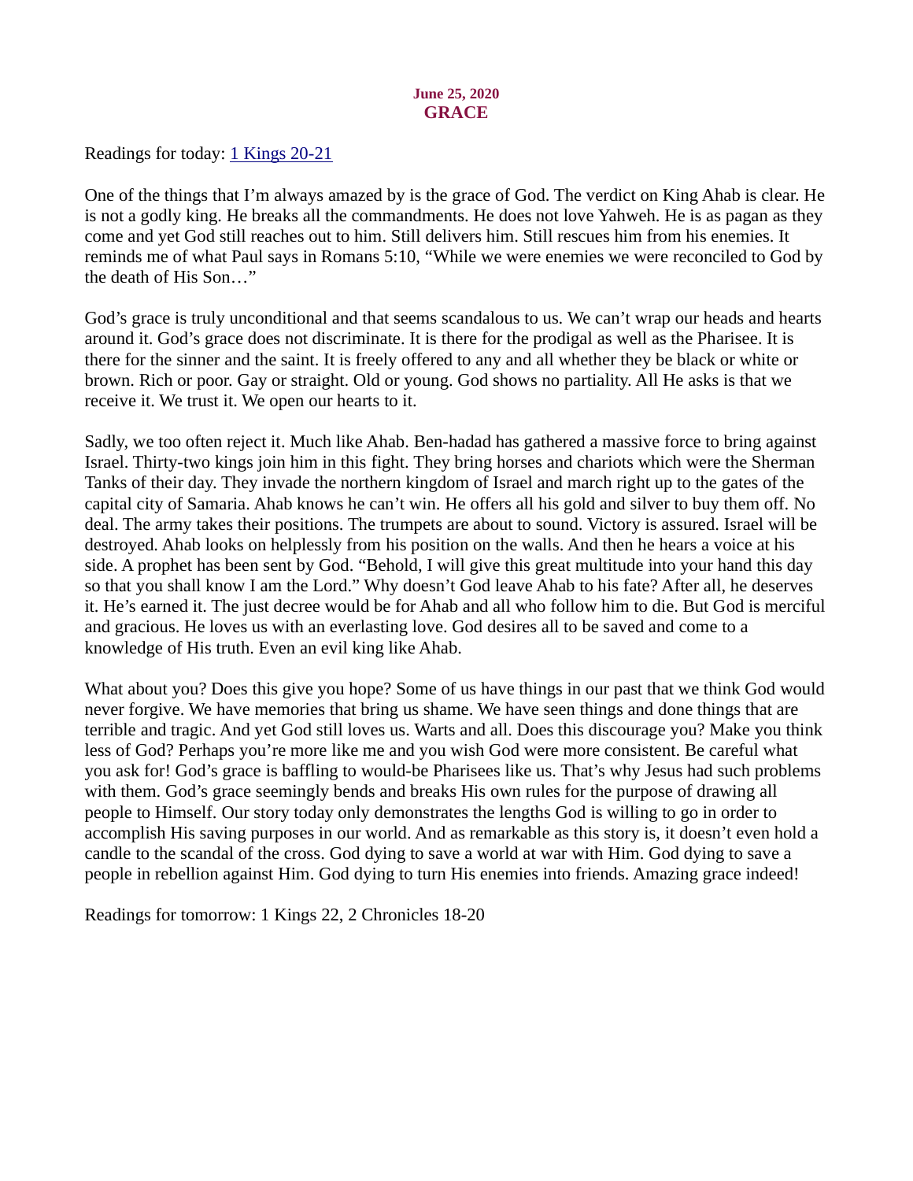**June 25, 2020**

# GRACE

Readings for today: [1 Kings 20-21]

One of the things that I'm always amazed by is the grace of God. The verdict on King Ahab is clear. He is not a godly king. He breaks all the commandments. He does not love Yahweh. He is as pagan as they come and yet God still reaches out to him. Still delivers him. Still rescues him from his enemies. It reminds me of what Paul says in Romans 5:10, "While we were enemies we were reconciled to God by the death of His Son…"

God's grace is truly unconditional and that seems scandalous to us. We can't wrap our heads and hearts around it. God's grace does not discriminate. It is there for the prodigal as well as the Pharisee. It is there for the sinner and the saint. It is freely offered to any and all whether they be black or white or brown. Rich or poor. Gay or straight. Old or young. God shows no partiality. All He asks is that we receive it. We trust it. We open our hearts to it.

Sadly, we too often reject it. Much like Ahab. Ben-hadad has gathered a massive force to bring against Israel. Thirty-two kings join him in this fight. They bring horses and chariots which were the Sherman Tanks of their day. They invade the northern kingdom of Israel and march right up to the gates of the capital city of Samaria. Ahab knows he can't win. He offers all his gold and silver to buy them off. No deal. The army takes their positions. The trumpets are about to sound. Victory is assured. Israel will be destroyed. Ahab looks on helplessly from his position on the walls. And then he hears a voice at his side. A prophet has been sent by God. "Behold, I will give this great multitude into your hand this day so that you shall know I am the Lord." Why doesn't God leave Ahab to his fate? After all, he deserves it. He's earned it. The just decree would be for Ahab and all who follow him to die. But God is merciful and gracious. He loves us with an everlasting love. God desires all to be saved and come to a knowledge of His truth. Even an evil king like Ahab.

What about you? Does this give you hope? Some of us have things in our past that we think God would never forgive. We have memories that bring us shame. We have seen things and done things that are terrible and tragic. And yet God still loves us. Warts and all. Does this discourage you? Make you think less of God? Perhaps you're more like me and you wish God were more consistent. Be careful what you ask for! God's grace is baffling to would-be Pharisees like us. That's why Jesus had such problems with them. God's grace seemingly bends and breaks His own rules for the purpose of drawing all people to Himself. Our story today only demonstrates the lengths God is willing to go in order to accomplish His saving purposes in our world. And as remarkable as this story is, it doesn't even hold a candle to the scandal of the cross. God dying to save a world at war with Him. God dying to save a people in rebellion against Him. God dying to turn His enemies into friends. Amazing grace indeed!

Readings for tomorrow: 1 Kings 22, 2 Chronicles 18-20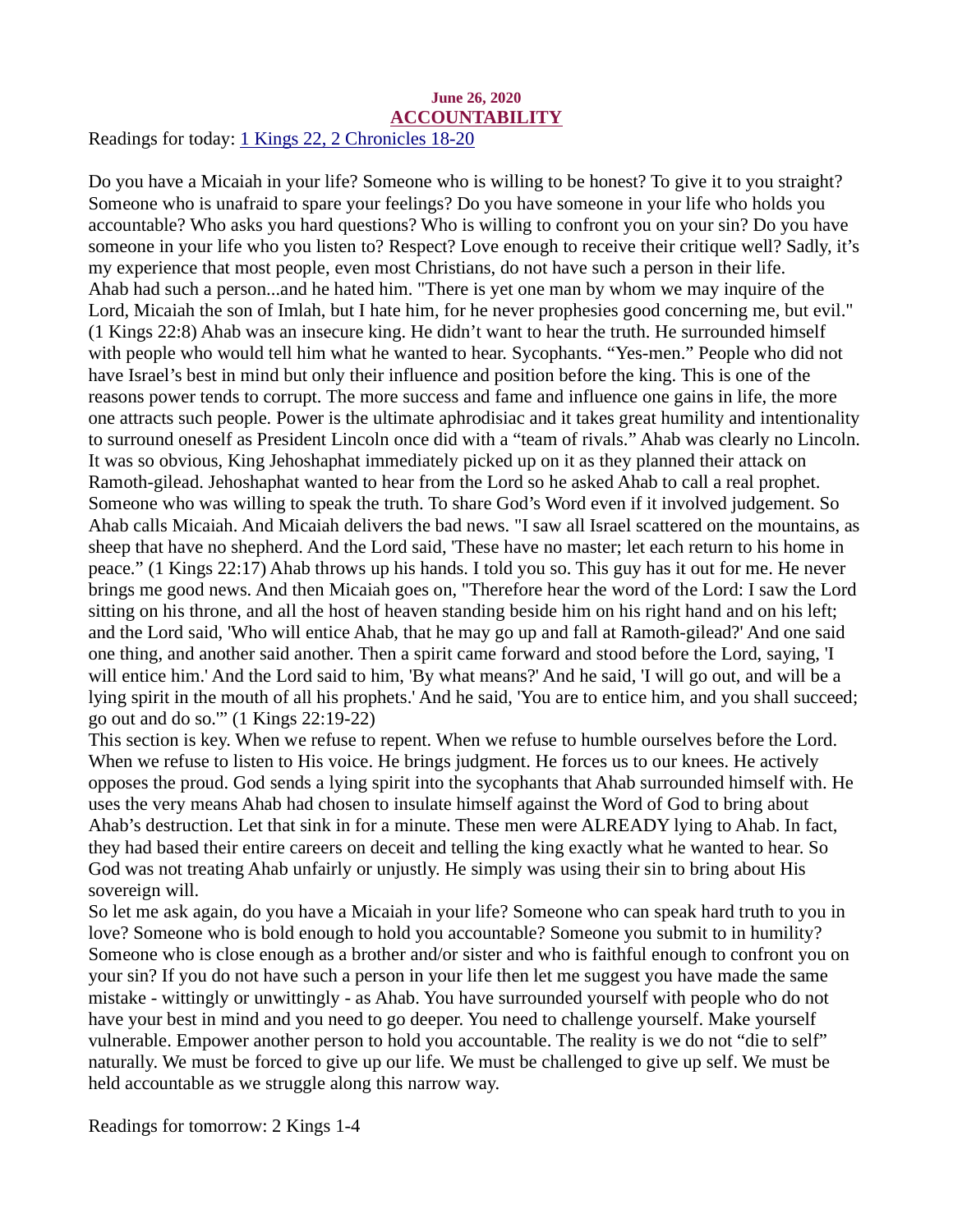**June 26, 2020**

## ACCOUNTABILITY

Readings for today: [1 Kings 22, 2 Chronicles 18-20]

Do you have a Micaiah in your life? Someone who is willing to be honest? To give it to you straight? Someone who is unafraid to spare your feelings? Do you have someone in your life who holds you accountable? Who asks you hard questions? Who is willing to confront you on your sin? Do you have someone in your life who you listen to? Respect? Love enough to receive their critique well? Sadly, it's my experience that most people, even most Christians, do not have such a person in their life.

Ahab had such a person...and he hated him. "There is yet one man by whom we may inquire of the Lord, Micaiah the son of Imlah, but I hate him, for he never prophesies good concerning me, but evil." (1 Kings 22:8) Ahab was an insecure king. He didn't want to hear the truth. He surrounded himself with people who would tell him what he wanted to hear. Sycophants. "Yes-men." People who did not have Israel's best in mind but only their influence and position before the king. This is one of the reasons power tends to corrupt. The more success and fame and influence one gains in life, the more one attracts such people. Power is the ultimate aphrodisiac and it takes great humility and intentionality to surround oneself as President Lincoln once did with a "team of rivals." Ahab was clearly no Lincoln. It was so obvious, King Jehoshaphat immediately picked up on it as they planned their attack on Ramoth-gilead. Jehoshaphat wanted to hear from the Lord so he asked Ahab to call a real prophet. Someone who was willing to speak the truth. To share God's Word even if it involved judgement. So Ahab calls Micaiah. And Micaiah delivers the bad news. "I saw all Israel scattered on the mountains, as sheep that have no shepherd. And the Lord said, 'These have no master; let each return to his home in peace." (1 Kings 22:17) Ahab throws up his hands. I told you so. This guy has it out for me. He never brings me good news. And then Micaiah goes on, "Therefore hear the word of the Lord: I saw the Lord sitting on his throne, and all the host of heaven standing beside him on his right hand and on his left; and the Lord said, 'Who will entice Ahab, that he may go up and fall at Ramoth-gilead?' And one said one thing, and another said another. Then a spirit came forward and stood before the Lord, saying, 'I will entice him.' And the Lord said to him, 'By what means?' And he said, 'I will go out, and will be a lying spirit in the mouth of all his prophets.' And he said, 'You are to entice him, and you shall succeed; go out and do so.'" (1 Kings 22:19-22)

This section is key. When we refuse to repent. When we refuse to humble ourselves before the Lord. When we refuse to listen to His voice. He brings judgment. He forces us to our knees. He actively opposes the proud. God sends a lying spirit into the sycophants that Ahab surrounded himself with. He uses the very means Ahab had chosen to insulate himself against the Word of God to bring about Ahab's destruction. Let that sink in for a minute. These men were ALREADY lying to Ahab. In fact, they had based their entire careers on deceit and telling the king exactly what he wanted to hear. So God was not treating Ahab unfairly or unjustly. He simply was using their sin to bring about His sovereign will.

So let me ask again, do you have a Micaiah in your life? Someone who can speak hard truth to you in love? Someone who is bold enough to hold you accountable? Someone you submit to in humility? Someone who is close enough as a brother and/or sister and who is faithful enough to confront you on your sin? If you do not have such a person in your life then let me suggest you have made the same mistake - wittingly or unwittingly - as Ahab. You have surrounded yourself with people who do not have your best in mind and you need to go deeper. You need to challenge yourself. Make yourself vulnerable. Empower another person to hold you accountable. The reality is we do not "die to self" naturally. We must be forced to give up our life. We must be challenged to give up self. We must be held accountable as we struggle along this narrow way.

Readings for tomorrow: 2 Kings 1-4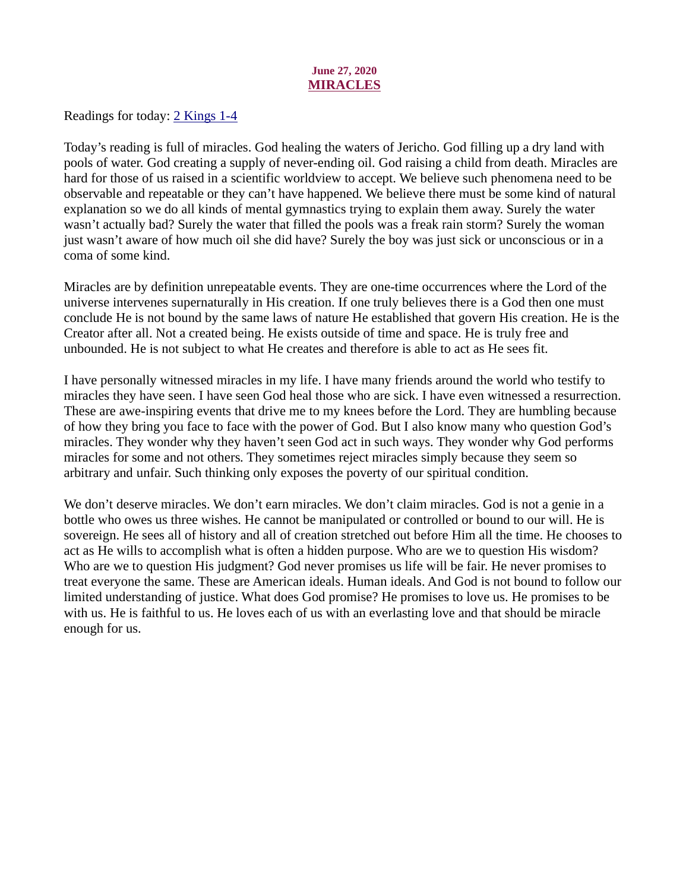**June 27, 2020**

## MIRACLES

Readings for today: [2 Kings 1-4]

Today's reading is full of miracles. God healing the waters of Jericho. God filling up a dry land with pools of water. God creating a supply of never-ending oil. God raising a child from death. Miracles are hard for those of us raised in a scientific worldview to accept. We believe such phenomena need to be observable and repeatable or they can't have happened. We believe there must be some kind of natural explanation so we do all kinds of mental gymnastics trying to explain them away. Surely the water wasn't actually bad? Surely the water that filled the pools was a freak rain storm? Surely the woman just wasn't aware of how much oil she did have? Surely the boy was just sick or unconscious or in a coma of some kind.

Miracles are by definition unrepeatable events. They are one-time occurrences where the Lord of the universe intervenes supernaturally in His creation. If one truly believes there is a God then one must conclude He is not bound by the same laws of nature He established that govern His creation. He is the Creator after all. Not a created being. He exists outside of time and space. He is truly free and unbounded. He is not subject to what He creates and therefore is able to act as He sees fit.

I have personally witnessed miracles in my life. I have many friends around the world who testify to miracles they have seen. I have seen God heal those who are sick. I have even witnessed a resurrection. These are awe-inspiring events that drive me to my knees before the Lord. They are humbling because of how they bring you face to face with the power of God. But I also know many who question God's miracles. They wonder why they haven't seen God act in such ways. They wonder why God performs miracles for some and not others. They sometimes reject miracles simply because they seem so arbitrary and unfair. Such thinking only exposes the poverty of our spiritual condition.

We don't deserve miracles. We don't earn miracles. We don't claim miracles. God is not a genie in a bottle who owes us three wishes. He cannot be manipulated or controlled or bound to our will. He is sovereign. He sees all of history and all of creation stretched out before Him all the time. He chooses to act as He wills to accomplish what is often a hidden purpose. Who are we to question His wisdom? Who are we to question His judgment? God never promises us life will be fair. He never promises to treat everyone the same. These are American ideals. Human ideals. And God is not bound to follow our limited understanding of justice. What does God promise? He promises to love us. He promises to be with us. He is faithful to us. He loves each of us with an everlasting love and that should be miracle enough for us.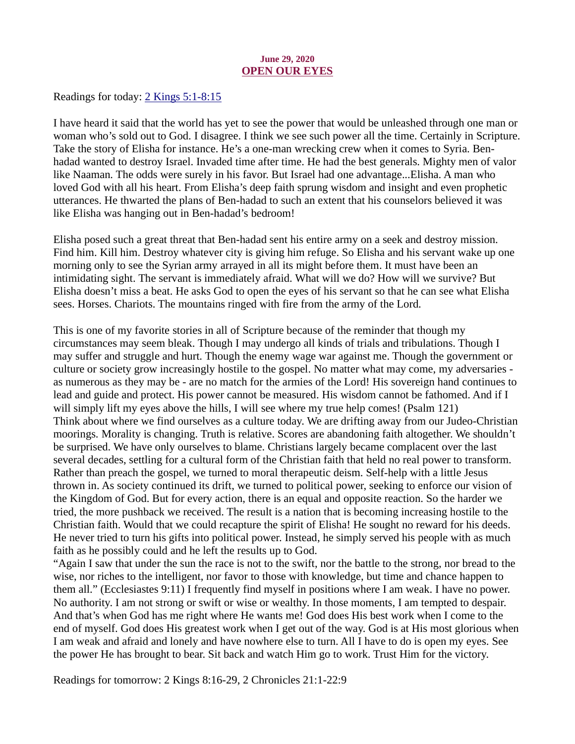**June 29, 2020**

# OPEN OUR EYES

Readings for today: [2 Kings 5:1-8:15]()

I have heard it said that the world has yet to see the power that would be unleashed through one man or woman who's sold out to God. I disagree. I think we see such power all the time. Certainly in Scripture. Take the story of Elisha for instance. He's a one-man wrecking crew when it comes to Syria. Ben-hadad wanted to destroy Israel. Invaded time after time. He had the best generals. Mighty men of valor like Naaman. The odds were surely in his favor. But Israel had one advantage...Elisha. A man who loved God with all his heart. From Elisha's deep faith sprung wisdom and insight and even prophetic utterances. He thwarted the plans of Ben-hadad to such an extent that his counselors believed it was like Elisha was hanging out in Ben-hadad's bedroom!

Elisha posed such a great threat that Ben-hadad sent his entire army on a seek and destroy mission. Find him. Kill him. Destroy whatever city is giving him refuge. So Elisha and his servant wake up one morning only to see the Syrian army arrayed in all its might before them. It must have been an intimidating sight. The servant is immediately afraid. What will we do? How will we survive? But Elisha doesn't miss a beat. He asks God to open the eyes of his servant so that he can see what Elisha sees. Horses. Chariots. The mountains ringed with fire from the army of the Lord.

This is one of my favorite stories in all of Scripture because of the reminder that though my circumstances may seem bleak. Though I may undergo all kinds of trials and tribulations. Though I may suffer and struggle and hurt. Though the enemy wage war against me. Though the government or culture or society grow increasingly hostile to the gospel. No matter what may come, my adversaries - as numerous as they may be - are no match for the armies of the Lord! His sovereign hand continues to lead and guide and protect. His power cannot be measured. His wisdom cannot be fathomed. And if I will simply lift my eyes above the hills, I will see where my true help comes! (Psalm 121)

Think about where we find ourselves as a culture today. We are drifting away from our Judeo-Christian moorings. Morality is changing. Truth is relative. Scores are abandoning faith altogether. We shouldn't be surprised. We have only ourselves to blame. Christians largely became complacent over the last several decades, settling for a cultural form of the Christian faith that held no real power to transform. Rather than preach the gospel, we turned to moral therapeutic deism. Self-help with a little Jesus thrown in. As society continued its drift, we turned to political power, seeking to enforce our vision of the Kingdom of God. But for every action, there is an equal and opposite reaction. So the harder we tried, the more pushback we received. The result is a nation that is becoming increasing hostile to the Christian faith. Would that we could recapture the spirit of Elisha! He sought no reward for his deeds. He never tried to turn his gifts into political power. Instead, he simply served his people with as much faith as he possibly could and he left the results up to God.

"Again I saw that under the sun the race is not to the swift, nor the battle to the strong, nor bread to the wise, nor riches to the intelligent, nor favor to those with knowledge, but time and chance happen to them all." (Ecclesiastes 9:11) I frequently find myself in positions where I am weak. I have no power. No authority. I am not strong or swift or wise or wealthy. In those moments, I am tempted to despair. And that's when God has me right where He wants me! God does His best work when I come to the end of myself. God does His greatest work when I get out of the way. God is at His most glorious when I am weak and afraid and lonely and have nowhere else to turn. All I have to do is open my eyes. See the power He has brought to bear. Sit back and watch Him go to work. Trust Him for the victory.

Readings for tomorrow: 2 Kings 8:16-29, 2 Chronicles 21:1-22:9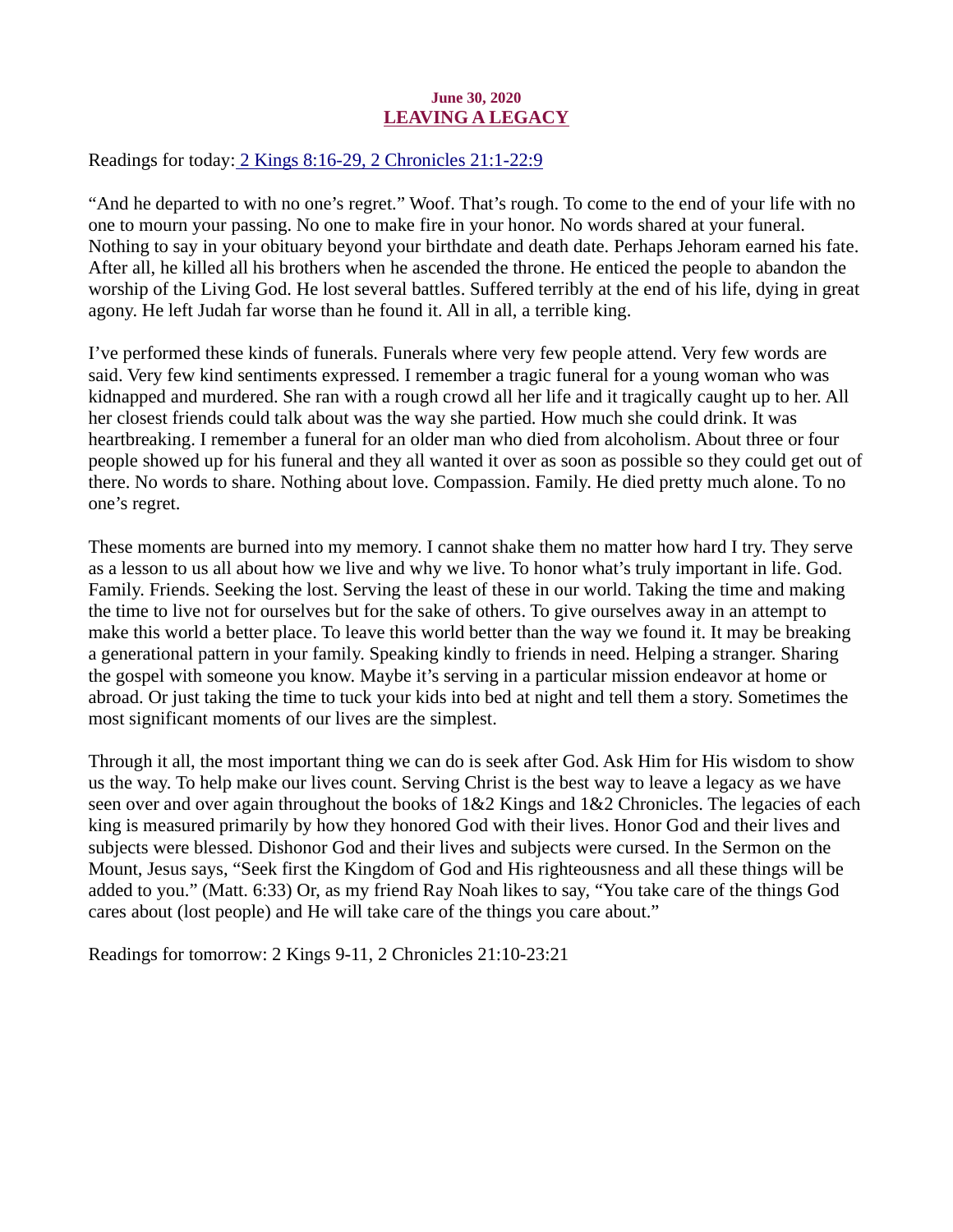June 30, 2020

# LEAVING A LEGACY

Readings for today: 2 Kings 8:16-29, 2 Chronicles 21:1-22:9

"And he departed to with no one's regret." Woof. That's rough. To come to the end of your life with no one to mourn your passing. No one to make fire in your honor. No words shared at your funeral. Nothing to say in your obituary beyond your birthdate and death date. Perhaps Jehoram earned his fate. After all, he killed all his brothers when he ascended the throne. He enticed the people to abandon the worship of the Living God. He lost several battles. Suffered terribly at the end of his life, dying in great agony. He left Judah far worse than he found it. All in all, a terrible king.

I've performed these kinds of funerals. Funerals where very few people attend. Very few words are said. Very few kind sentiments expressed. I remember a tragic funeral for a young woman who was kidnapped and murdered. She ran with a rough crowd all her life and it tragically caught up to her. All her closest friends could talk about was the way she partied. How much she could drink. It was heartbreaking. I remember a funeral for an older man who died from alcoholism. About three or four people showed up for his funeral and they all wanted it over as soon as possible so they could get out of there. No words to share. Nothing about love. Compassion. Family. He died pretty much alone. To no one's regret.

These moments are burned into my memory. I cannot shake them no matter how hard I try. They serve as a lesson to us all about how we live and why we live. To honor what's truly important in life. God. Family. Friends. Seeking the lost. Serving the least of these in our world. Taking the time and making the time to live not for ourselves but for the sake of others. To give ourselves away in an attempt to make this world a better place. To leave this world better than the way we found it. It may be breaking a generational pattern in your family. Speaking kindly to friends in need. Helping a stranger. Sharing the gospel with someone you know. Maybe it's serving in a particular mission endeavor at home or abroad. Or just taking the time to tuck your kids into bed at night and tell them a story. Sometimes the most significant moments of our lives are the simplest.

Through it all, the most important thing we can do is seek after God. Ask Him for His wisdom to show us the way. To help make our lives count. Serving Christ is the best way to leave a legacy as we have seen over and over again throughout the books of 1&2 Kings and 1&2 Chronicles. The legacies of each king is measured primarily by how they honored God with their lives. Honor God and their lives and subjects were blessed. Dishonor God and their lives and subjects were cursed. In the Sermon on the Mount, Jesus says, "Seek first the Kingdom of God and His righteousness and all these things will be added to you." (Matt. 6:33) Or, as my friend Ray Noah likes to say, "You take care of the things God cares about (lost people) and He will take care of the things you care about."

Readings for tomorrow: 2 Kings 9-11, 2 Chronicles 21:10-23:21